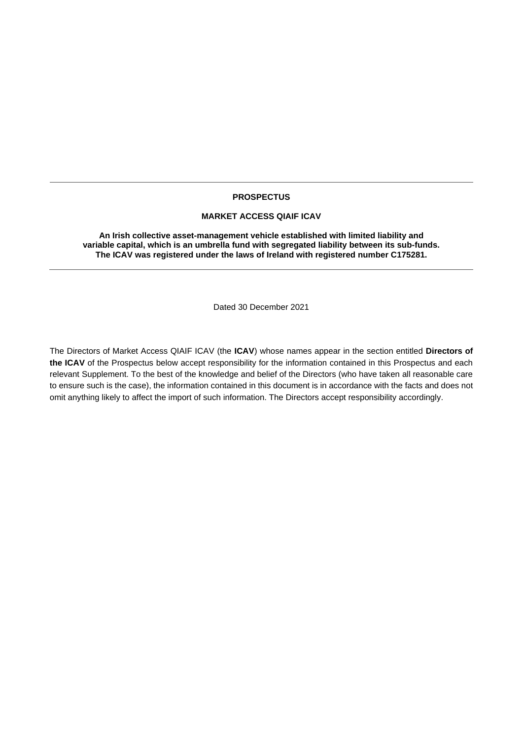---

**PROSPECTUS**

**MARKET ACCESS QIAIF ICAV**

**An Irish collective asset-management vehicle established with limited liability and variable capital, which is an umbrella fund with segregated liability between its sub-funds. The ICAV was registered under the laws of Ireland with registered number C175281.**

---

Dated 30 December 2021

The Directors of Market Access QIAIF ICAV (the **ICAV**) whose names appear in the section entitled **Directors of the ICAV** of the Prospectus below accept responsibility for the information contained in this Prospectus and each relevant Supplement. To the best of the knowledge and belief of the Directors (who have taken all reasonable care to ensure such is the case), the information contained in this document is in accordance with the facts and does not omit anything likely to affect the import of such information. The Directors accept responsibility accordingly.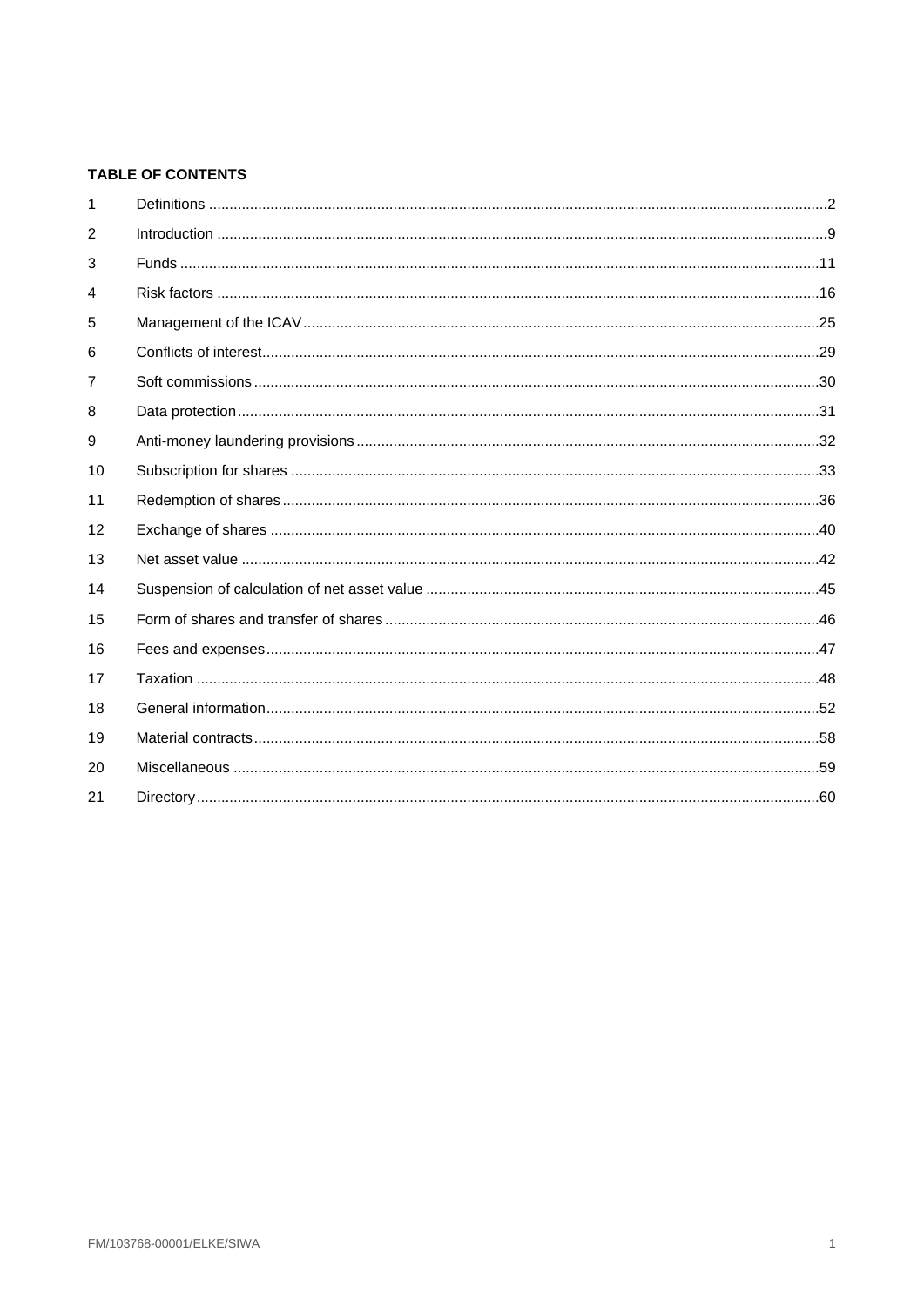**TABLE OF CONTENTS**

| | | |
|---|---|---|
| 1 | Definitions | 2 |
| 2 | Introduction | 9 |
| 3 | Funds | 11 |
| 4 | Risk factors | 16 |
| 5 | Management of the ICAV | 25 |
| 6 | Conflicts of interest | 29 |
| 7 | Soft commissions | 30 |
| 8 | Data protection | 31 |
| 9 | Anti-money laundering provisions | 32 |
| 10 | Subscription for shares | 33 |
| 11 | Redemption of shares | 36 |
| 12 | Exchange of shares | 40 |
| 13 | Net asset value | 42 |
| 14 | Suspension of calculation of net asset value | 45 |
| 15 | Form of shares and transfer of shares | 46 |
| 16 | Fees and expenses | 47 |
| 17 | Taxation | 48 |
| 18 | General information | 52 |
| 19 | Material contracts | 58 |
| 20 | Miscellaneous | 59 |
| 21 | Directory | 60 |

FM/103768-00001/ELKE/SIWA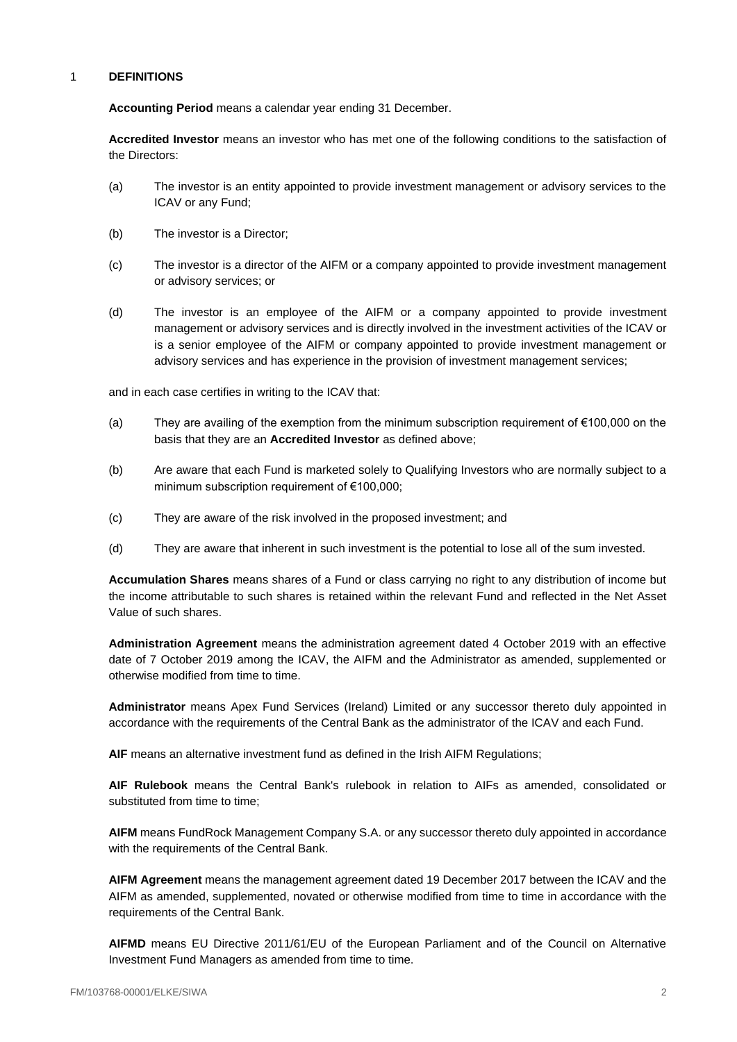## 1 DEFINITIONS

**Accounting Period** means a calendar year ending 31 December.

**Accredited Investor** means an investor who has met one of the following conditions to the satisfaction of the Directors:

(a) The investor is an entity appointed to provide investment management or advisory services to the ICAV or any Fund;

(b) The investor is a Director;

(c) The investor is a director of the AIFM or a company appointed to provide investment management or advisory services; or

(d) The investor is an employee of the AIFM or a company appointed to provide investment management or advisory services and is directly involved in the investment activities of the ICAV or is a senior employee of the AIFM or company appointed to provide investment management or advisory services and has experience in the provision of investment management services;

and in each case certifies in writing to the ICAV that:

(a) They are availing of the exemption from the minimum subscription requirement of €100,000 on the basis that they are an **Accredited Investor** as defined above;

(b) Are aware that each Fund is marketed solely to Qualifying Investors who are normally subject to a minimum subscription requirement of €100,000;

(c) They are aware of the risk involved in the proposed investment; and

(d) They are aware that inherent in such investment is the potential to lose all of the sum invested.

**Accumulation Shares** means shares of a Fund or class carrying no right to any distribution of income but the income attributable to such shares is retained within the relevant Fund and reflected in the Net Asset Value of such shares.

**Administration Agreement** means the administration agreement dated 4 October 2019 with an effective date of 7 October 2019 among the ICAV, the AIFM and the Administrator as amended, supplemented or otherwise modified from time to time.

**Administrator** means Apex Fund Services (Ireland) Limited or any successor thereto duly appointed in accordance with the requirements of the Central Bank as the administrator of the ICAV and each Fund.

**AIF** means an alternative investment fund as defined in the Irish AIFM Regulations;

**AIF Rulebook** means the Central Bank's rulebook in relation to AIFs as amended, consolidated or substituted from time to time;

**AIFM** means FundRock Management Company S.A. or any successor thereto duly appointed in accordance with the requirements of the Central Bank.

**AIFM Agreement** means the management agreement dated 19 December 2017 between the ICAV and the AIFM as amended, supplemented, novated or otherwise modified from time to time in accordance with the requirements of the Central Bank.

**AIFMD** means EU Directive 2011/61/EU of the European Parliament and of the Council on Alternative Investment Fund Managers as amended from time to time.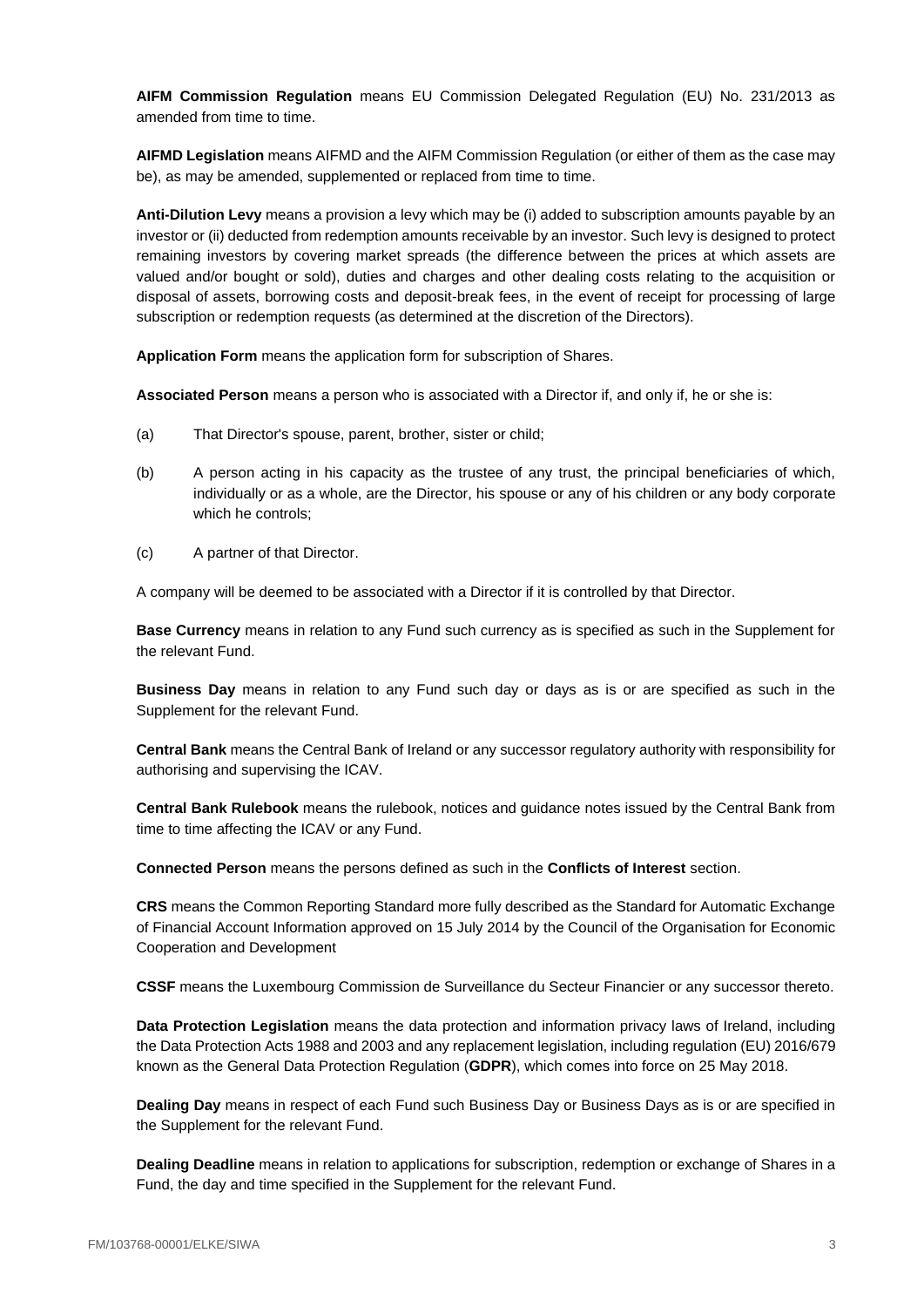**AIFM Commission Regulation** means EU Commission Delegated Regulation (EU) No. 231/2013 as amended from time to time.

**AIFMD Legislation** means AIFMD and the AIFM Commission Regulation (or either of them as the case may be), as may be amended, supplemented or replaced from time to time.

**Anti-Dilution Levy** means a provision a levy which may be (i) added to subscription amounts payable by an investor or (ii) deducted from redemption amounts receivable by an investor. Such levy is designed to protect remaining investors by covering market spreads (the difference between the prices at which assets are valued and/or bought or sold), duties and charges and other dealing costs relating to the acquisition or disposal of assets, borrowing costs and deposit-break fees, in the event of receipt for processing of large subscription or redemption requests (as determined at the discretion of the Directors).

**Application Form** means the application form for subscription of Shares.

**Associated Person** means a person who is associated with a Director if, and only if, he or she is:

(a) That Director's spouse, parent, brother, sister or child;

(b) A person acting in his capacity as the trustee of any trust, the principal beneficiaries of which, individually or as a whole, are the Director, his spouse or any of his children or any body corporate which he controls;

(c) A partner of that Director.

A company will be deemed to be associated with a Director if it is controlled by that Director.

**Base Currency** means in relation to any Fund such currency as is specified as such in the Supplement for the relevant Fund.

**Business Day** means in relation to any Fund such day or days as is or are specified as such in the Supplement for the relevant Fund.

**Central Bank** means the Central Bank of Ireland or any successor regulatory authority with responsibility for authorising and supervising the ICAV.

**Central Bank Rulebook** means the rulebook, notices and guidance notes issued by the Central Bank from time to time affecting the ICAV or any Fund.

**Connected Person** means the persons defined as such in the **Conflicts of Interest** section.

**CRS** means the Common Reporting Standard more fully described as the Standard for Automatic Exchange of Financial Account Information approved on 15 July 2014 by the Council of the Organisation for Economic Cooperation and Development

**CSSF** means the Luxembourg Commission de Surveillance du Secteur Financier or any successor thereto.

**Data Protection Legislation** means the data protection and information privacy laws of Ireland, including the Data Protection Acts 1988 and 2003 and any replacement legislation, including regulation (EU) 2016/679 known as the General Data Protection Regulation (**GDPR**), which comes into force on 25 May 2018.

**Dealing Day** means in respect of each Fund such Business Day or Business Days as is or are specified in the Supplement for the relevant Fund.

**Dealing Deadline** means in relation to applications for subscription, redemption or exchange of Shares in a Fund, the day and time specified in the Supplement for the relevant Fund.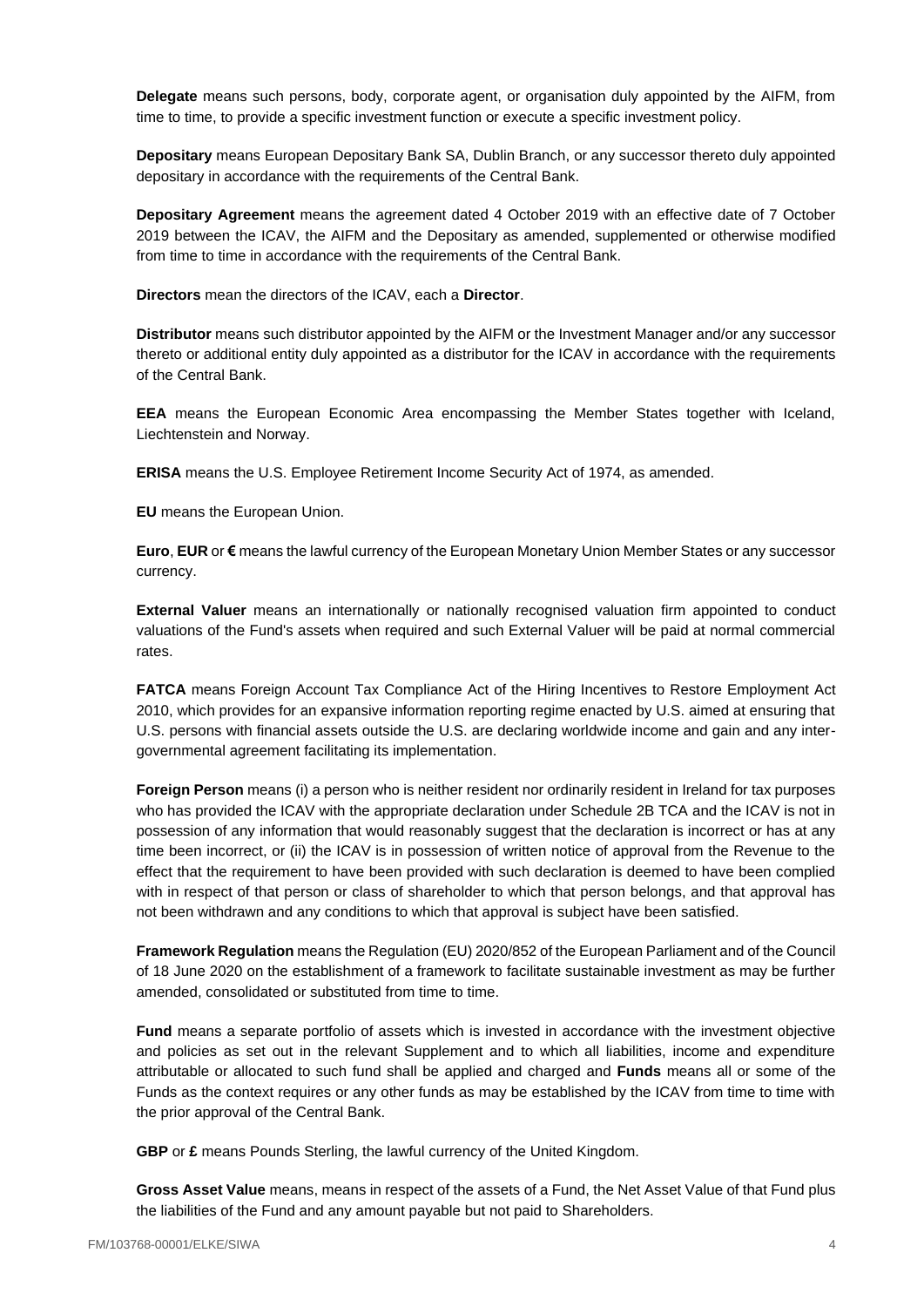**Delegate** means such persons, body, corporate agent, or organisation duly appointed by the AIFM, from time to time, to provide a specific investment function or execute a specific investment policy.

**Depositary** means European Depositary Bank SA, Dublin Branch, or any successor thereto duly appointed depositary in accordance with the requirements of the Central Bank.

**Depositary Agreement** means the agreement dated 4 October 2019 with an effective date of 7 October 2019 between the ICAV, the AIFM and the Depositary as amended, supplemented or otherwise modified from time to time in accordance with the requirements of the Central Bank.

**Directors** mean the directors of the ICAV, each a **Director**.

**Distributor** means such distributor appointed by the AIFM or the Investment Manager and/or any successor thereto or additional entity duly appointed as a distributor for the ICAV in accordance with the requirements of the Central Bank.

**EEA** means the European Economic Area encompassing the Member States together with Iceland, Liechtenstein and Norway.

**ERISA** means the U.S. Employee Retirement Income Security Act of 1974, as amended.

**EU** means the European Union.

**Euro**, **EUR** or **€** means the lawful currency of the European Monetary Union Member States or any successor currency.

**External Valuer** means an internationally or nationally recognised valuation firm appointed to conduct valuations of the Fund's assets when required and such External Valuer will be paid at normal commercial rates.

**FATCA** means Foreign Account Tax Compliance Act of the Hiring Incentives to Restore Employment Act 2010, which provides for an expansive information reporting regime enacted by U.S. aimed at ensuring that U.S. persons with financial assets outside the U.S. are declaring worldwide income and gain and any inter-governmental agreement facilitating its implementation.

**Foreign Person** means (i) a person who is neither resident nor ordinarily resident in Ireland for tax purposes who has provided the ICAV with the appropriate declaration under Schedule 2B TCA and the ICAV is not in possession of any information that would reasonably suggest that the declaration is incorrect or has at any time been incorrect, or (ii) the ICAV is in possession of written notice of approval from the Revenue to the effect that the requirement to have been provided with such declaration is deemed to have been complied with in respect of that person or class of shareholder to which that person belongs, and that approval has not been withdrawn and any conditions to which that approval is subject have been satisfied.

**Framework Regulation** means the Regulation (EU) 2020/852 of the European Parliament and of the Council of 18 June 2020 on the establishment of a framework to facilitate sustainable investment as may be further amended, consolidated or substituted from time to time.

**Fund** means a separate portfolio of assets which is invested in accordance with the investment objective and policies as set out in the relevant Supplement and to which all liabilities, income and expenditure attributable or allocated to such fund shall be applied and charged and **Funds** means all or some of the Funds as the context requires or any other funds as may be established by the ICAV from time to time with the prior approval of the Central Bank.

**GBP** or **£** means Pounds Sterling, the lawful currency of the United Kingdom.

**Gross Asset Value** means, means in respect of the assets of a Fund, the Net Asset Value of that Fund plus the liabilities of the Fund and any amount payable but not paid to Shareholders.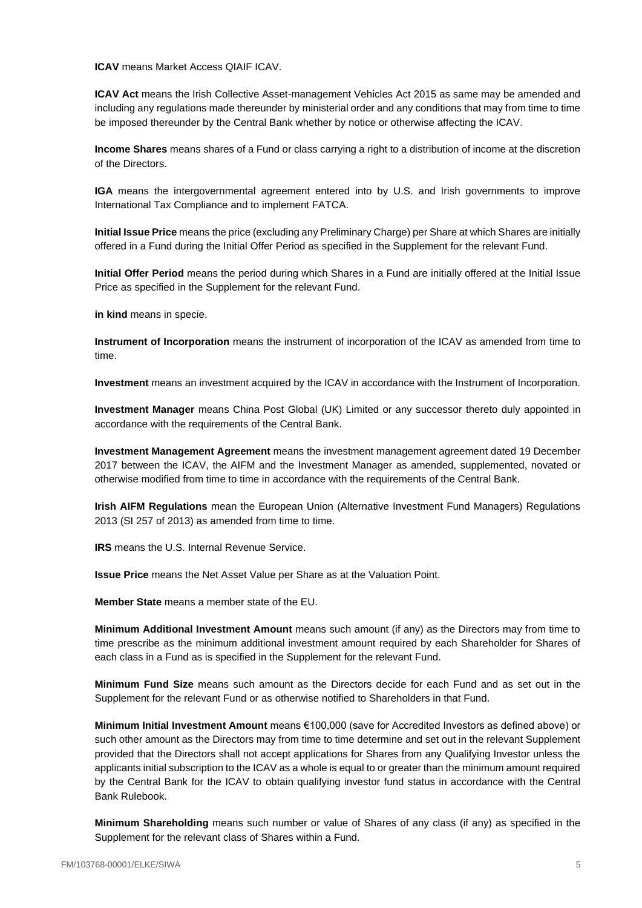**ICAV** means Market Access QIAIF ICAV.

**ICAV Act** means the Irish Collective Asset-management Vehicles Act 2015 as same may be amended and including any regulations made thereunder by ministerial order and any conditions that may from time to time be imposed thereunder by the Central Bank whether by notice or otherwise affecting the ICAV.

**Income Shares** means shares of a Fund or class carrying a right to a distribution of income at the discretion of the Directors.

**IGA** means the intergovernmental agreement entered into by U.S. and Irish governments to improve International Tax Compliance and to implement FATCA.

**Initial Issue Price** means the price (excluding any Preliminary Charge) per Share at which Shares are initially offered in a Fund during the Initial Offer Period as specified in the Supplement for the relevant Fund.

**Initial Offer Period** means the period during which Shares in a Fund are initially offered at the Initial Issue Price as specified in the Supplement for the relevant Fund.

**in kind** means in specie.

**Instrument of Incorporation** means the instrument of incorporation of the ICAV as amended from time to time.

**Investment** means an investment acquired by the ICAV in accordance with the Instrument of Incorporation.

**Investment Manager** means China Post Global (UK) Limited or any successor thereto duly appointed in accordance with the requirements of the Central Bank.

**Investment Management Agreement** means the investment management agreement dated 19 December 2017 between the ICAV, the AIFM and the Investment Manager as amended, supplemented, novated or otherwise modified from time to time in accordance with the requirements of the Central Bank.

**Irish AIFM Regulations** mean the European Union (Alternative Investment Fund Managers) Regulations 2013 (SI 257 of 2013) as amended from time to time.

**IRS** means the U.S. Internal Revenue Service.

**Issue Price** means the Net Asset Value per Share as at the Valuation Point.

**Member State** means a member state of the EU.

**Minimum Additional Investment Amount** means such amount (if any) as the Directors may from time to time prescribe as the minimum additional investment amount required by each Shareholder for Shares of each class in a Fund as is specified in the Supplement for the relevant Fund.

**Minimum Fund Size** means such amount as the Directors decide for each Fund and as set out in the Supplement for the relevant Fund or as otherwise notified to Shareholders in that Fund.

**Minimum Initial Investment Amount** means €100,000 (save for Accredited Investors as defined above) or such other amount as the Directors may from time to time determine and set out in the relevant Supplement provided that the Directors shall not accept applications for Shares from any Qualifying Investor unless the applicants initial subscription to the ICAV as a whole is equal to or greater than the minimum amount required by the Central Bank for the ICAV to obtain qualifying investor fund status in accordance with the Central Bank Rulebook.

**Minimum Shareholding** means such number or value of Shares of any class (if any) as specified in the Supplement for the relevant class of Shares within a Fund.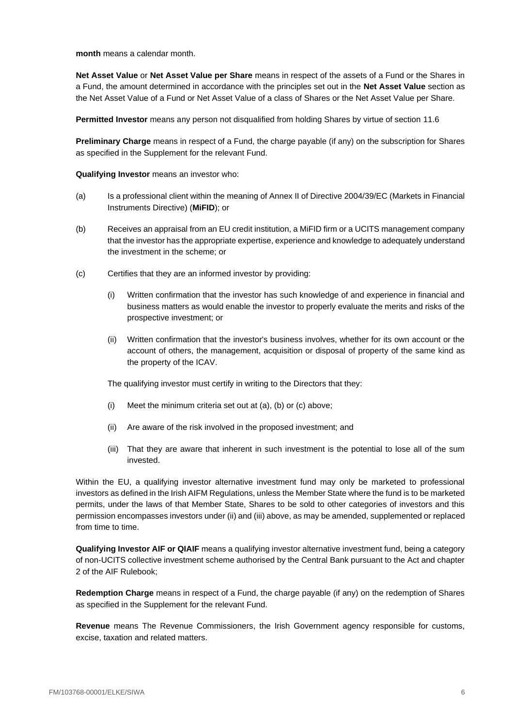**month** means a calendar month.

**Net Asset Value** or **Net Asset Value per Share** means in respect of the assets of a Fund or the Shares in a Fund, the amount determined in accordance with the principles set out in the **Net Asset Value** section as the Net Asset Value of a Fund or Net Asset Value of a class of Shares or the Net Asset Value per Share.

**Permitted Investor** means any person not disqualified from holding Shares by virtue of section 11.6

**Preliminary Charge** means in respect of a Fund, the charge payable (if any) on the subscription for Shares as specified in the Supplement for the relevant Fund.

**Qualifying Investor** means an investor who:

(a) Is a professional client within the meaning of Annex II of Directive 2004/39/EC (Markets in Financial Instruments Directive) (**MiFID**); or

(b) Receives an appraisal from an EU credit institution, a MiFID firm or a UCITS management company that the investor has the appropriate expertise, experience and knowledge to adequately understand the investment in the scheme; or

(c) Certifies that they are an informed investor by providing:

  (i) Written confirmation that the investor has such knowledge of and experience in financial and business matters as would enable the investor to properly evaluate the merits and risks of the prospective investment; or

  (ii) Written confirmation that the investor's business involves, whether for its own account or the account of others, the management, acquisition or disposal of property of the same kind as the property of the ICAV.

The qualifying investor must certify in writing to the Directors that they:

  (i) Meet the minimum criteria set out at (a), (b) or (c) above;

  (ii) Are aware of the risk involved in the proposed investment; and

  (iii) That they are aware that inherent in such investment is the potential to lose all of the sum invested.

Within the EU, a qualifying investor alternative investment fund may only be marketed to professional investors as defined in the Irish AIFM Regulations, unless the Member State where the fund is to be marketed permits, under the laws of that Member State, Shares to be sold to other categories of investors and this permission encompasses investors under (ii) and (iii) above, as may be amended, supplemented or replaced from time to time.

**Qualifying Investor AIF or QIAIF** means a qualifying investor alternative investment fund, being a category of non-UCITS collective investment scheme authorised by the Central Bank pursuant to the Act and chapter 2 of the AIF Rulebook;

**Redemption Charge** means in respect of a Fund, the charge payable (if any) on the redemption of Shares as specified in the Supplement for the relevant Fund.

**Revenue** means The Revenue Commissioners, the Irish Government agency responsible for customs, excise, taxation and related matters.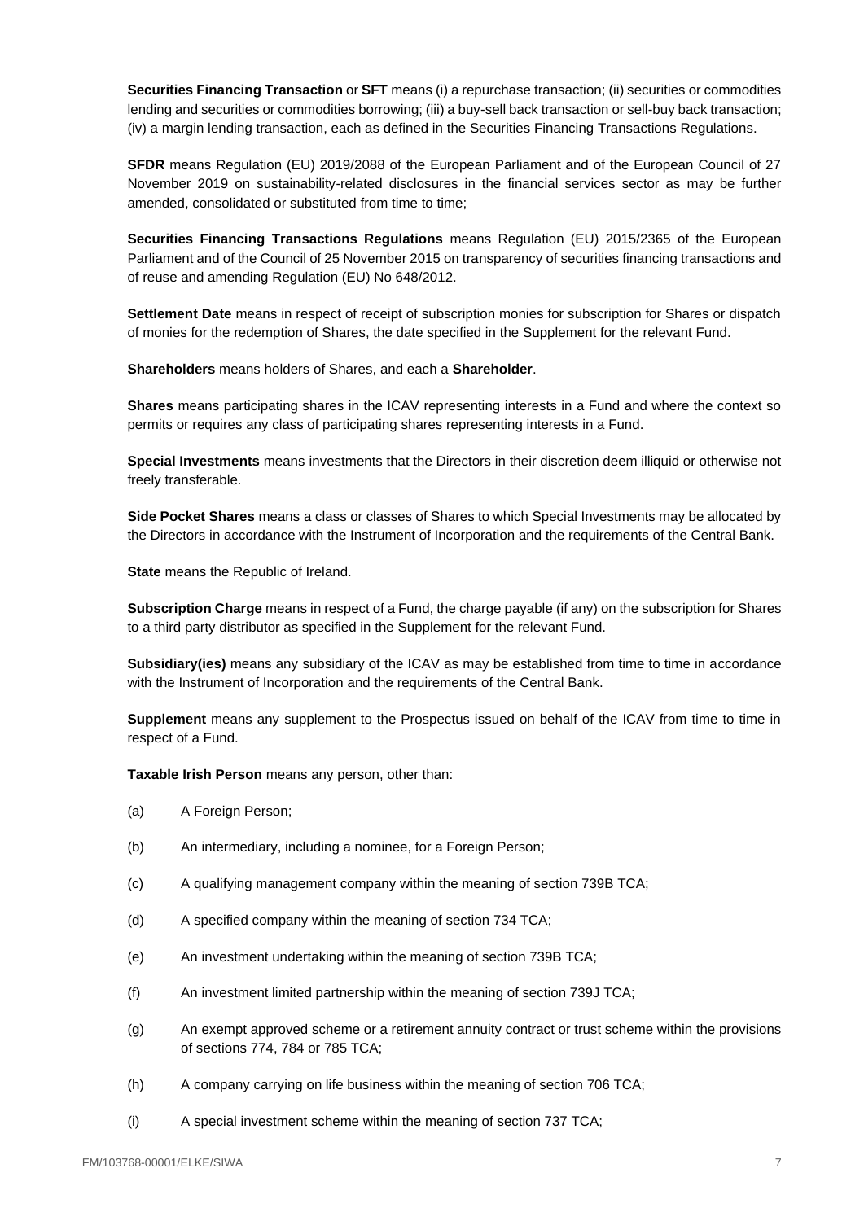**Securities Financing Transaction** or **SFT** means (i) a repurchase transaction; (ii) securities or commodities lending and securities or commodities borrowing; (iii) a buy-sell back transaction or sell-buy back transaction; (iv) a margin lending transaction, each as defined in the Securities Financing Transactions Regulations.

**SFDR** means Regulation (EU) 2019/2088 of the European Parliament and of the European Council of 27 November 2019 on sustainability-related disclosures in the financial services sector as may be further amended, consolidated or substituted from time to time;

**Securities Financing Transactions Regulations** means Regulation (EU) 2015/2365 of the European Parliament and of the Council of 25 November 2015 on transparency of securities financing transactions and of reuse and amending Regulation (EU) No 648/2012.

**Settlement Date** means in respect of receipt of subscription monies for subscription for Shares or dispatch of monies for the redemption of Shares, the date specified in the Supplement for the relevant Fund.

**Shareholders** means holders of Shares, and each a **Shareholder**.

**Shares** means participating shares in the ICAV representing interests in a Fund and where the context so permits or requires any class of participating shares representing interests in a Fund.

**Special Investments** means investments that the Directors in their discretion deem illiquid or otherwise not freely transferable.

**Side Pocket Shares** means a class or classes of Shares to which Special Investments may be allocated by the Directors in accordance with the Instrument of Incorporation and the requirements of the Central Bank.

**State** means the Republic of Ireland.

**Subscription Charge** means in respect of a Fund, the charge payable (if any) on the subscription for Shares to a third party distributor as specified in the Supplement for the relevant Fund.

**Subsidiary(ies)** means any subsidiary of the ICAV as may be established from time to time in accordance with the Instrument of Incorporation and the requirements of the Central Bank.

**Supplement** means any supplement to the Prospectus issued on behalf of the ICAV from time to time in respect of a Fund.

**Taxable Irish Person** means any person, other than:

(a) A Foreign Person;

(b) An intermediary, including a nominee, for a Foreign Person;

(c) A qualifying management company within the meaning of section 739B TCA;

(d) A specified company within the meaning of section 734 TCA;

(e) An investment undertaking within the meaning of section 739B TCA;

(f) An investment limited partnership within the meaning of section 739J TCA;

(g) An exempt approved scheme or a retirement annuity contract or trust scheme within the provisions of sections 774, 784 or 785 TCA;

(h) A company carrying on life business within the meaning of section 706 TCA;

(i) A special investment scheme within the meaning of section 737 TCA;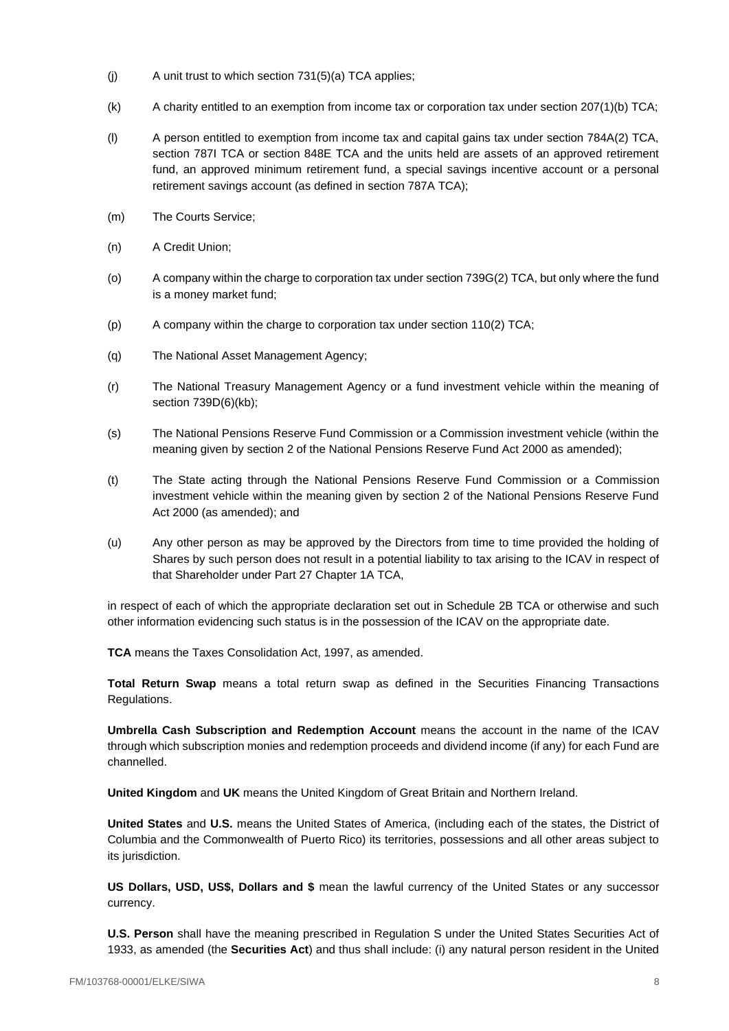(j) A unit trust to which section 731(5)(a) TCA applies;

(k) A charity entitled to an exemption from income tax or corporation tax under section 207(1)(b) TCA;

(l) A person entitled to exemption from income tax and capital gains tax under section 784A(2) TCA, section 787I TCA or section 848E TCA and the units held are assets of an approved retirement fund, an approved minimum retirement fund, a special savings incentive account or a personal retirement savings account (as defined in section 787A TCA);

(m) The Courts Service;

(n) A Credit Union;

(o) A company within the charge to corporation tax under section 739G(2) TCA, but only where the fund is a money market fund;

(p) A company within the charge to corporation tax under section 110(2) TCA;

(q) The National Asset Management Agency;

(r) The National Treasury Management Agency or a fund investment vehicle within the meaning of section 739D(6)(kb);

(s) The National Pensions Reserve Fund Commission or a Commission investment vehicle (within the meaning given by section 2 of the National Pensions Reserve Fund Act 2000 as amended);

(t) The State acting through the National Pensions Reserve Fund Commission or a Commission investment vehicle within the meaning given by section 2 of the National Pensions Reserve Fund Act 2000 (as amended); and

(u) Any other person as may be approved by the Directors from time to time provided the holding of Shares by such person does not result in a potential liability to tax arising to the ICAV in respect of that Shareholder under Part 27 Chapter 1A TCA,

in respect of each of which the appropriate declaration set out in Schedule 2B TCA or otherwise and such other information evidencing such status is in the possession of the ICAV on the appropriate date.

**TCA** means the Taxes Consolidation Act, 1997, as amended.

**Total Return Swap** means a total return swap as defined in the Securities Financing Transactions Regulations.

**Umbrella Cash Subscription and Redemption Account** means the account in the name of the ICAV through which subscription monies and redemption proceeds and dividend income (if any) for each Fund are channelled.

**United Kingdom** and **UK** means the United Kingdom of Great Britain and Northern Ireland.

**United States** and **U.S.** means the United States of America, (including each of the states, the District of Columbia and the Commonwealth of Puerto Rico) its territories, possessions and all other areas subject to its jurisdiction.

**US Dollars, USD, US$, Dollars and $** mean the lawful currency of the United States or any successor currency.

**U.S. Person** shall have the meaning prescribed in Regulation S under the United States Securities Act of 1933, as amended (the **Securities Act**) and thus shall include: (i) any natural person resident in the United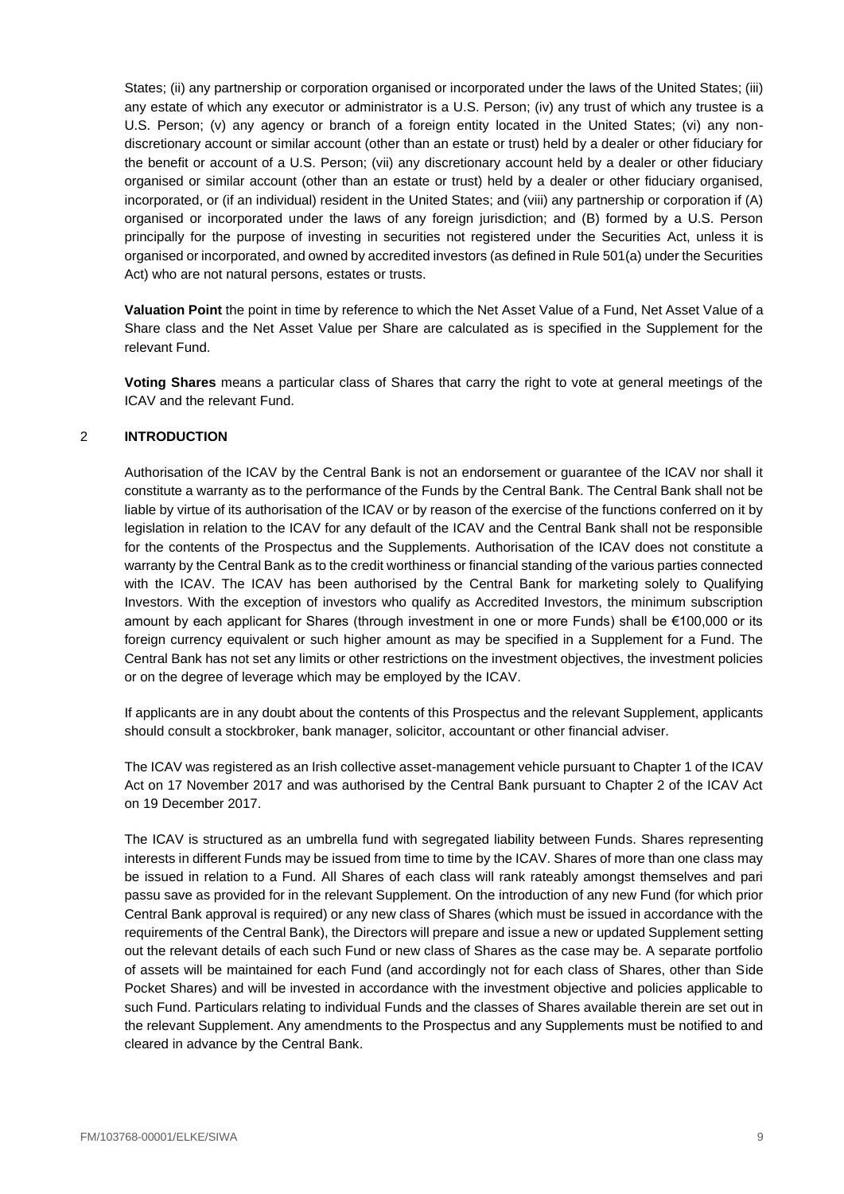States; (ii) any partnership or corporation organised or incorporated under the laws of the United States; (iii) any estate of which any executor or administrator is a U.S. Person; (iv) any trust of which any trustee is a U.S. Person; (v) any agency or branch of a foreign entity located in the United States; (vi) any non-discretionary account or similar account (other than an estate or trust) held by a dealer or other fiduciary for the benefit or account of a U.S. Person; (vii) any discretionary account held by a dealer or other fiduciary organised or similar account (other than an estate or trust) held by a dealer or other fiduciary organised, incorporated, or (if an individual) resident in the United States; and (viii) any partnership or corporation if (A) organised or incorporated under the laws of any foreign jurisdiction; and (B) formed by a U.S. Person principally for the purpose of investing in securities not registered under the Securities Act, unless it is organised or incorporated, and owned by accredited investors (as defined in Rule 501(a) under the Securities Act) who are not natural persons, estates or trusts.

**Valuation Point** the point in time by reference to which the Net Asset Value of a Fund, Net Asset Value of a Share class and the Net Asset Value per Share are calculated as is specified in the Supplement for the relevant Fund.

**Voting Shares** means a particular class of Shares that carry the right to vote at general meetings of the ICAV and the relevant Fund.

## 2 INTRODUCTION

Authorisation of the ICAV by the Central Bank is not an endorsement or guarantee of the ICAV nor shall it constitute a warranty as to the performance of the Funds by the Central Bank. The Central Bank shall not be liable by virtue of its authorisation of the ICAV or by reason of the exercise of the functions conferred on it by legislation in relation to the ICAV for any default of the ICAV and the Central Bank shall not be responsible for the contents of the Prospectus and the Supplements. Authorisation of the ICAV does not constitute a warranty by the Central Bank as to the credit worthiness or financial standing of the various parties connected with the ICAV. The ICAV has been authorised by the Central Bank for marketing solely to Qualifying Investors. With the exception of investors who qualify as Accredited Investors, the minimum subscription amount by each applicant for Shares (through investment in one or more Funds) shall be €100,000 or its foreign currency equivalent or such higher amount as may be specified in a Supplement for a Fund. The Central Bank has not set any limits or other restrictions on the investment objectives, the investment policies or on the degree of leverage which may be employed by the ICAV.

If applicants are in any doubt about the contents of this Prospectus and the relevant Supplement, applicants should consult a stockbroker, bank manager, solicitor, accountant or other financial adviser.

The ICAV was registered as an Irish collective asset-management vehicle pursuant to Chapter 1 of the ICAV Act on 17 November 2017 and was authorised by the Central Bank pursuant to Chapter 2 of the ICAV Act on 19 December 2017.

The ICAV is structured as an umbrella fund with segregated liability between Funds. Shares representing interests in different Funds may be issued from time to time by the ICAV. Shares of more than one class may be issued in relation to a Fund. All Shares of each class will rank rateably amongst themselves and pari passu save as provided for in the relevant Supplement. On the introduction of any new Fund (for which prior Central Bank approval is required) or any new class of Shares (which must be issued in accordance with the requirements of the Central Bank), the Directors will prepare and issue a new or updated Supplement setting out the relevant details of each such Fund or new class of Shares as the case may be. A separate portfolio of assets will be maintained for each Fund (and accordingly not for each class of Shares, other than Side Pocket Shares) and will be invested in accordance with the investment objective and policies applicable to such Fund. Particulars relating to individual Funds and the classes of Shares available therein are set out in the relevant Supplement. Any amendments to the Prospectus and any Supplements must be notified to and cleared in advance by the Central Bank.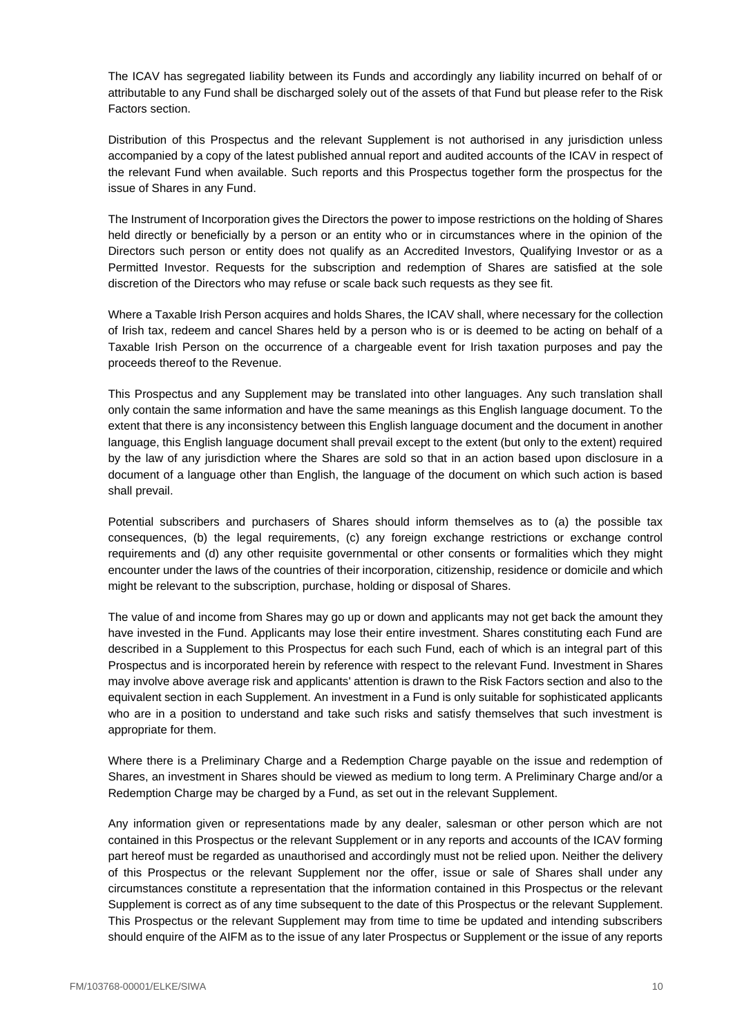The ICAV has segregated liability between its Funds and accordingly any liability incurred on behalf of or attributable to any Fund shall be discharged solely out of the assets of that Fund but please refer to the Risk Factors section.

Distribution of this Prospectus and the relevant Supplement is not authorised in any jurisdiction unless accompanied by a copy of the latest published annual report and audited accounts of the ICAV in respect of the relevant Fund when available. Such reports and this Prospectus together form the prospectus for the issue of Shares in any Fund.

The Instrument of Incorporation gives the Directors the power to impose restrictions on the holding of Shares held directly or beneficially by a person or an entity who or in circumstances where in the opinion of the Directors such person or entity does not qualify as an Accredited Investors, Qualifying Investor or as a Permitted Investor. Requests for the subscription and redemption of Shares are satisfied at the sole discretion of the Directors who may refuse or scale back such requests as they see fit.

Where a Taxable Irish Person acquires and holds Shares, the ICAV shall, where necessary for the collection of Irish tax, redeem and cancel Shares held by a person who is or is deemed to be acting on behalf of a Taxable Irish Person on the occurrence of a chargeable event for Irish taxation purposes and pay the proceeds thereof to the Revenue.

This Prospectus and any Supplement may be translated into other languages. Any such translation shall only contain the same information and have the same meanings as this English language document. To the extent that there is any inconsistency between this English language document and the document in another language, this English language document shall prevail except to the extent (but only to the extent) required by the law of any jurisdiction where the Shares are sold so that in an action based upon disclosure in a document of a language other than English, the language of the document on which such action is based shall prevail.

Potential subscribers and purchasers of Shares should inform themselves as to (a) the possible tax consequences, (b) the legal requirements, (c) any foreign exchange restrictions or exchange control requirements and (d) any other requisite governmental or other consents or formalities which they might encounter under the laws of the countries of their incorporation, citizenship, residence or domicile and which might be relevant to the subscription, purchase, holding or disposal of Shares.

The value of and income from Shares may go up or down and applicants may not get back the amount they have invested in the Fund. Applicants may lose their entire investment. Shares constituting each Fund are described in a Supplement to this Prospectus for each such Fund, each of which is an integral part of this Prospectus and is incorporated herein by reference with respect to the relevant Fund. Investment in Shares may involve above average risk and applicants' attention is drawn to the Risk Factors section and also to the equivalent section in each Supplement. An investment in a Fund is only suitable for sophisticated applicants who are in a position to understand and take such risks and satisfy themselves that such investment is appropriate for them.

Where there is a Preliminary Charge and a Redemption Charge payable on the issue and redemption of Shares, an investment in Shares should be viewed as medium to long term. A Preliminary Charge and/or a Redemption Charge may be charged by a Fund, as set out in the relevant Supplement.

Any information given or representations made by any dealer, salesman or other person which are not contained in this Prospectus or the relevant Supplement or in any reports and accounts of the ICAV forming part hereof must be regarded as unauthorised and accordingly must not be relied upon. Neither the delivery of this Prospectus or the relevant Supplement nor the offer, issue or sale of Shares shall under any circumstances constitute a representation that the information contained in this Prospectus or the relevant Supplement is correct as of any time subsequent to the date of this Prospectus or the relevant Supplement. This Prospectus or the relevant Supplement may from time to time be updated and intending subscribers should enquire of the AIFM as to the issue of any later Prospectus or Supplement or the issue of any reports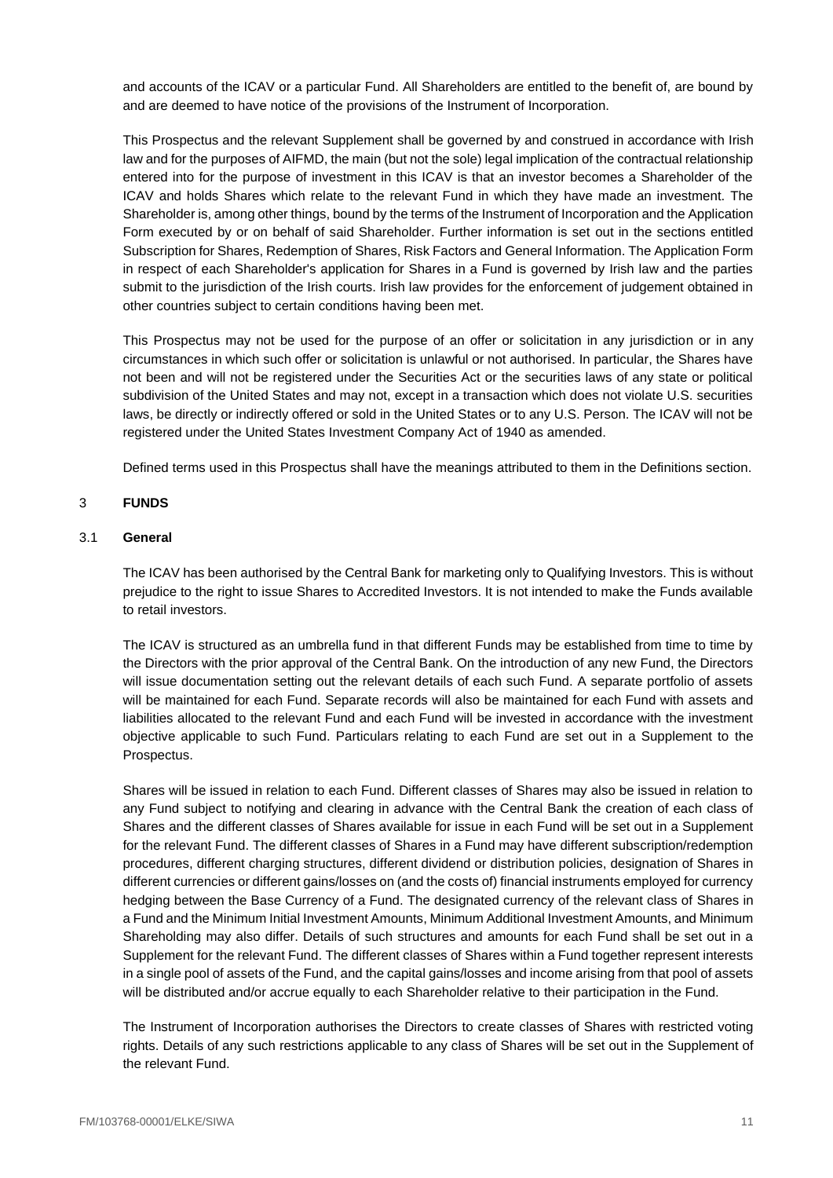and accounts of the ICAV or a particular Fund. All Shareholders are entitled to the benefit of, are bound by and are deemed to have notice of the provisions of the Instrument of Incorporation.

This Prospectus and the relevant Supplement shall be governed by and construed in accordance with Irish law and for the purposes of AIFMD, the main (but not the sole) legal implication of the contractual relationship entered into for the purpose of investment in this ICAV is that an investor becomes a Shareholder of the ICAV and holds Shares which relate to the relevant Fund in which they have made an investment. The Shareholder is, among other things, bound by the terms of the Instrument of Incorporation and the Application Form executed by or on behalf of said Shareholder. Further information is set out in the sections entitled Subscription for Shares, Redemption of Shares, Risk Factors and General Information. The Application Form in respect of each Shareholder's application for Shares in a Fund is governed by Irish law and the parties submit to the jurisdiction of the Irish courts. Irish law provides for the enforcement of judgement obtained in other countries subject to certain conditions having been met.

This Prospectus may not be used for the purpose of an offer or solicitation in any jurisdiction or in any circumstances in which such offer or solicitation is unlawful or not authorised. In particular, the Shares have not been and will not be registered under the Securities Act or the securities laws of any state or political subdivision of the United States and may not, except in a transaction which does not violate U.S. securities laws, be directly or indirectly offered or sold in the United States or to any U.S. Person. The ICAV will not be registered under the United States Investment Company Act of 1940 as amended.

Defined terms used in this Prospectus shall have the meanings attributed to them in the Definitions section.

# 3 FUNDS

## 3.1 General

The ICAV has been authorised by the Central Bank for marketing only to Qualifying Investors. This is without prejudice to the right to issue Shares to Accredited Investors. It is not intended to make the Funds available to retail investors.

The ICAV is structured as an umbrella fund in that different Funds may be established from time to time by the Directors with the prior approval of the Central Bank. On the introduction of any new Fund, the Directors will issue documentation setting out the relevant details of each such Fund. A separate portfolio of assets will be maintained for each Fund. Separate records will also be maintained for each Fund with assets and liabilities allocated to the relevant Fund and each Fund will be invested in accordance with the investment objective applicable to such Fund. Particulars relating to each Fund are set out in a Supplement to the Prospectus.

Shares will be issued in relation to each Fund. Different classes of Shares may also be issued in relation to any Fund subject to notifying and clearing in advance with the Central Bank the creation of each class of Shares and the different classes of Shares available for issue in each Fund will be set out in a Supplement for the relevant Fund. The different classes of Shares in a Fund may have different subscription/redemption procedures, different charging structures, different dividend or distribution policies, designation of Shares in different currencies or different gains/losses on (and the costs of) financial instruments employed for currency hedging between the Base Currency of a Fund. The designated currency of the relevant class of Shares in a Fund and the Minimum Initial Investment Amounts, Minimum Additional Investment Amounts, and Minimum Shareholding may also differ. Details of such structures and amounts for each Fund shall be set out in a Supplement for the relevant Fund. The different classes of Shares within a Fund together represent interests in a single pool of assets of the Fund, and the capital gains/losses and income arising from that pool of assets will be distributed and/or accrue equally to each Shareholder relative to their participation in the Fund.

The Instrument of Incorporation authorises the Directors to create classes of Shares with restricted voting rights. Details of any such restrictions applicable to any class of Shares will be set out in the Supplement of the relevant Fund.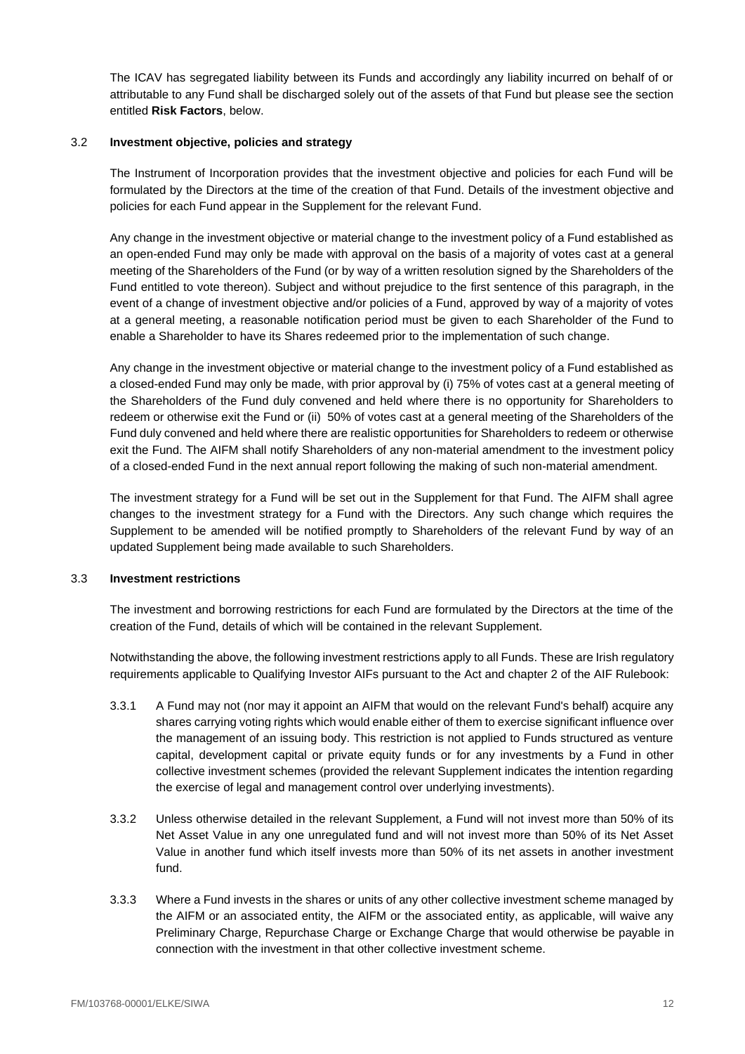The ICAV has segregated liability between its Funds and accordingly any liability incurred on behalf of or attributable to any Fund shall be discharged solely out of the assets of that Fund but please see the section entitled **Risk Factors**, below.

### 3.2 Investment objective, policies and strategy

The Instrument of Incorporation provides that the investment objective and policies for each Fund will be formulated by the Directors at the time of the creation of that Fund. Details of the investment objective and policies for each Fund appear in the Supplement for the relevant Fund.

Any change in the investment objective or material change to the investment policy of a Fund established as an open-ended Fund may only be made with approval on the basis of a majority of votes cast at a general meeting of the Shareholders of the Fund (or by way of a written resolution signed by the Shareholders of the Fund entitled to vote thereon). Subject and without prejudice to the first sentence of this paragraph, in the event of a change of investment objective and/or policies of a Fund, approved by way of a majority of votes at a general meeting, a reasonable notification period must be given to each Shareholder of the Fund to enable a Shareholder to have its Shares redeemed prior to the implementation of such change.

Any change in the investment objective or material change to the investment policy of a Fund established as a closed-ended Fund may only be made, with prior approval by (i) 75% of votes cast at a general meeting of the Shareholders of the Fund duly convened and held where there is no opportunity for Shareholders to redeem or otherwise exit the Fund or (ii) 50% of votes cast at a general meeting of the Shareholders of the Fund duly convened and held where there are realistic opportunities for Shareholders to redeem or otherwise exit the Fund. The AIFM shall notify Shareholders of any non-material amendment to the investment policy of a closed-ended Fund in the next annual report following the making of such non-material amendment.

The investment strategy for a Fund will be set out in the Supplement for that Fund. The AIFM shall agree changes to the investment strategy for a Fund with the Directors. Any such change which requires the Supplement to be amended will be notified promptly to Shareholders of the relevant Fund by way of an updated Supplement being made available to such Shareholders.

### 3.3 Investment restrictions

The investment and borrowing restrictions for each Fund are formulated by the Directors at the time of the creation of the Fund, details of which will be contained in the relevant Supplement.

Notwithstanding the above, the following investment restrictions apply to all Funds. These are Irish regulatory requirements applicable to Qualifying Investor AIFs pursuant to the Act and chapter 2 of the AIF Rulebook:

3.3.1 A Fund may not (nor may it appoint an AIFM that would on the relevant Fund's behalf) acquire any shares carrying voting rights which would enable either of them to exercise significant influence over the management of an issuing body. This restriction is not applied to Funds structured as venture capital, development capital or private equity funds or for any investments by a Fund in other collective investment schemes (provided the relevant Supplement indicates the intention regarding the exercise of legal and management control over underlying investments).

3.3.2 Unless otherwise detailed in the relevant Supplement, a Fund will not invest more than 50% of its Net Asset Value in any one unregulated fund and will not invest more than 50% of its Net Asset Value in another fund which itself invests more than 50% of its net assets in another investment fund.

3.3.3 Where a Fund invests in the shares or units of any other collective investment scheme managed by the AIFM or an associated entity, the AIFM or the associated entity, as applicable, will waive any Preliminary Charge, Repurchase Charge or Exchange Charge that would otherwise be payable in connection with the investment in that other collective investment scheme.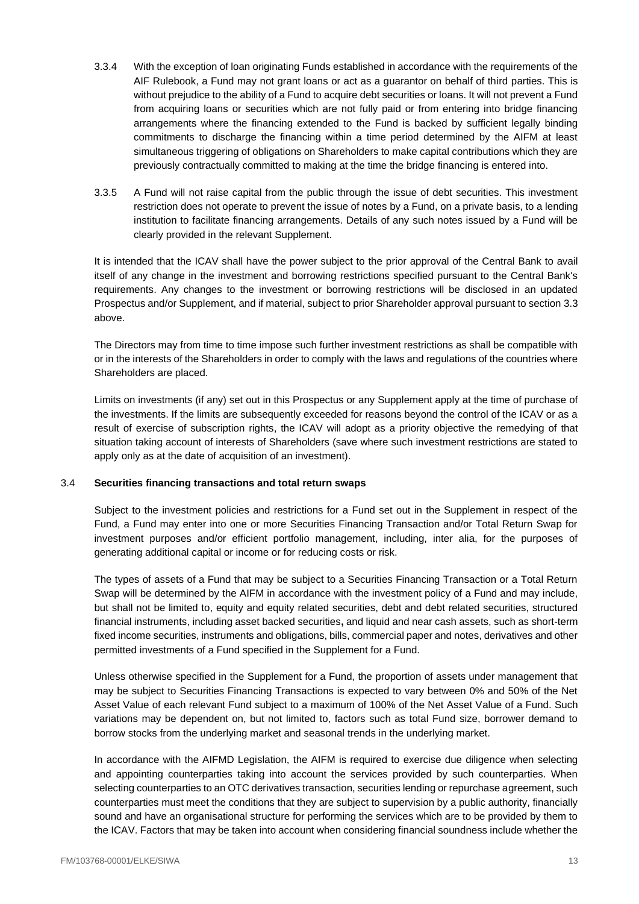3.3.4 With the exception of loan originating Funds established in accordance with the requirements of the AIF Rulebook, a Fund may not grant loans or act as a guarantor on behalf of third parties. This is without prejudice to the ability of a Fund to acquire debt securities or loans. It will not prevent a Fund from acquiring loans or securities which are not fully paid or from entering into bridge financing arrangements where the financing extended to the Fund is backed by sufficient legally binding commitments to discharge the financing within a time period determined by the AIFM at least simultaneous triggering of obligations on Shareholders to make capital contributions which they are previously contractually committed to making at the time the bridge financing is entered into.

3.3.5 A Fund will not raise capital from the public through the issue of debt securities. This investment restriction does not operate to prevent the issue of notes by a Fund, on a private basis, to a lending institution to facilitate financing arrangements. Details of any such notes issued by a Fund will be clearly provided in the relevant Supplement.

It is intended that the ICAV shall have the power subject to the prior approval of the Central Bank to avail itself of any change in the investment and borrowing restrictions specified pursuant to the Central Bank's requirements. Any changes to the investment or borrowing restrictions will be disclosed in an updated Prospectus and/or Supplement, and if material, subject to prior Shareholder approval pursuant to section 3.3 above.

The Directors may from time to time impose such further investment restrictions as shall be compatible with or in the interests of the Shareholders in order to comply with the laws and regulations of the countries where Shareholders are placed.

Limits on investments (if any) set out in this Prospectus or any Supplement apply at the time of purchase of the investments. If the limits are subsequently exceeded for reasons beyond the control of the ICAV or as a result of exercise of subscription rights, the ICAV will adopt as a priority objective the remedying of that situation taking account of interests of Shareholders (save where such investment restrictions are stated to apply only as at the date of acquisition of an investment).

### 3.4 **Securities financing transactions and total return swaps**

Subject to the investment policies and restrictions for a Fund set out in the Supplement in respect of the Fund, a Fund may enter into one or more Securities Financing Transaction and/or Total Return Swap for investment purposes and/or efficient portfolio management, including, inter alia, for the purposes of generating additional capital or income or for reducing costs or risk.

The types of assets of a Fund that may be subject to a Securities Financing Transaction or a Total Return Swap will be determined by the AIFM in accordance with the investment policy of a Fund and may include, but shall not be limited to, equity and equity related securities, debt and debt related securities, structured financial instruments, including asset backed securities**,** and liquid and near cash assets, such as short-term fixed income securities, instruments and obligations, bills, commercial paper and notes, derivatives and other permitted investments of a Fund specified in the Supplement for a Fund.

Unless otherwise specified in the Supplement for a Fund, the proportion of assets under management that may be subject to Securities Financing Transactions is expected to vary between 0% and 50% of the Net Asset Value of each relevant Fund subject to a maximum of 100% of the Net Asset Value of a Fund. Such variations may be dependent on, but not limited to, factors such as total Fund size, borrower demand to borrow stocks from the underlying market and seasonal trends in the underlying market.

In accordance with the AIFMD Legislation, the AIFM is required to exercise due diligence when selecting and appointing counterparties taking into account the services provided by such counterparties. When selecting counterparties to an OTC derivatives transaction, securities lending or repurchase agreement, such counterparties must meet the conditions that they are subject to supervision by a public authority, financially sound and have an organisational structure for performing the services which are to be provided by them to the ICAV. Factors that may be taken into account when considering financial soundness include whether the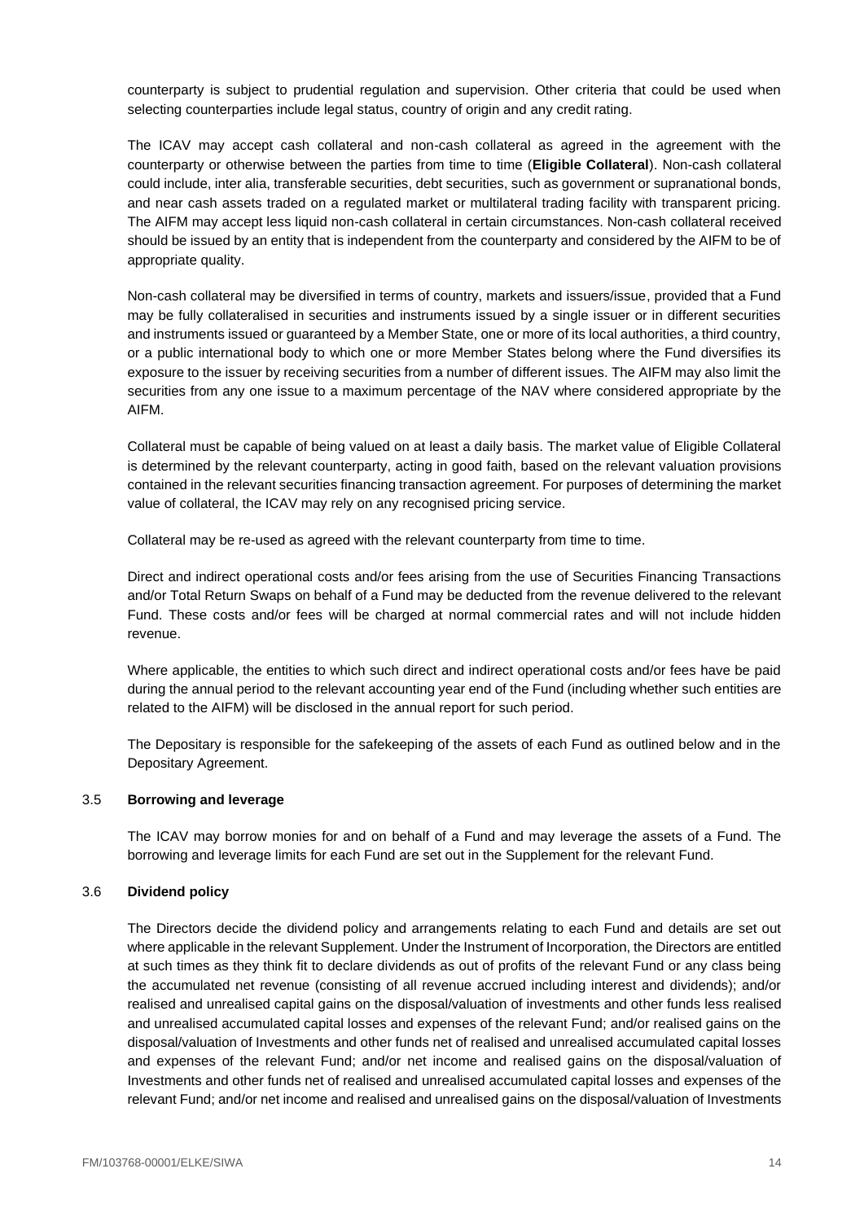counterparty is subject to prudential regulation and supervision. Other criteria that could be used when selecting counterparties include legal status, country of origin and any credit rating.

The ICAV may accept cash collateral and non-cash collateral as agreed in the agreement with the counterparty or otherwise between the parties from time to time (**Eligible Collateral**). Non-cash collateral could include, inter alia, transferable securities, debt securities, such as government or supranational bonds, and near cash assets traded on a regulated market or multilateral trading facility with transparent pricing. The AIFM may accept less liquid non-cash collateral in certain circumstances. Non-cash collateral received should be issued by an entity that is independent from the counterparty and considered by the AIFM to be of appropriate quality.

Non-cash collateral may be diversified in terms of country, markets and issuers/issue, provided that a Fund may be fully collateralised in securities and instruments issued by a single issuer or in different securities and instruments issued or guaranteed by a Member State, one or more of its local authorities, a third country, or a public international body to which one or more Member States belong where the Fund diversifies its exposure to the issuer by receiving securities from a number of different issues. The AIFM may also limit the securities from any one issue to a maximum percentage of the NAV where considered appropriate by the AIFM.

Collateral must be capable of being valued on at least a daily basis. The market value of Eligible Collateral is determined by the relevant counterparty, acting in good faith, based on the relevant valuation provisions contained in the relevant securities financing transaction agreement. For purposes of determining the market value of collateral, the ICAV may rely on any recognised pricing service.

Collateral may be re-used as agreed with the relevant counterparty from time to time.

Direct and indirect operational costs and/or fees arising from the use of Securities Financing Transactions and/or Total Return Swaps on behalf of a Fund may be deducted from the revenue delivered to the relevant Fund. These costs and/or fees will be charged at normal commercial rates and will not include hidden revenue.

Where applicable, the entities to which such direct and indirect operational costs and/or fees have be paid during the annual period to the relevant accounting year end of the Fund (including whether such entities are related to the AIFM) will be disclosed in the annual report for such period.

The Depositary is responsible for the safekeeping of the assets of each Fund as outlined below and in the Depositary Agreement.

### 3.5 Borrowing and leverage

The ICAV may borrow monies for and on behalf of a Fund and may leverage the assets of a Fund. The borrowing and leverage limits for each Fund are set out in the Supplement for the relevant Fund.

### 3.6 Dividend policy

The Directors decide the dividend policy and arrangements relating to each Fund and details are set out where applicable in the relevant Supplement. Under the Instrument of Incorporation, the Directors are entitled at such times as they think fit to declare dividends as out of profits of the relevant Fund or any class being the accumulated net revenue (consisting of all revenue accrued including interest and dividends); and/or realised and unrealised capital gains on the disposal/valuation of investments and other funds less realised and unrealised accumulated capital losses and expenses of the relevant Fund; and/or realised gains on the disposal/valuation of Investments and other funds net of realised and unrealised accumulated capital losses and expenses of the relevant Fund; and/or net income and realised gains on the disposal/valuation of Investments and other funds net of realised and unrealised accumulated capital losses and expenses of the relevant Fund; and/or net income and realised and unrealised gains on the disposal/valuation of Investments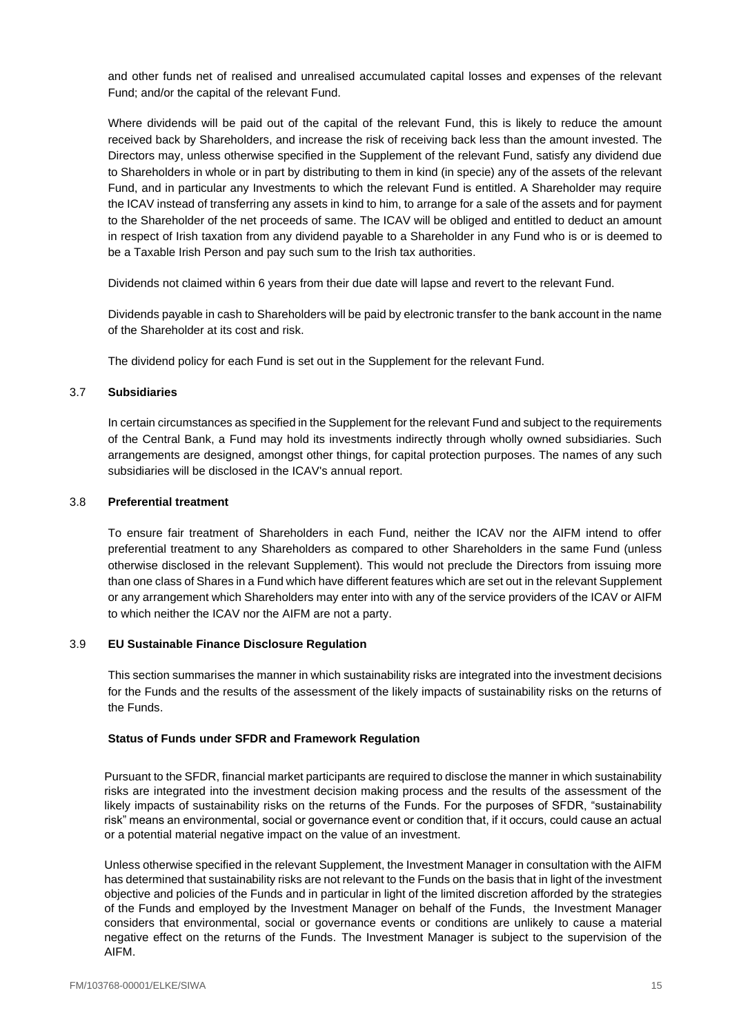and other funds net of realised and unrealised accumulated capital losses and expenses of the relevant Fund; and/or the capital of the relevant Fund.

Where dividends will be paid out of the capital of the relevant Fund, this is likely to reduce the amount received back by Shareholders, and increase the risk of receiving back less than the amount invested. The Directors may, unless otherwise specified in the Supplement of the relevant Fund, satisfy any dividend due to Shareholders in whole or in part by distributing to them in kind (in specie) any of the assets of the relevant Fund, and in particular any Investments to which the relevant Fund is entitled. A Shareholder may require the ICAV instead of transferring any assets in kind to him, to arrange for a sale of the assets and for payment to the Shareholder of the net proceeds of same. The ICAV will be obliged and entitled to deduct an amount in respect of Irish taxation from any dividend payable to a Shareholder in any Fund who is or is deemed to be a Taxable Irish Person and pay such sum to the Irish tax authorities.

Dividends not claimed within 6 years from their due date will lapse and revert to the relevant Fund.

Dividends payable in cash to Shareholders will be paid by electronic transfer to the bank account in the name of the Shareholder at its cost and risk.

The dividend policy for each Fund is set out in the Supplement for the relevant Fund.

## 3.7 Subsidiaries

In certain circumstances as specified in the Supplement for the relevant Fund and subject to the requirements of the Central Bank, a Fund may hold its investments indirectly through wholly owned subsidiaries. Such arrangements are designed, amongst other things, for capital protection purposes. The names of any such subsidiaries will be disclosed in the ICAV's annual report.

## 3.8 Preferential treatment

To ensure fair treatment of Shareholders in each Fund, neither the ICAV nor the AIFM intend to offer preferential treatment to any Shareholders as compared to other Shareholders in the same Fund (unless otherwise disclosed in the relevant Supplement). This would not preclude the Directors from issuing more than one class of Shares in a Fund which have different features which are set out in the relevant Supplement or any arrangement which Shareholders may enter into with any of the service providers of the ICAV or AIFM to which neither the ICAV nor the AIFM are not a party.

## 3.9 EU Sustainable Finance Disclosure Regulation

This section summarises the manner in which sustainability risks are integrated into the investment decisions for the Funds and the results of the assessment of the likely impacts of sustainability risks on the returns of the Funds.

### Status of Funds under SFDR and Framework Regulation

Pursuant to the SFDR, financial market participants are required to disclose the manner in which sustainability risks are integrated into the investment decision making process and the results of the assessment of the likely impacts of sustainability risks on the returns of the Funds. For the purposes of SFDR, "sustainability risk" means an environmental, social or governance event or condition that, if it occurs, could cause an actual or a potential material negative impact on the value of an investment.

Unless otherwise specified in the relevant Supplement, the Investment Manager in consultation with the AIFM has determined that sustainability risks are not relevant to the Funds on the basis that in light of the investment objective and policies of the Funds and in particular in light of the limited discretion afforded by the strategies of the Funds and employed by the Investment Manager on behalf of the Funds, the Investment Manager considers that environmental, social or governance events or conditions are unlikely to cause a material negative effect on the returns of the Funds. The Investment Manager is subject to the supervision of the AIFM.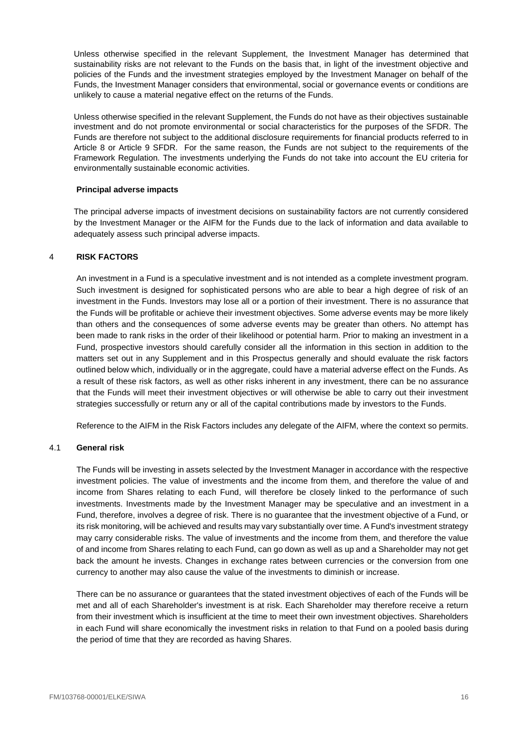Unless otherwise specified in the relevant Supplement, the Investment Manager has determined that sustainability risks are not relevant to the Funds on the basis that, in light of the investment objective and policies of the Funds and the investment strategies employed by the Investment Manager on behalf of the Funds, the Investment Manager considers that environmental, social or governance events or conditions are unlikely to cause a material negative effect on the returns of the Funds.

Unless otherwise specified in the relevant Supplement, the Funds do not have as their objectives sustainable investment and do not promote environmental or social characteristics for the purposes of the SFDR. The Funds are therefore not subject to the additional disclosure requirements for financial products referred to in Article 8 or Article 9 SFDR. For the same reason, the Funds are not subject to the requirements of the Framework Regulation. The investments underlying the Funds do not take into account the EU criteria for environmentally sustainable economic activities.

**Principal adverse impacts**

The principal adverse impacts of investment decisions on sustainability factors are not currently considered by the Investment Manager or the AIFM for the Funds due to the lack of information and data available to adequately assess such principal adverse impacts.

## 4 RISK FACTORS

An investment in a Fund is a speculative investment and is not intended as a complete investment program. Such investment is designed for sophisticated persons who are able to bear a high degree of risk of an investment in the Funds. Investors may lose all or a portion of their investment. There is no assurance that the Funds will be profitable or achieve their investment objectives. Some adverse events may be more likely than others and the consequences of some adverse events may be greater than others. No attempt has been made to rank risks in the order of their likelihood or potential harm. Prior to making an investment in a Fund, prospective investors should carefully consider all the information in this section in addition to the matters set out in any Supplement and in this Prospectus generally and should evaluate the risk factors outlined below which, individually or in the aggregate, could have a material adverse effect on the Funds. As a result of these risk factors, as well as other risks inherent in any investment, there can be no assurance that the Funds will meet their investment objectives or will otherwise be able to carry out their investment strategies successfully or return any or all of the capital contributions made by investors to the Funds.

Reference to the AIFM in the Risk Factors includes any delegate of the AIFM, where the context so permits.

### 4.1 General risk

The Funds will be investing in assets selected by the Investment Manager in accordance with the respective investment policies. The value of investments and the income from them, and therefore the value of and income from Shares relating to each Fund, will therefore be closely linked to the performance of such investments. Investments made by the Investment Manager may be speculative and an investment in a Fund, therefore, involves a degree of risk. There is no guarantee that the investment objective of a Fund, or its risk monitoring, will be achieved and results may vary substantially over time. A Fund's investment strategy may carry considerable risks. The value of investments and the income from them, and therefore the value of and income from Shares relating to each Fund, can go down as well as up and a Shareholder may not get back the amount he invests. Changes in exchange rates between currencies or the conversion from one currency to another may also cause the value of the investments to diminish or increase.

There can be no assurance or guarantees that the stated investment objectives of each of the Funds will be met and all of each Shareholder's investment is at risk. Each Shareholder may therefore receive a return from their investment which is insufficient at the time to meet their own investment objectives. Shareholders in each Fund will share economically the investment risks in relation to that Fund on a pooled basis during the period of time that they are recorded as having Shares.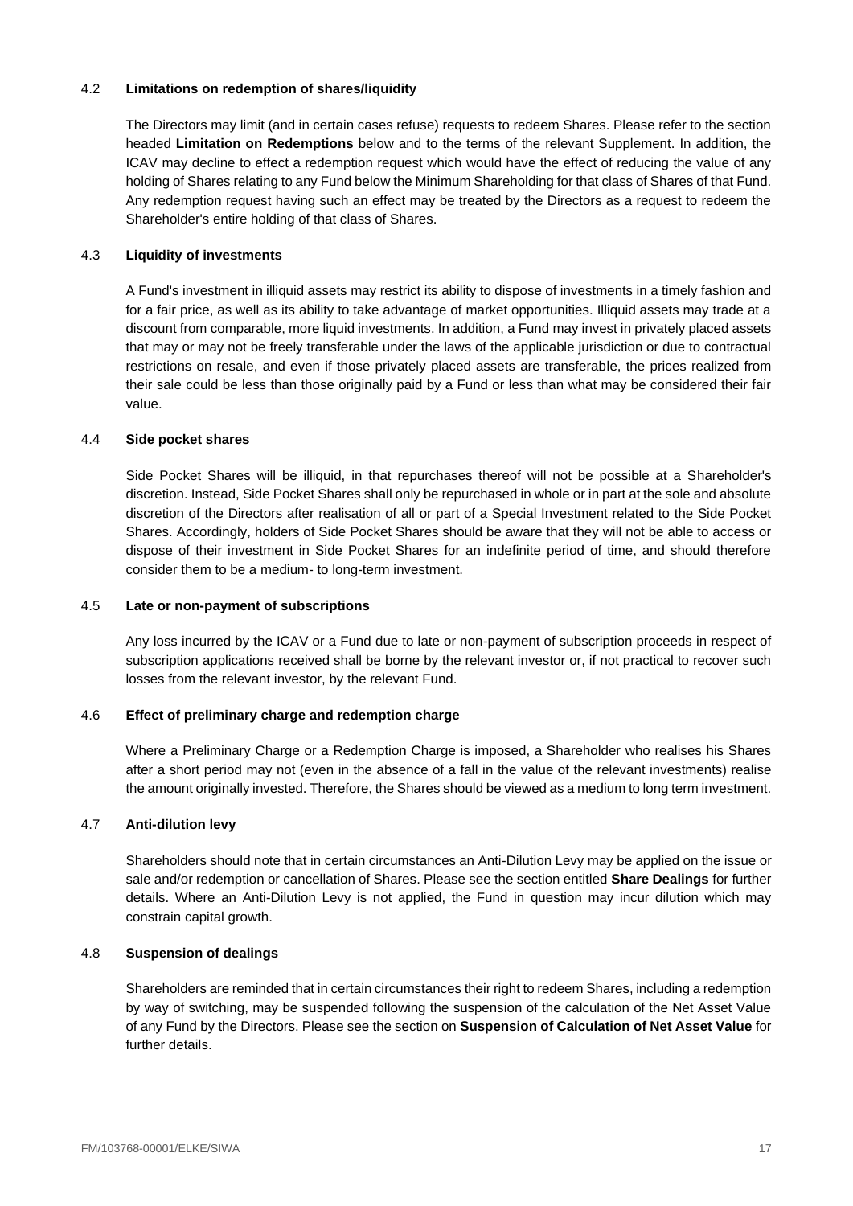### 4.2 Limitations on redemption of shares/liquidity

The Directors may limit (and in certain cases refuse) requests to redeem Shares. Please refer to the section headed **Limitation on Redemptions** below and to the terms of the relevant Supplement. In addition, the ICAV may decline to effect a redemption request which would have the effect of reducing the value of any holding of Shares relating to any Fund below the Minimum Shareholding for that class of Shares of that Fund. Any redemption request having such an effect may be treated by the Directors as a request to redeem the Shareholder's entire holding of that class of Shares.

### 4.3 Liquidity of investments

A Fund's investment in illiquid assets may restrict its ability to dispose of investments in a timely fashion and for a fair price, as well as its ability to take advantage of market opportunities. Illiquid assets may trade at a discount from comparable, more liquid investments. In addition, a Fund may invest in privately placed assets that may or may not be freely transferable under the laws of the applicable jurisdiction or due to contractual restrictions on resale, and even if those privately placed assets are transferable, the prices realized from their sale could be less than those originally paid by a Fund or less than what may be considered their fair value.

### 4.4 Side pocket shares

Side Pocket Shares will be illiquid, in that repurchases thereof will not be possible at a Shareholder's discretion. Instead, Side Pocket Shares shall only be repurchased in whole or in part at the sole and absolute discretion of the Directors after realisation of all or part of a Special Investment related to the Side Pocket Shares. Accordingly, holders of Side Pocket Shares should be aware that they will not be able to access or dispose of their investment in Side Pocket Shares for an indefinite period of time, and should therefore consider them to be a medium- to long-term investment.

### 4.5 Late or non-payment of subscriptions

Any loss incurred by the ICAV or a Fund due to late or non-payment of subscription proceeds in respect of subscription applications received shall be borne by the relevant investor or, if not practical to recover such losses from the relevant investor, by the relevant Fund.

### 4.6 Effect of preliminary charge and redemption charge

Where a Preliminary Charge or a Redemption Charge is imposed, a Shareholder who realises his Shares after a short period may not (even in the absence of a fall in the value of the relevant investments) realise the amount originally invested. Therefore, the Shares should be viewed as a medium to long term investment.

### 4.7 Anti-dilution levy

Shareholders should note that in certain circumstances an Anti-Dilution Levy may be applied on the issue or sale and/or redemption or cancellation of Shares. Please see the section entitled **Share Dealings** for further details. Where an Anti-Dilution Levy is not applied, the Fund in question may incur dilution which may constrain capital growth.

### 4.8 Suspension of dealings

Shareholders are reminded that in certain circumstances their right to redeem Shares, including a redemption by way of switching, may be suspended following the suspension of the calculation of the Net Asset Value of any Fund by the Directors. Please see the section on **Suspension of Calculation of Net Asset Value** for further details.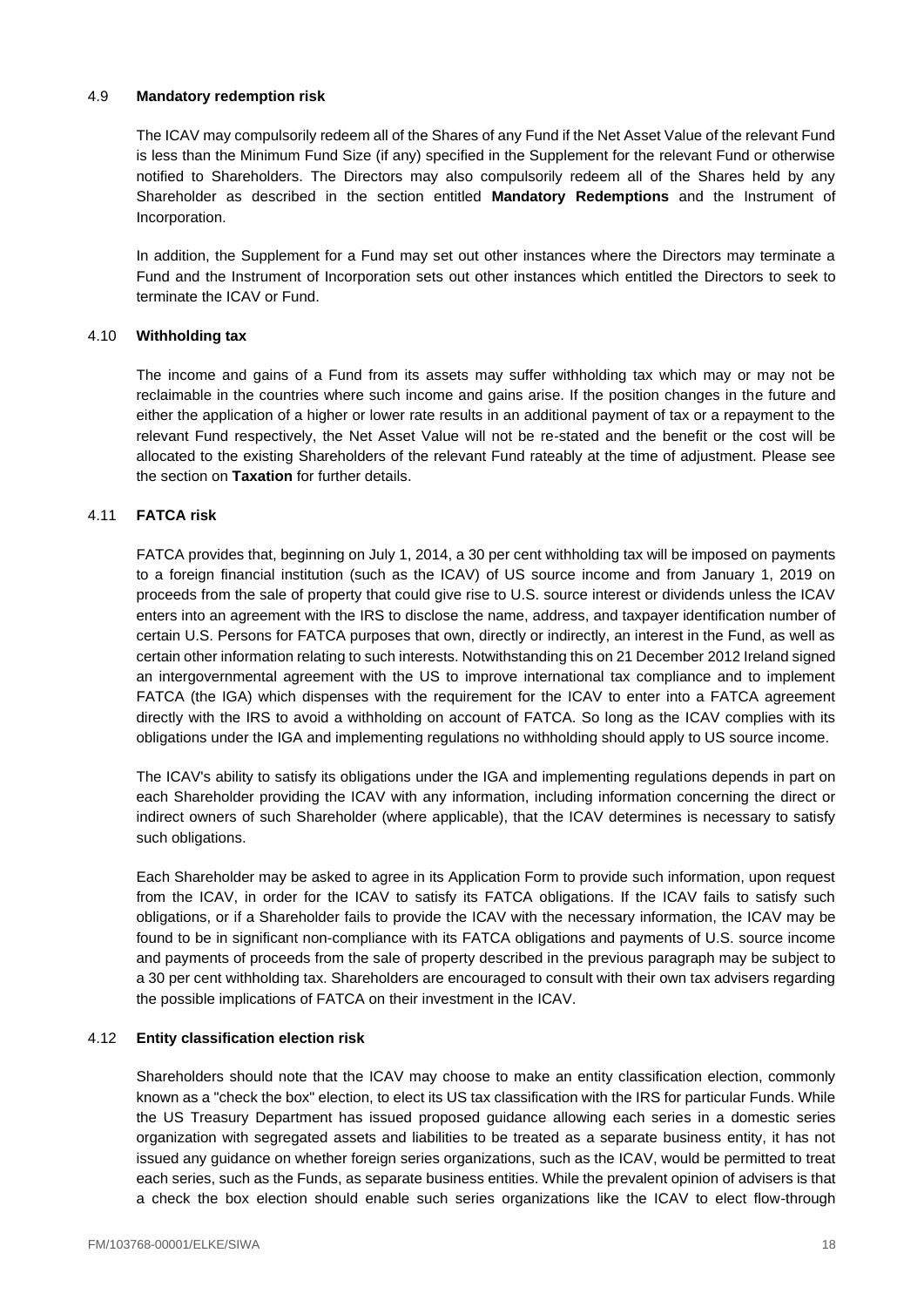### 4.9 Mandatory redemption risk

The ICAV may compulsorily redeem all of the Shares of any Fund if the Net Asset Value of the relevant Fund is less than the Minimum Fund Size (if any) specified in the Supplement for the relevant Fund or otherwise notified to Shareholders. The Directors may also compulsorily redeem all of the Shares held by any Shareholder as described in the section entitled **Mandatory Redemptions** and the Instrument of Incorporation.

In addition, the Supplement for a Fund may set out other instances where the Directors may terminate a Fund and the Instrument of Incorporation sets out other instances which entitled the Directors to seek to terminate the ICAV or Fund.

### 4.10 Withholding tax

The income and gains of a Fund from its assets may suffer withholding tax which may or may not be reclaimable in the countries where such income and gains arise. If the position changes in the future and either the application of a higher or lower rate results in an additional payment of tax or a repayment to the relevant Fund respectively, the Net Asset Value will not be re-stated and the benefit or the cost will be allocated to the existing Shareholders of the relevant Fund rateably at the time of adjustment. Please see the section on **Taxation** for further details.

### 4.11 FATCA risk

FATCA provides that, beginning on July 1, 2014, a 30 per cent withholding tax will be imposed on payments to a foreign financial institution (such as the ICAV) of US source income and from January 1, 2019 on proceeds from the sale of property that could give rise to U.S. source interest or dividends unless the ICAV enters into an agreement with the IRS to disclose the name, address, and taxpayer identification number of certain U.S. Persons for FATCA purposes that own, directly or indirectly, an interest in the Fund, as well as certain other information relating to such interests. Notwithstanding this on 21 December 2012 Ireland signed an intergovernmental agreement with the US to improve international tax compliance and to implement FATCA (the IGA) which dispenses with the requirement for the ICAV to enter into a FATCA agreement directly with the IRS to avoid a withholding on account of FATCA. So long as the ICAV complies with its obligations under the IGA and implementing regulations no withholding should apply to US source income.

The ICAV's ability to satisfy its obligations under the IGA and implementing regulations depends in part on each Shareholder providing the ICAV with any information, including information concerning the direct or indirect owners of such Shareholder (where applicable), that the ICAV determines is necessary to satisfy such obligations.

Each Shareholder may be asked to agree in its Application Form to provide such information, upon request from the ICAV, in order for the ICAV to satisfy its FATCA obligations. If the ICAV fails to satisfy such obligations, or if a Shareholder fails to provide the ICAV with the necessary information, the ICAV may be found to be in significant non-compliance with its FATCA obligations and payments of U.S. source income and payments of proceeds from the sale of property described in the previous paragraph may be subject to a 30 per cent withholding tax. Shareholders are encouraged to consult with their own tax advisers regarding the possible implications of FATCA on their investment in the ICAV.

### 4.12 Entity classification election risk

Shareholders should note that the ICAV may choose to make an entity classification election, commonly known as a "check the box" election, to elect its US tax classification with the IRS for particular Funds. While the US Treasury Department has issued proposed guidance allowing each series in a domestic series organization with segregated assets and liabilities to be treated as a separate business entity, it has not issued any guidance on whether foreign series organizations, such as the ICAV, would be permitted to treat each series, such as the Funds, as separate business entities. While the prevalent opinion of advisers is that a check the box election should enable such series organizations like the ICAV to elect flow-through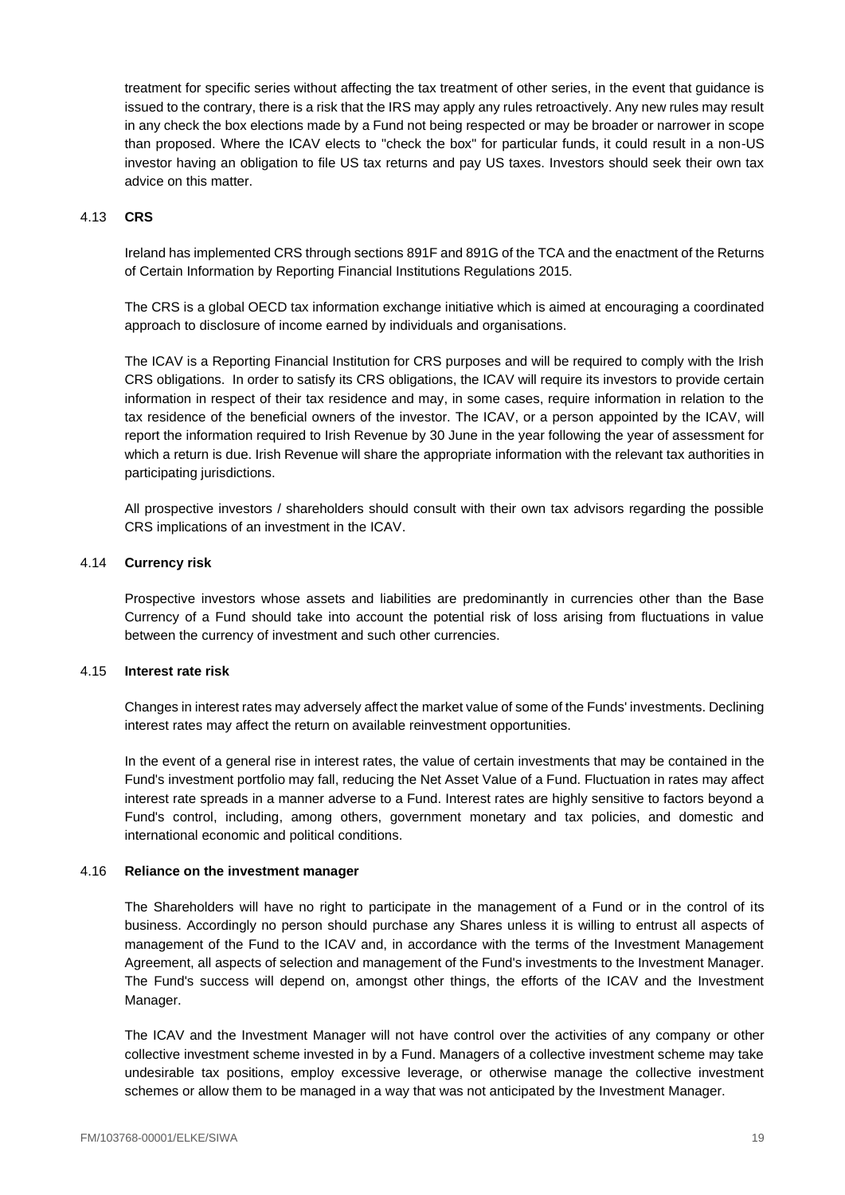treatment for specific series without affecting the tax treatment of other series, in the event that guidance is issued to the contrary, there is a risk that the IRS may apply any rules retroactively. Any new rules may result in any check the box elections made by a Fund not being respected or may be broader or narrower in scope than proposed. Where the ICAV elects to "check the box" for particular funds, it could result in a non-US investor having an obligation to file US tax returns and pay US taxes. Investors should seek their own tax advice on this matter.

### 4.13 **CRS**

Ireland has implemented CRS through sections 891F and 891G of the TCA and the enactment of the Returns of Certain Information by Reporting Financial Institutions Regulations 2015.

The CRS is a global OECD tax information exchange initiative which is aimed at encouraging a coordinated approach to disclosure of income earned by individuals and organisations.

The ICAV is a Reporting Financial Institution for CRS purposes and will be required to comply with the Irish CRS obligations. In order to satisfy its CRS obligations, the ICAV will require its investors to provide certain information in respect of their tax residence and may, in some cases, require information in relation to the tax residence of the beneficial owners of the investor. The ICAV, or a person appointed by the ICAV, will report the information required to Irish Revenue by 30 June in the year following the year of assessment for which a return is due. Irish Revenue will share the appropriate information with the relevant tax authorities in participating jurisdictions.

All prospective investors / shareholders should consult with their own tax advisors regarding the possible CRS implications of an investment in the ICAV.

### 4.14 **Currency risk**

Prospective investors whose assets and liabilities are predominantly in currencies other than the Base Currency of a Fund should take into account the potential risk of loss arising from fluctuations in value between the currency of investment and such other currencies.

### 4.15 **Interest rate risk**

Changes in interest rates may adversely affect the market value of some of the Funds' investments. Declining interest rates may affect the return on available reinvestment opportunities.

In the event of a general rise in interest rates, the value of certain investments that may be contained in the Fund's investment portfolio may fall, reducing the Net Asset Value of a Fund. Fluctuation in rates may affect interest rate spreads in a manner adverse to a Fund. Interest rates are highly sensitive to factors beyond a Fund's control, including, among others, government monetary and tax policies, and domestic and international economic and political conditions.

### 4.16 **Reliance on the investment manager**

The Shareholders will have no right to participate in the management of a Fund or in the control of its business. Accordingly no person should purchase any Shares unless it is willing to entrust all aspects of management of the Fund to the ICAV and, in accordance with the terms of the Investment Management Agreement, all aspects of selection and management of the Fund's investments to the Investment Manager. The Fund's success will depend on, amongst other things, the efforts of the ICAV and the Investment Manager.

The ICAV and the Investment Manager will not have control over the activities of any company or other collective investment scheme invested in by a Fund. Managers of a collective investment scheme may take undesirable tax positions, employ excessive leverage, or otherwise manage the collective investment schemes or allow them to be managed in a way that was not anticipated by the Investment Manager.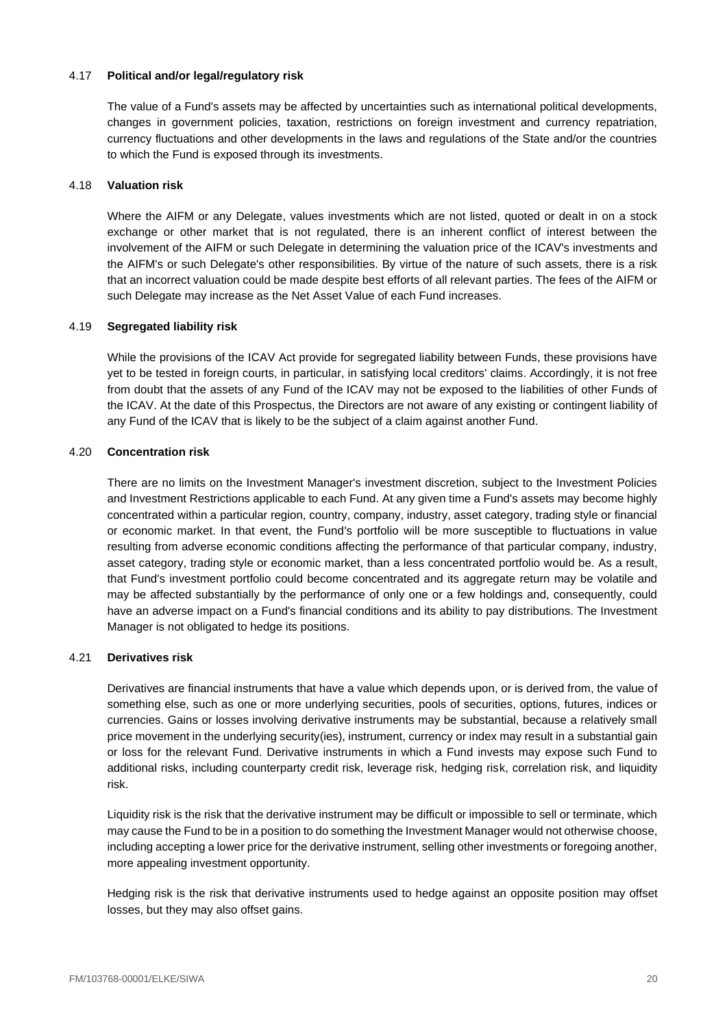### 4.17 **Political and/or legal/regulatory risk**

The value of a Fund's assets may be affected by uncertainties such as international political developments, changes in government policies, taxation, restrictions on foreign investment and currency repatriation, currency fluctuations and other developments in the laws and regulations of the State and/or the countries to which the Fund is exposed through its investments.

### 4.18 **Valuation risk**

Where the AIFM or any Delegate, values investments which are not listed, quoted or dealt in on a stock exchange or other market that is not regulated, there is an inherent conflict of interest between the involvement of the AIFM or such Delegate in determining the valuation price of the ICAV's investments and the AIFM's or such Delegate's other responsibilities. By virtue of the nature of such assets, there is a risk that an incorrect valuation could be made despite best efforts of all relevant parties. The fees of the AIFM or such Delegate may increase as the Net Asset Value of each Fund increases.

### 4.19 **Segregated liability risk**

While the provisions of the ICAV Act provide for segregated liability between Funds, these provisions have yet to be tested in foreign courts, in particular, in satisfying local creditors' claims. Accordingly, it is not free from doubt that the assets of any Fund of the ICAV may not be exposed to the liabilities of other Funds of the ICAV. At the date of this Prospectus, the Directors are not aware of any existing or contingent liability of any Fund of the ICAV that is likely to be the subject of a claim against another Fund.

### 4.20 **Concentration risk**

There are no limits on the Investment Manager's investment discretion, subject to the Investment Policies and Investment Restrictions applicable to each Fund. At any given time a Fund's assets may become highly concentrated within a particular region, country, company, industry, asset category, trading style or financial or economic market. In that event, the Fund's portfolio will be more susceptible to fluctuations in value resulting from adverse economic conditions affecting the performance of that particular company, industry, asset category, trading style or economic market, than a less concentrated portfolio would be. As a result, that Fund's investment portfolio could become concentrated and its aggregate return may be volatile and may be affected substantially by the performance of only one or a few holdings and, consequently, could have an adverse impact on a Fund's financial conditions and its ability to pay distributions. The Investment Manager is not obligated to hedge its positions.

### 4.21 **Derivatives risk**

Derivatives are financial instruments that have a value which depends upon, or is derived from, the value of something else, such as one or more underlying securities, pools of securities, options, futures, indices or currencies. Gains or losses involving derivative instruments may be substantial, because a relatively small price movement in the underlying security(ies), instrument, currency or index may result in a substantial gain or loss for the relevant Fund. Derivative instruments in which a Fund invests may expose such Fund to additional risks, including counterparty credit risk, leverage risk, hedging risk, correlation risk, and liquidity risk.

Liquidity risk is the risk that the derivative instrument may be difficult or impossible to sell or terminate, which may cause the Fund to be in a position to do something the Investment Manager would not otherwise choose, including accepting a lower price for the derivative instrument, selling other investments or foregoing another, more appealing investment opportunity.

Hedging risk is the risk that derivative instruments used to hedge against an opposite position may offset losses, but they may also offset gains.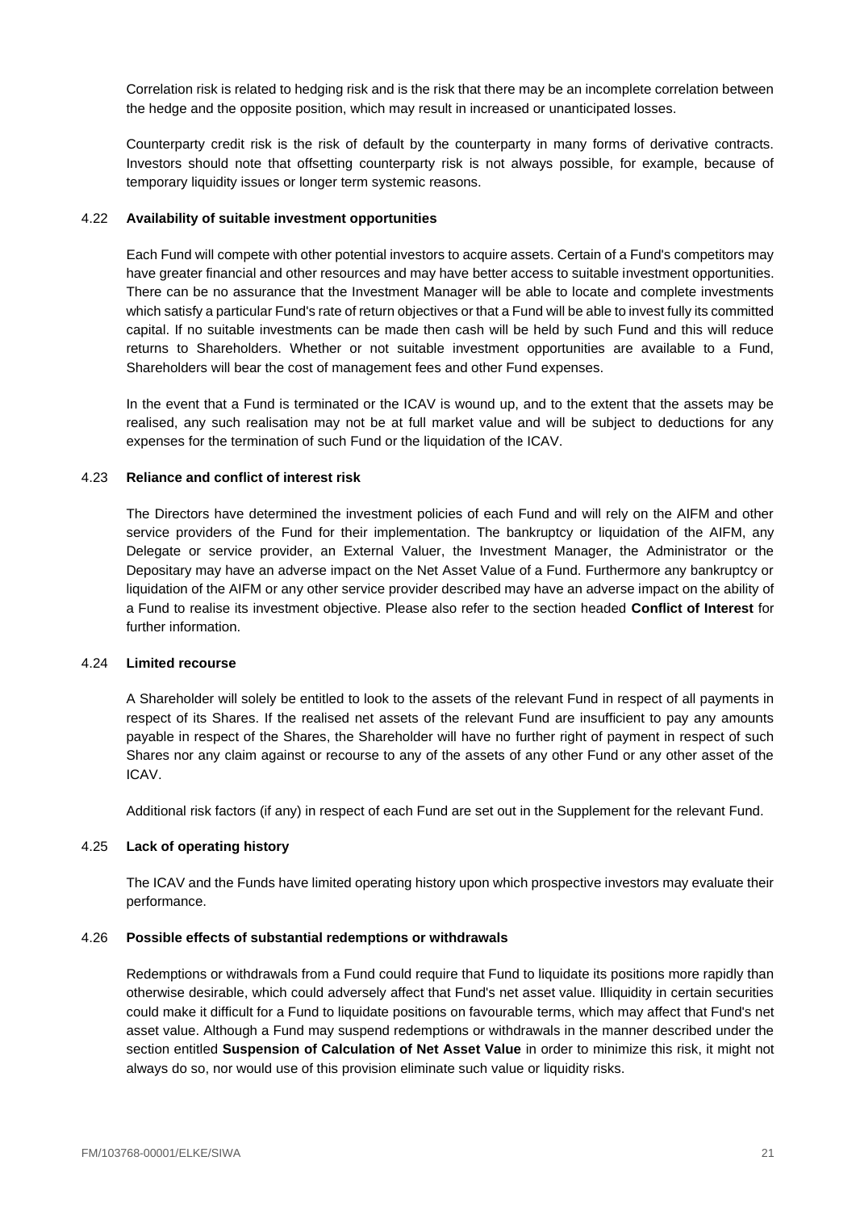Correlation risk is related to hedging risk and is the risk that there may be an incomplete correlation between the hedge and the opposite position, which may result in increased or unanticipated losses.

Counterparty credit risk is the risk of default by the counterparty in many forms of derivative contracts. Investors should note that offsetting counterparty risk is not always possible, for example, because of temporary liquidity issues or longer term systemic reasons.

### 4.22 **Availability of suitable investment opportunities**

Each Fund will compete with other potential investors to acquire assets. Certain of a Fund's competitors may have greater financial and other resources and may have better access to suitable investment opportunities. There can be no assurance that the Investment Manager will be able to locate and complete investments which satisfy a particular Fund's rate of return objectives or that a Fund will be able to invest fully its committed capital. If no suitable investments can be made then cash will be held by such Fund and this will reduce returns to Shareholders. Whether or not suitable investment opportunities are available to a Fund, Shareholders will bear the cost of management fees and other Fund expenses.

In the event that a Fund is terminated or the ICAV is wound up, and to the extent that the assets may be realised, any such realisation may not be at full market value and will be subject to deductions for any expenses for the termination of such Fund or the liquidation of the ICAV.

### 4.23 **Reliance and conflict of interest risk**

The Directors have determined the investment policies of each Fund and will rely on the AIFM and other service providers of the Fund for their implementation. The bankruptcy or liquidation of the AIFM, any Delegate or service provider, an External Valuer, the Investment Manager, the Administrator or the Depositary may have an adverse impact on the Net Asset Value of a Fund. Furthermore any bankruptcy or liquidation of the AIFM or any other service provider described may have an adverse impact on the ability of a Fund to realise its investment objective. Please also refer to the section headed **Conflict of Interest** for further information.

### 4.24 **Limited recourse**

A Shareholder will solely be entitled to look to the assets of the relevant Fund in respect of all payments in respect of its Shares. If the realised net assets of the relevant Fund are insufficient to pay any amounts payable in respect of the Shares, the Shareholder will have no further right of payment in respect of such Shares nor any claim against or recourse to any of the assets of any other Fund or any other asset of the ICAV.

Additional risk factors (if any) in respect of each Fund are set out in the Supplement for the relevant Fund.

### 4.25 **Lack of operating history**

The ICAV and the Funds have limited operating history upon which prospective investors may evaluate their performance.

### 4.26 **Possible effects of substantial redemptions or withdrawals**

Redemptions or withdrawals from a Fund could require that Fund to liquidate its positions more rapidly than otherwise desirable, which could adversely affect that Fund's net asset value. Illiquidity in certain securities could make it difficult for a Fund to liquidate positions on favourable terms, which may affect that Fund's net asset value. Although a Fund may suspend redemptions or withdrawals in the manner described under the section entitled **Suspension of Calculation of Net Asset Value** in order to minimize this risk, it might not always do so, nor would use of this provision eliminate such value or liquidity risks.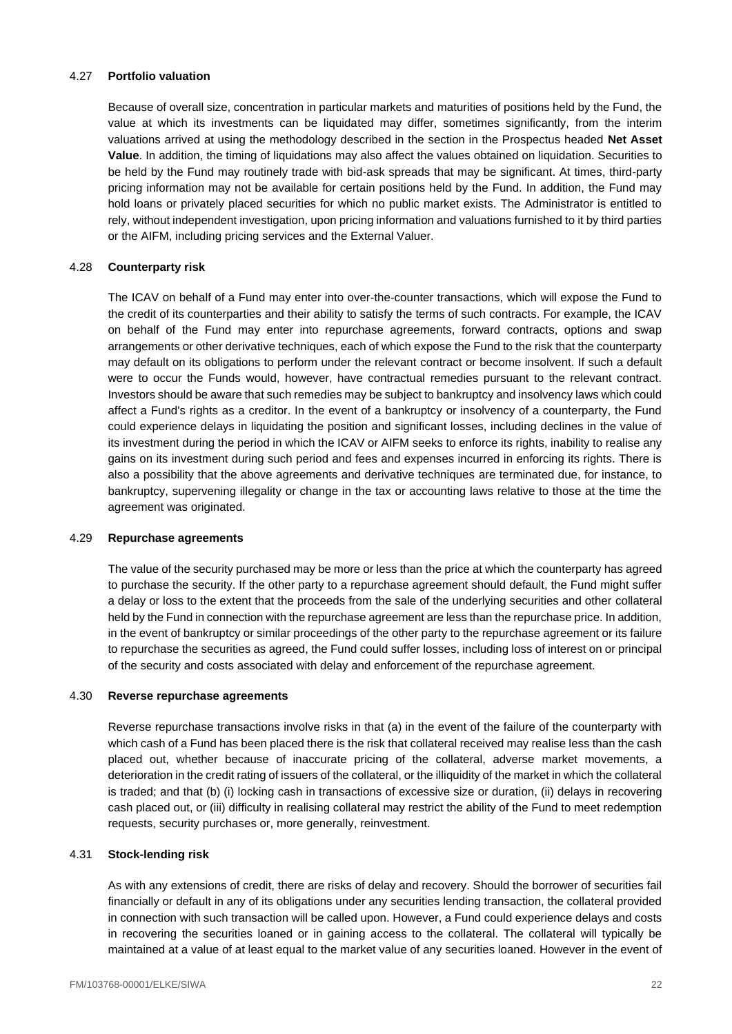### 4.27 **Portfolio valuation**

Because of overall size, concentration in particular markets and maturities of positions held by the Fund, the value at which its investments can be liquidated may differ, sometimes significantly, from the interim valuations arrived at using the methodology described in the section in the Prospectus headed **Net Asset Value**. In addition, the timing of liquidations may also affect the values obtained on liquidation. Securities to be held by the Fund may routinely trade with bid-ask spreads that may be significant. At times, third-party pricing information may not be available for certain positions held by the Fund. In addition, the Fund may hold loans or privately placed securities for which no public market exists. The Administrator is entitled to rely, without independent investigation, upon pricing information and valuations furnished to it by third parties or the AIFM, including pricing services and the External Valuer.

### 4.28 **Counterparty risk**

The ICAV on behalf of a Fund may enter into over-the-counter transactions, which will expose the Fund to the credit of its counterparties and their ability to satisfy the terms of such contracts. For example, the ICAV on behalf of the Fund may enter into repurchase agreements, forward contracts, options and swap arrangements or other derivative techniques, each of which expose the Fund to the risk that the counterparty may default on its obligations to perform under the relevant contract or become insolvent. If such a default were to occur the Funds would, however, have contractual remedies pursuant to the relevant contract. Investors should be aware that such remedies may be subject to bankruptcy and insolvency laws which could affect a Fund's rights as a creditor. In the event of a bankruptcy or insolvency of a counterparty, the Fund could experience delays in liquidating the position and significant losses, including declines in the value of its investment during the period in which the ICAV or AIFM seeks to enforce its rights, inability to realise any gains on its investment during such period and fees and expenses incurred in enforcing its rights. There is also a possibility that the above agreements and derivative techniques are terminated due, for instance, to bankruptcy, supervening illegality or change in the tax or accounting laws relative to those at the time the agreement was originated.

### 4.29 **Repurchase agreements**

The value of the security purchased may be more or less than the price at which the counterparty has agreed to purchase the security. If the other party to a repurchase agreement should default, the Fund might suffer a delay or loss to the extent that the proceeds from the sale of the underlying securities and other collateral held by the Fund in connection with the repurchase agreement are less than the repurchase price. In addition, in the event of bankruptcy or similar proceedings of the other party to the repurchase agreement or its failure to repurchase the securities as agreed, the Fund could suffer losses, including loss of interest on or principal of the security and costs associated with delay and enforcement of the repurchase agreement.

### 4.30 **Reverse repurchase agreements**

Reverse repurchase transactions involve risks in that (a) in the event of the failure of the counterparty with which cash of a Fund has been placed there is the risk that collateral received may realise less than the cash placed out, whether because of inaccurate pricing of the collateral, adverse market movements, a deterioration in the credit rating of issuers of the collateral, or the illiquidity of the market in which the collateral is traded; and that (b) (i) locking cash in transactions of excessive size or duration, (ii) delays in recovering cash placed out, or (iii) difficulty in realising collateral may restrict the ability of the Fund to meet redemption requests, security purchases or, more generally, reinvestment.

### 4.31 **Stock-lending risk**

As with any extensions of credit, there are risks of delay and recovery. Should the borrower of securities fail financially or default in any of its obligations under any securities lending transaction, the collateral provided in connection with such transaction will be called upon. However, a Fund could experience delays and costs in recovering the securities loaned or in gaining access to the collateral. The collateral will typically be maintained at a value of at least equal to the market value of any securities loaned. However in the event of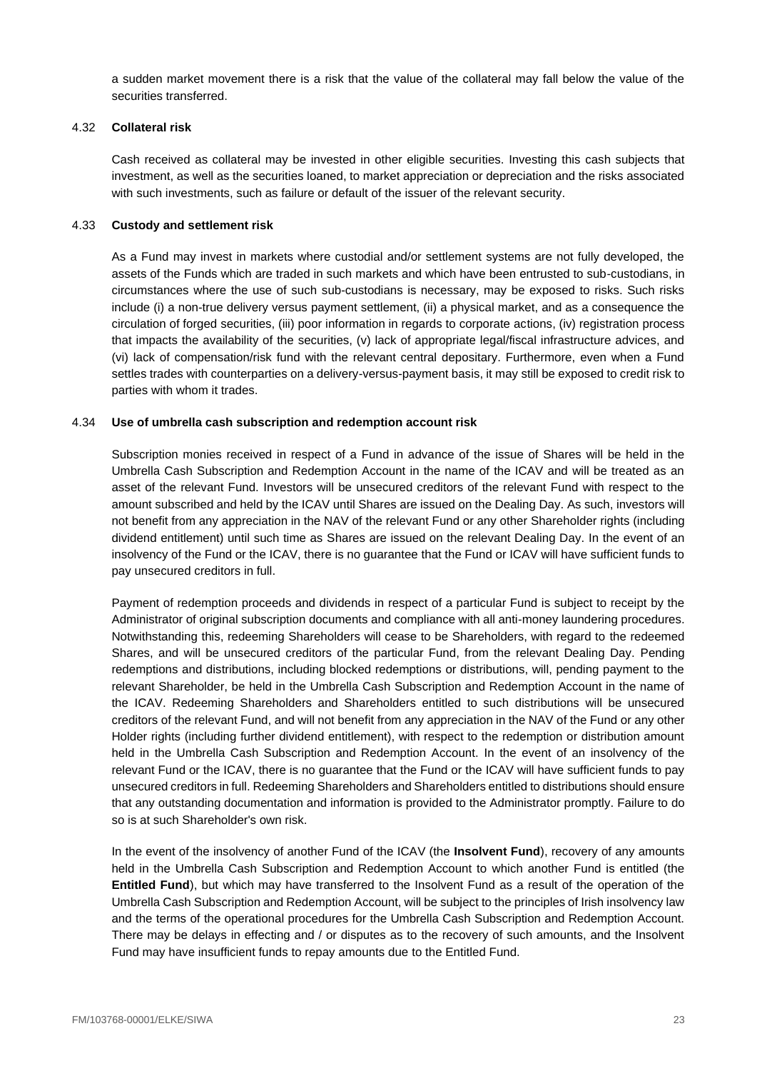a sudden market movement there is a risk that the value of the collateral may fall below the value of the securities transferred.

### 4.32 **Collateral risk**

Cash received as collateral may be invested in other eligible securities. Investing this cash subjects that investment, as well as the securities loaned, to market appreciation or depreciation and the risks associated with such investments, such as failure or default of the issuer of the relevant security.

### 4.33 **Custody and settlement risk**

As a Fund may invest in markets where custodial and/or settlement systems are not fully developed, the assets of the Funds which are traded in such markets and which have been entrusted to sub-custodians, in circumstances where the use of such sub-custodians is necessary, may be exposed to risks. Such risks include (i) a non-true delivery versus payment settlement, (ii) a physical market, and as a consequence the circulation of forged securities, (iii) poor information in regards to corporate actions, (iv) registration process that impacts the availability of the securities, (v) lack of appropriate legal/fiscal infrastructure advices, and (vi) lack of compensation/risk fund with the relevant central depositary. Furthermore, even when a Fund settles trades with counterparties on a delivery-versus-payment basis, it may still be exposed to credit risk to parties with whom it trades.

### 4.34 **Use of umbrella cash subscription and redemption account risk**

Subscription monies received in respect of a Fund in advance of the issue of Shares will be held in the Umbrella Cash Subscription and Redemption Account in the name of the ICAV and will be treated as an asset of the relevant Fund. Investors will be unsecured creditors of the relevant Fund with respect to the amount subscribed and held by the ICAV until Shares are issued on the Dealing Day. As such, investors will not benefit from any appreciation in the NAV of the relevant Fund or any other Shareholder rights (including dividend entitlement) until such time as Shares are issued on the relevant Dealing Day. In the event of an insolvency of the Fund or the ICAV, there is no guarantee that the Fund or ICAV will have sufficient funds to pay unsecured creditors in full.

Payment of redemption proceeds and dividends in respect of a particular Fund is subject to receipt by the Administrator of original subscription documents and compliance with all anti-money laundering procedures. Notwithstanding this, redeeming Shareholders will cease to be Shareholders, with regard to the redeemed Shares, and will be unsecured creditors of the particular Fund, from the relevant Dealing Day. Pending redemptions and distributions, including blocked redemptions or distributions, will, pending payment to the relevant Shareholder, be held in the Umbrella Cash Subscription and Redemption Account in the name of the ICAV. Redeeming Shareholders and Shareholders entitled to such distributions will be unsecured creditors of the relevant Fund, and will not benefit from any appreciation in the NAV of the Fund or any other Holder rights (including further dividend entitlement), with respect to the redemption or distribution amount held in the Umbrella Cash Subscription and Redemption Account. In the event of an insolvency of the relevant Fund or the ICAV, there is no guarantee that the Fund or the ICAV will have sufficient funds to pay unsecured creditors in full. Redeeming Shareholders and Shareholders entitled to distributions should ensure that any outstanding documentation and information is provided to the Administrator promptly. Failure to do so is at such Shareholder's own risk.

In the event of the insolvency of another Fund of the ICAV (the **Insolvent Fund**), recovery of any amounts held in the Umbrella Cash Subscription and Redemption Account to which another Fund is entitled (the **Entitled Fund**), but which may have transferred to the Insolvent Fund as a result of the operation of the Umbrella Cash Subscription and Redemption Account, will be subject to the principles of Irish insolvency law and the terms of the operational procedures for the Umbrella Cash Subscription and Redemption Account. There may be delays in effecting and / or disputes as to the recovery of such amounts, and the Insolvent Fund may have insufficient funds to repay amounts due to the Entitled Fund.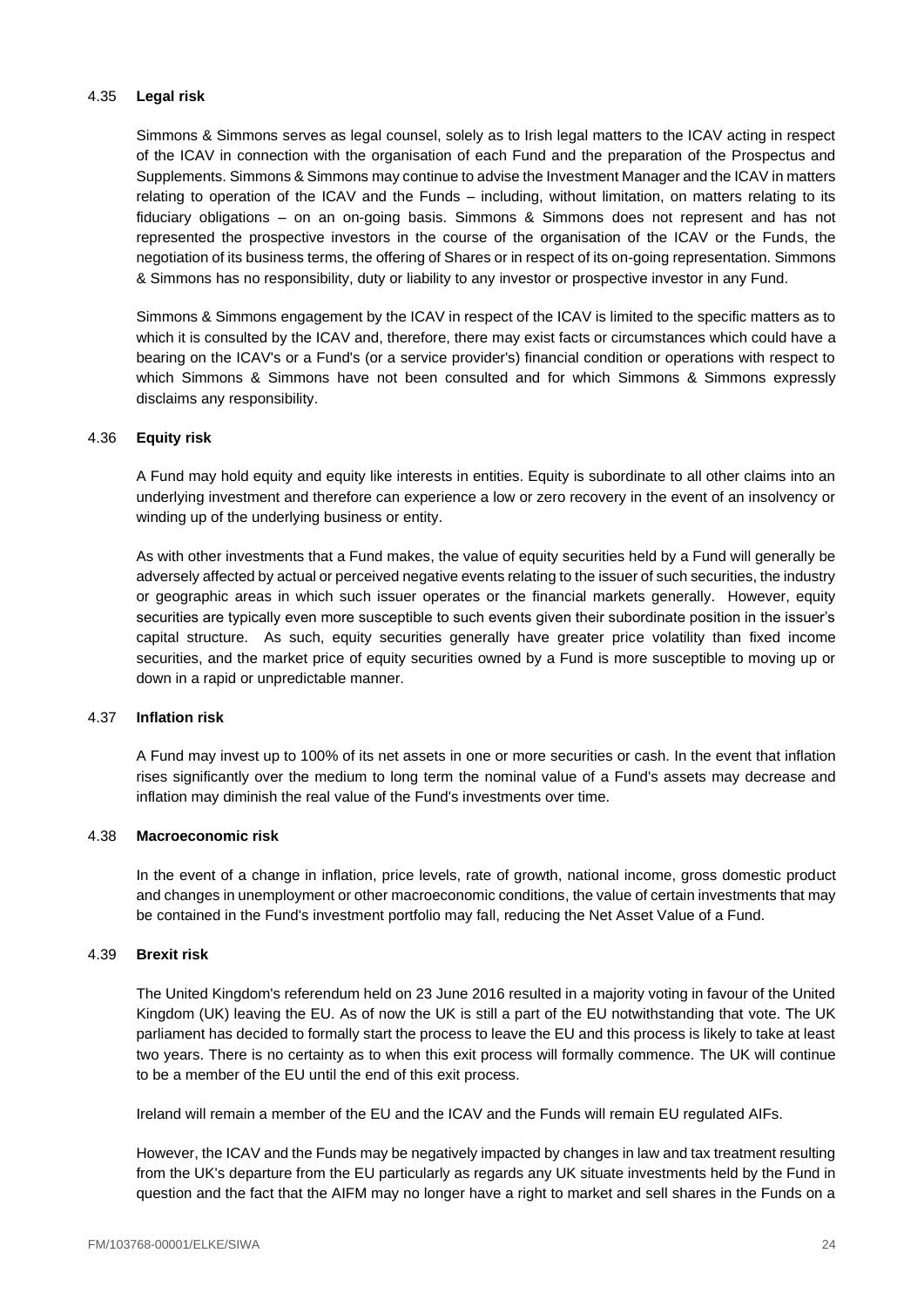### 4.35 **Legal risk**

Simmons & Simmons serves as legal counsel, solely as to Irish legal matters to the ICAV acting in respect of the ICAV in connection with the organisation of each Fund and the preparation of the Prospectus and Supplements. Simmons & Simmons may continue to advise the Investment Manager and the ICAV in matters relating to operation of the ICAV and the Funds – including, without limitation, on matters relating to its fiduciary obligations – on an on-going basis. Simmons & Simmons does not represent and has not represented the prospective investors in the course of the organisation of the ICAV or the Funds, the negotiation of its business terms, the offering of Shares or in respect of its on-going representation. Simmons & Simmons has no responsibility, duty or liability to any investor or prospective investor in any Fund.

Simmons & Simmons engagement by the ICAV in respect of the ICAV is limited to the specific matters as to which it is consulted by the ICAV and, therefore, there may exist facts or circumstances which could have a bearing on the ICAV's or a Fund's (or a service provider's) financial condition or operations with respect to which Simmons & Simmons have not been consulted and for which Simmons & Simmons expressly disclaims any responsibility.

### 4.36 **Equity risk**

A Fund may hold equity and equity like interests in entities. Equity is subordinate to all other claims into an underlying investment and therefore can experience a low or zero recovery in the event of an insolvency or winding up of the underlying business or entity.

As with other investments that a Fund makes, the value of equity securities held by a Fund will generally be adversely affected by actual or perceived negative events relating to the issuer of such securities, the industry or geographic areas in which such issuer operates or the financial markets generally. However, equity securities are typically even more susceptible to such events given their subordinate position in the issuer's capital structure. As such, equity securities generally have greater price volatility than fixed income securities, and the market price of equity securities owned by a Fund is more susceptible to moving up or down in a rapid or unpredictable manner.

### 4.37 **Inflation risk**

A Fund may invest up to 100% of its net assets in one or more securities or cash. In the event that inflation rises significantly over the medium to long term the nominal value of a Fund's assets may decrease and inflation may diminish the real value of the Fund's investments over time.

### 4.38 **Macroeconomic risk**

In the event of a change in inflation, price levels, rate of growth, national income, gross domestic product and changes in unemployment or other macroeconomic conditions, the value of certain investments that may be contained in the Fund's investment portfolio may fall, reducing the Net Asset Value of a Fund.

### 4.39 **Brexit risk**

The United Kingdom's referendum held on 23 June 2016 resulted in a majority voting in favour of the United Kingdom (UK) leaving the EU. As of now the UK is still a part of the EU notwithstanding that vote. The UK parliament has decided to formally start the process to leave the EU and this process is likely to take at least two years. There is no certainty as to when this exit process will formally commence. The UK will continue to be a member of the EU until the end of this exit process.

Ireland will remain a member of the EU and the ICAV and the Funds will remain EU regulated AIFs.

However, the ICAV and the Funds may be negatively impacted by changes in law and tax treatment resulting from the UK's departure from the EU particularly as regards any UK situate investments held by the Fund in question and the fact that the AIFM may no longer have a right to market and sell shares in the Funds on a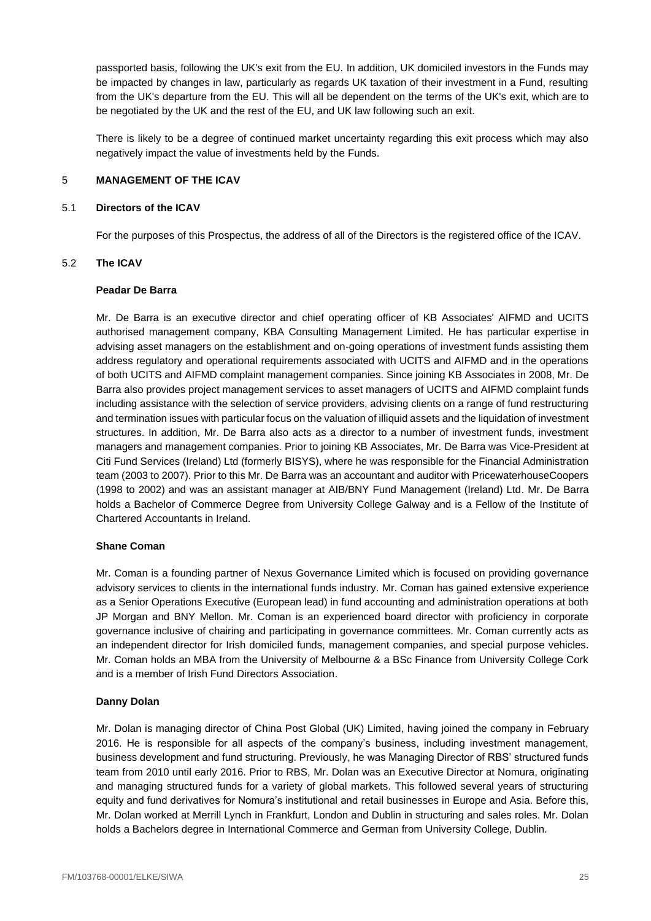passported basis, following the UK's exit from the EU. In addition, UK domiciled investors in the Funds may be impacted by changes in law, particularly as regards UK taxation of their investment in a Fund, resulting from the UK's departure from the EU. This will all be dependent on the terms of the UK's exit, which are to be negotiated by the UK and the rest of the EU, and UK law following such an exit.

There is likely to be a degree of continued market uncertainty regarding this exit process which may also negatively impact the value of investments held by the Funds.

## 5 MANAGEMENT OF THE ICAV

### 5.1 Directors of the ICAV

For the purposes of this Prospectus, the address of all of the Directors is the registered office of the ICAV.

### 5.2 The ICAV

**Peadar De Barra**

Mr. De Barra is an executive director and chief operating officer of KB Associates' AIFMD and UCITS authorised management company, KBA Consulting Management Limited. He has particular expertise in advising asset managers on the establishment and on-going operations of investment funds assisting them address regulatory and operational requirements associated with UCITS and AIFMD and in the operations of both UCITS and AIFMD complaint management companies. Since joining KB Associates in 2008, Mr. De Barra also provides project management services to asset managers of UCITS and AIFMD complaint funds including assistance with the selection of service providers, advising clients on a range of fund restructuring and termination issues with particular focus on the valuation of illiquid assets and the liquidation of investment structures. In addition, Mr. De Barra also acts as a director to a number of investment funds, investment managers and management companies. Prior to joining KB Associates, Mr. De Barra was Vice-President at Citi Fund Services (Ireland) Ltd (formerly BISYS), where he was responsible for the Financial Administration team (2003 to 2007). Prior to this Mr. De Barra was an accountant and auditor with PricewaterhouseCoopers (1998 to 2002) and was an assistant manager at AIB/BNY Fund Management (Ireland) Ltd. Mr. De Barra holds a Bachelor of Commerce Degree from University College Galway and is a Fellow of the Institute of Chartered Accountants in Ireland.

**Shane Coman**

Mr. Coman is a founding partner of Nexus Governance Limited which is focused on providing governance advisory services to clients in the international funds industry. Mr. Coman has gained extensive experience as a Senior Operations Executive (European lead) in fund accounting and administration operations at both JP Morgan and BNY Mellon. Mr. Coman is an experienced board director with proficiency in corporate governance inclusive of chairing and participating in governance committees. Mr. Coman currently acts as an independent director for Irish domiciled funds, management companies, and special purpose vehicles. Mr. Coman holds an MBA from the University of Melbourne & a BSc Finance from University College Cork and is a member of Irish Fund Directors Association.

**Danny Dolan**

Mr. Dolan is managing director of China Post Global (UK) Limited, having joined the company in February 2016. He is responsible for all aspects of the company's business, including investment management, business development and fund structuring. Previously, he was Managing Director of RBS' structured funds team from 2010 until early 2016. Prior to RBS, Mr. Dolan was an Executive Director at Nomura, originating and managing structured funds for a variety of global markets. This followed several years of structuring equity and fund derivatives for Nomura's institutional and retail businesses in Europe and Asia. Before this, Mr. Dolan worked at Merrill Lynch in Frankfurt, London and Dublin in structuring and sales roles. Mr. Dolan holds a Bachelors degree in International Commerce and German from University College, Dublin.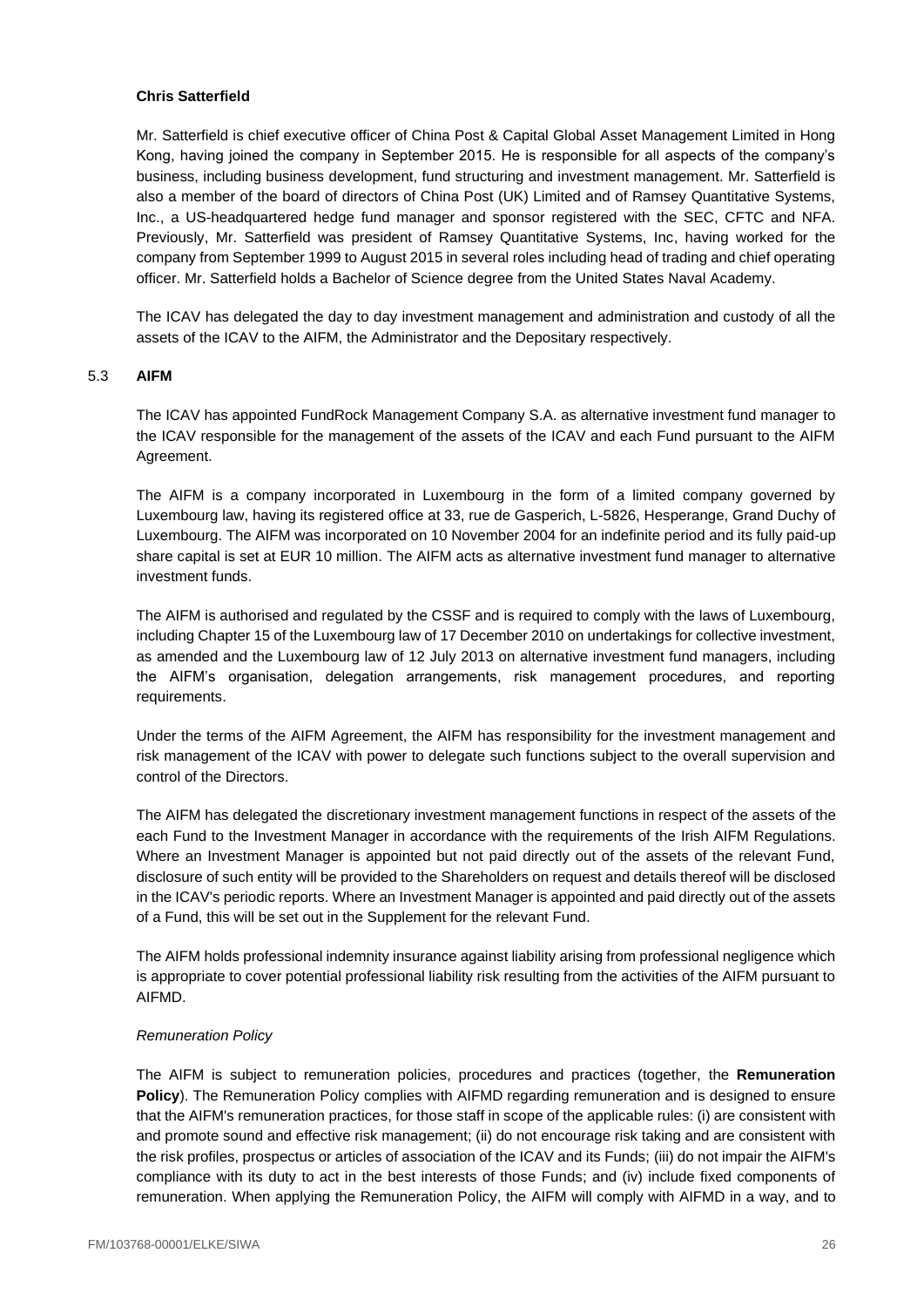**Chris Satterfield**

Mr. Satterfield is chief executive officer of China Post & Capital Global Asset Management Limited in Hong Kong, having joined the company in September 2015. He is responsible for all aspects of the company's business, including business development, fund structuring and investment management. Mr. Satterfield is also a member of the board of directors of China Post (UK) Limited and of Ramsey Quantitative Systems, Inc., a US-headquartered hedge fund manager and sponsor registered with the SEC, CFTC and NFA. Previously, Mr. Satterfield was president of Ramsey Quantitative Systems, Inc, having worked for the company from September 1999 to August 2015 in several roles including head of trading and chief operating officer. Mr. Satterfield holds a Bachelor of Science degree from the United States Naval Academy.

The ICAV has delegated the day to day investment management and administration and custody of all the assets of the ICAV to the AIFM, the Administrator and the Depositary respectively.

## 5.3 AIFM

The ICAV has appointed FundRock Management Company S.A. as alternative investment fund manager to the ICAV responsible for the management of the assets of the ICAV and each Fund pursuant to the AIFM Agreement.

The AIFM is a company incorporated in Luxembourg in the form of a limited company governed by Luxembourg law, having its registered office at 33, rue de Gasperich, L-5826, Hesperange, Grand Duchy of Luxembourg. The AIFM was incorporated on 10 November 2004 for an indefinite period and its fully paid-up share capital is set at EUR 10 million. The AIFM acts as alternative investment fund manager to alternative investment funds.

The AIFM is authorised and regulated by the CSSF and is required to comply with the laws of Luxembourg, including Chapter 15 of the Luxembourg law of 17 December 2010 on undertakings for collective investment, as amended and the Luxembourg law of 12 July 2013 on alternative investment fund managers, including the AIFM's organisation, delegation arrangements, risk management procedures, and reporting requirements.

Under the terms of the AIFM Agreement, the AIFM has responsibility for the investment management and risk management of the ICAV with power to delegate such functions subject to the overall supervision and control of the Directors.

The AIFM has delegated the discretionary investment management functions in respect of the assets of the each Fund to the Investment Manager in accordance with the requirements of the Irish AIFM Regulations. Where an Investment Manager is appointed but not paid directly out of the assets of the relevant Fund, disclosure of such entity will be provided to the Shareholders on request and details thereof will be disclosed in the ICAV's periodic reports. Where an Investment Manager is appointed and paid directly out of the assets of a Fund, this will be set out in the Supplement for the relevant Fund.

The AIFM holds professional indemnity insurance against liability arising from professional negligence which is appropriate to cover potential professional liability risk resulting from the activities of the AIFM pursuant to AIFMD.

*Remuneration Policy*

The AIFM is subject to remuneration policies, procedures and practices (together, the **Remuneration Policy**). The Remuneration Policy complies with AIFMD regarding remuneration and is designed to ensure that the AIFM's remuneration practices, for those staff in scope of the applicable rules: (i) are consistent with and promote sound and effective risk management; (ii) do not encourage risk taking and are consistent with the risk profiles, prospectus or articles of association of the ICAV and its Funds; (iii) do not impair the AIFM's compliance with its duty to act in the best interests of those Funds; and (iv) include fixed components of remuneration. When applying the Remuneration Policy, the AIFM will comply with AIFMD in a way, and to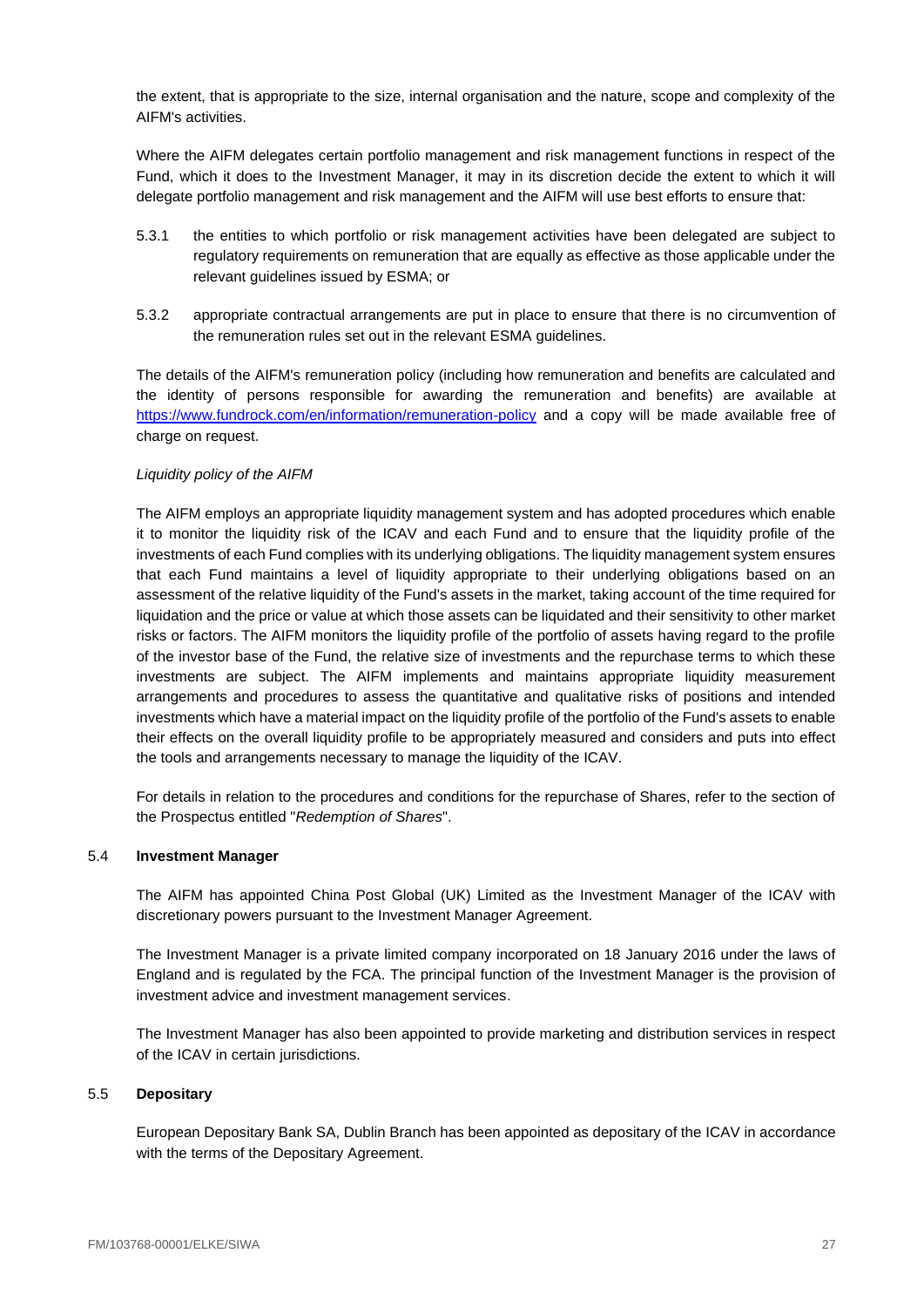the extent, that is appropriate to the size, internal organisation and the nature, scope and complexity of the AIFM's activities.

Where the AIFM delegates certain portfolio management and risk management functions in respect of the Fund, which it does to the Investment Manager, it may in its discretion decide the extent to which it will delegate portfolio management and risk management and the AIFM will use best efforts to ensure that:

5.3.1 the entities to which portfolio or risk management activities have been delegated are subject to regulatory requirements on remuneration that are equally as effective as those applicable under the relevant guidelines issued by ESMA; or

5.3.2 appropriate contractual arrangements are put in place to ensure that there is no circumvention of the remuneration rules set out in the relevant ESMA guidelines.

The details of the AIFM's remuneration policy (including how remuneration and benefits are calculated and the identity of persons responsible for awarding the remuneration and benefits) are available at https://www.fundrock.com/en/information/remuneration-policy and a copy will be made available free of charge on request.

*Liquidity policy of the AIFM*

The AIFM employs an appropriate liquidity management system and has adopted procedures which enable it to monitor the liquidity risk of the ICAV and each Fund and to ensure that the liquidity profile of the investments of each Fund complies with its underlying obligations. The liquidity management system ensures that each Fund maintains a level of liquidity appropriate to their underlying obligations based on an assessment of the relative liquidity of the Fund's assets in the market, taking account of the time required for liquidation and the price or value at which those assets can be liquidated and their sensitivity to other market risks or factors. The AIFM monitors the liquidity profile of the portfolio of assets having regard to the profile of the investor base of the Fund, the relative size of investments and the repurchase terms to which these investments are subject. The AIFM implements and maintains appropriate liquidity measurement arrangements and procedures to assess the quantitative and qualitative risks of positions and intended investments which have a material impact on the liquidity profile of the portfolio of the Fund's assets to enable their effects on the overall liquidity profile to be appropriately measured and considers and puts into effect the tools and arrangements necessary to manage the liquidity of the ICAV.

For details in relation to the procedures and conditions for the repurchase of Shares, refer to the section of the Prospectus entitled "*Redemption of Shares*".

### 5.4 Investment Manager

The AIFM has appointed China Post Global (UK) Limited as the Investment Manager of the ICAV with discretionary powers pursuant to the Investment Manager Agreement.

The Investment Manager is a private limited company incorporated on 18 January 2016 under the laws of England and is regulated by the FCA. The principal function of the Investment Manager is the provision of investment advice and investment management services.

The Investment Manager has also been appointed to provide marketing and distribution services in respect of the ICAV in certain jurisdictions.

### 5.5 Depositary

European Depositary Bank SA, Dublin Branch has been appointed as depositary of the ICAV in accordance with the terms of the Depositary Agreement.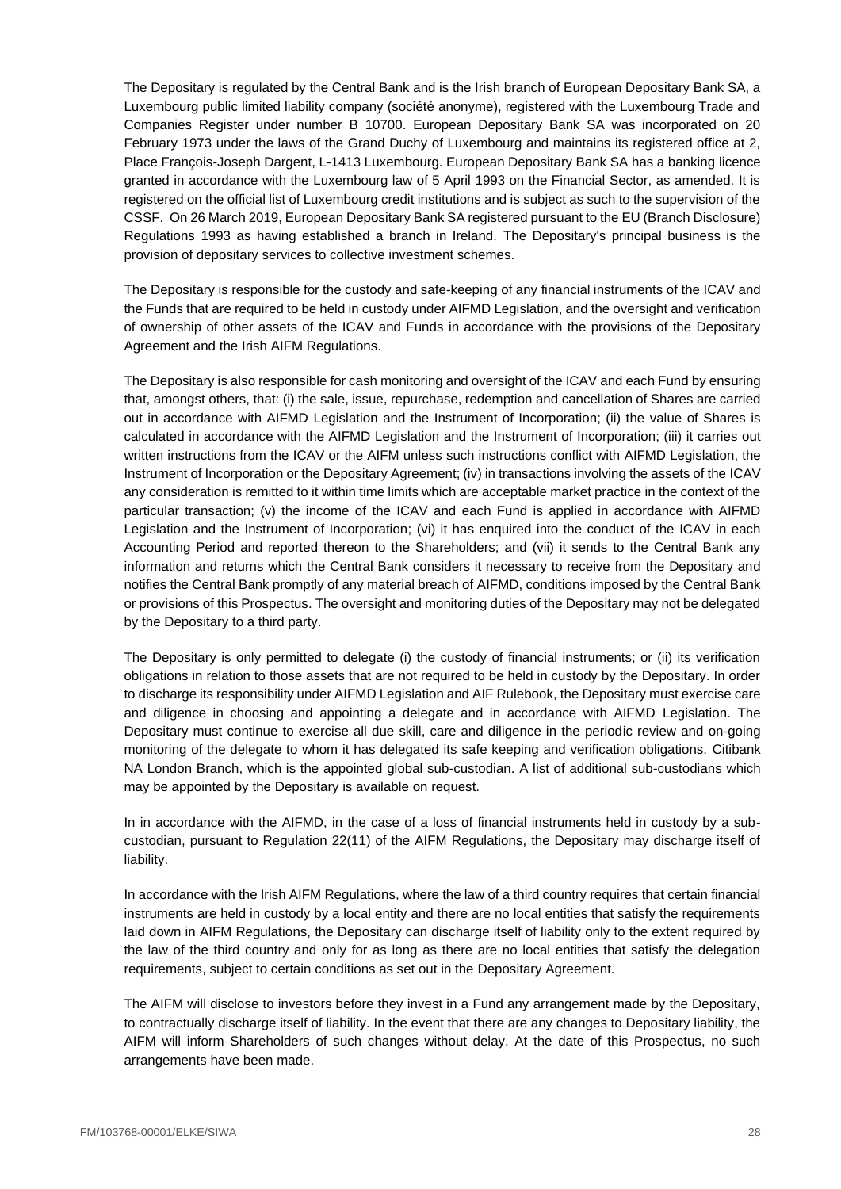The Depositary is regulated by the Central Bank and is the Irish branch of European Depositary Bank SA, a Luxembourg public limited liability company (société anonyme), registered with the Luxembourg Trade and Companies Register under number B 10700. European Depositary Bank SA was incorporated on 20 February 1973 under the laws of the Grand Duchy of Luxembourg and maintains its registered office at 2, Place François-Joseph Dargent, L-1413 Luxembourg. European Depositary Bank SA has a banking licence granted in accordance with the Luxembourg law of 5 April 1993 on the Financial Sector, as amended. It is registered on the official list of Luxembourg credit institutions and is subject as such to the supervision of the CSSF. On 26 March 2019, European Depositary Bank SA registered pursuant to the EU (Branch Disclosure) Regulations 1993 as having established a branch in Ireland. The Depositary's principal business is the provision of depositary services to collective investment schemes.

The Depositary is responsible for the custody and safe-keeping of any financial instruments of the ICAV and the Funds that are required to be held in custody under AIFMD Legislation, and the oversight and verification of ownership of other assets of the ICAV and Funds in accordance with the provisions of the Depositary Agreement and the Irish AIFM Regulations.

The Depositary is also responsible for cash monitoring and oversight of the ICAV and each Fund by ensuring that, amongst others, that: (i) the sale, issue, repurchase, redemption and cancellation of Shares are carried out in accordance with AIFMD Legislation and the Instrument of Incorporation; (ii) the value of Shares is calculated in accordance with the AIFMD Legislation and the Instrument of Incorporation; (iii) it carries out written instructions from the ICAV or the AIFM unless such instructions conflict with AIFMD Legislation, the Instrument of Incorporation or the Depositary Agreement; (iv) in transactions involving the assets of the ICAV any consideration is remitted to it within time limits which are acceptable market practice in the context of the particular transaction; (v) the income of the ICAV and each Fund is applied in accordance with AIFMD Legislation and the Instrument of Incorporation; (vi) it has enquired into the conduct of the ICAV in each Accounting Period and reported thereon to the Shareholders; and (vii) it sends to the Central Bank any information and returns which the Central Bank considers it necessary to receive from the Depositary and notifies the Central Bank promptly of any material breach of AIFMD, conditions imposed by the Central Bank or provisions of this Prospectus. The oversight and monitoring duties of the Depositary may not be delegated by the Depositary to a third party.

The Depositary is only permitted to delegate (i) the custody of financial instruments; or (ii) its verification obligations in relation to those assets that are not required to be held in custody by the Depositary. In order to discharge its responsibility under AIFMD Legislation and AIF Rulebook, the Depositary must exercise care and diligence in choosing and appointing a delegate and in accordance with AIFMD Legislation. The Depositary must continue to exercise all due skill, care and diligence in the periodic review and on-going monitoring of the delegate to whom it has delegated its safe keeping and verification obligations. Citibank NA London Branch, which is the appointed global sub-custodian. A list of additional sub-custodians which may be appointed by the Depositary is available on request.

In in accordance with the AIFMD, in the case of a loss of financial instruments held in custody by a sub-custodian, pursuant to Regulation 22(11) of the AIFM Regulations, the Depositary may discharge itself of liability.

In accordance with the Irish AIFM Regulations, where the law of a third country requires that certain financial instruments are held in custody by a local entity and there are no local entities that satisfy the requirements laid down in AIFM Regulations, the Depositary can discharge itself of liability only to the extent required by the law of the third country and only for as long as there are no local entities that satisfy the delegation requirements, subject to certain conditions as set out in the Depositary Agreement.

The AIFM will disclose to investors before they invest in a Fund any arrangement made by the Depositary, to contractually discharge itself of liability. In the event that there are any changes to Depositary liability, the AIFM will inform Shareholders of such changes without delay. At the date of this Prospectus, no such arrangements have been made.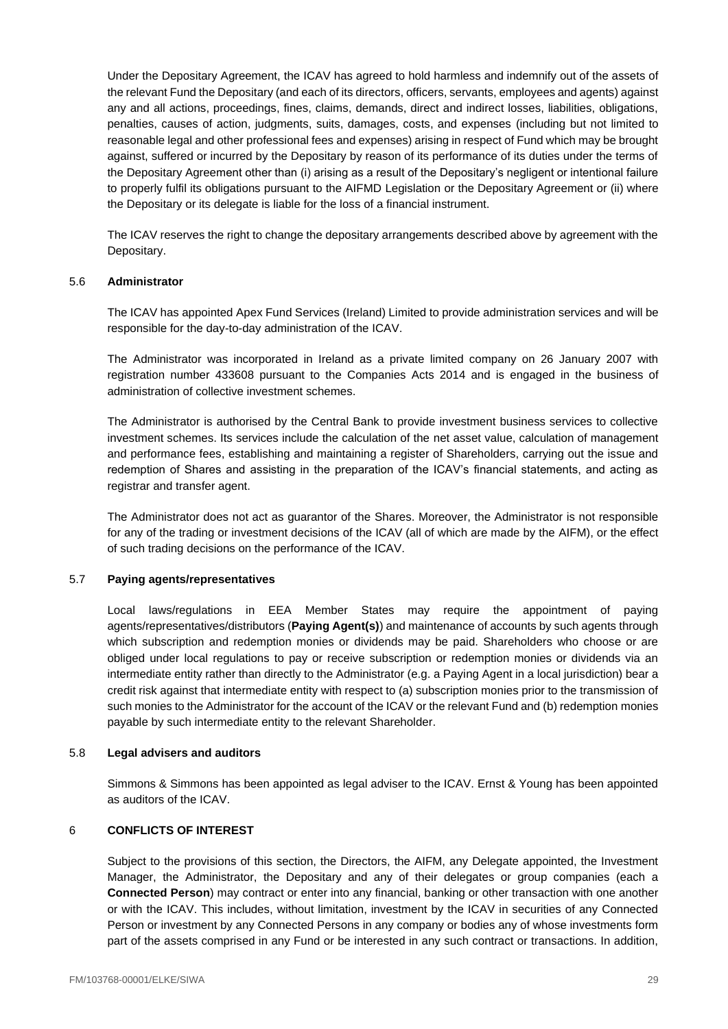Under the Depositary Agreement, the ICAV has agreed to hold harmless and indemnify out of the assets of the relevant Fund the Depositary (and each of its directors, officers, servants, employees and agents) against any and all actions, proceedings, fines, claims, demands, direct and indirect losses, liabilities, obligations, penalties, causes of action, judgments, suits, damages, costs, and expenses (including but not limited to reasonable legal and other professional fees and expenses) arising in respect of Fund which may be brought against, suffered or incurred by the Depositary by reason of its performance of its duties under the terms of the Depositary Agreement other than (i) arising as a result of the Depositary's negligent or intentional failure to properly fulfil its obligations pursuant to the AIFMD Legislation or the Depositary Agreement or (ii) where the Depositary or its delegate is liable for the loss of a financial instrument.

The ICAV reserves the right to change the depositary arrangements described above by agreement with the Depositary.

### 5.6 Administrator

The ICAV has appointed Apex Fund Services (Ireland) Limited to provide administration services and will be responsible for the day-to-day administration of the ICAV.

The Administrator was incorporated in Ireland as a private limited company on 26 January 2007 with registration number 433608 pursuant to the Companies Acts 2014 and is engaged in the business of administration of collective investment schemes.

The Administrator is authorised by the Central Bank to provide investment business services to collective investment schemes. Its services include the calculation of the net asset value, calculation of management and performance fees, establishing and maintaining a register of Shareholders, carrying out the issue and redemption of Shares and assisting in the preparation of the ICAV's financial statements, and acting as registrar and transfer agent.

The Administrator does not act as guarantor of the Shares. Moreover, the Administrator is not responsible for any of the trading or investment decisions of the ICAV (all of which are made by the AIFM), or the effect of such trading decisions on the performance of the ICAV.

### 5.7 Paying agents/representatives

Local laws/regulations in EEA Member States may require the appointment of paying agents/representatives/distributors (**Paying Agent(s)**) and maintenance of accounts by such agents through which subscription and redemption monies or dividends may be paid. Shareholders who choose or are obliged under local regulations to pay or receive subscription or redemption monies or dividends via an intermediate entity rather than directly to the Administrator (e.g. a Paying Agent in a local jurisdiction) bear a credit risk against that intermediate entity with respect to (a) subscription monies prior to the transmission of such monies to the Administrator for the account of the ICAV or the relevant Fund and (b) redemption monies payable by such intermediate entity to the relevant Shareholder.

### 5.8 Legal advisers and auditors

Simmons & Simmons has been appointed as legal adviser to the ICAV. Ernst & Young has been appointed as auditors of the ICAV.

## 6 CONFLICTS OF INTEREST

Subject to the provisions of this section, the Directors, the AIFM, any Delegate appointed, the Investment Manager, the Administrator, the Depositary and any of their delegates or group companies (each a **Connected Person**) may contract or enter into any financial, banking or other transaction with one another or with the ICAV. This includes, without limitation, investment by the ICAV in securities of any Connected Person or investment by any Connected Persons in any company or bodies any of whose investments form part of the assets comprised in any Fund or be interested in any such contract or transactions. In addition,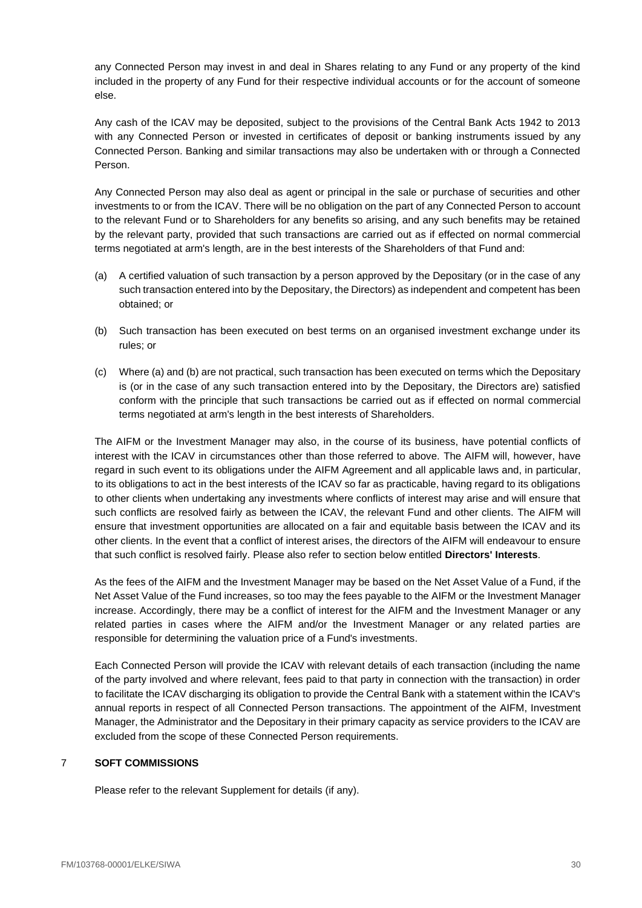any Connected Person may invest in and deal in Shares relating to any Fund or any property of the kind included in the property of any Fund for their respective individual accounts or for the account of someone else.

Any cash of the ICAV may be deposited, subject to the provisions of the Central Bank Acts 1942 to 2013 with any Connected Person or invested in certificates of deposit or banking instruments issued by any Connected Person. Banking and similar transactions may also be undertaken with or through a Connected Person.

Any Connected Person may also deal as agent or principal in the sale or purchase of securities and other investments to or from the ICAV. There will be no obligation on the part of any Connected Person to account to the relevant Fund or to Shareholders for any benefits so arising, and any such benefits may be retained by the relevant party, provided that such transactions are carried out as if effected on normal commercial terms negotiated at arm's length, are in the best interests of the Shareholders of that Fund and:

(a) A certified valuation of such transaction by a person approved by the Depositary (or in the case of any such transaction entered into by the Depositary, the Directors) as independent and competent has been obtained; or

(b) Such transaction has been executed on best terms on an organised investment exchange under its rules; or

(c) Where (a) and (b) are not practical, such transaction has been executed on terms which the Depositary is (or in the case of any such transaction entered into by the Depositary, the Directors are) satisfied conform with the principle that such transactions be carried out as if effected on normal commercial terms negotiated at arm's length in the best interests of Shareholders.

The AIFM or the Investment Manager may also, in the course of its business, have potential conflicts of interest with the ICAV in circumstances other than those referred to above. The AIFM will, however, have regard in such event to its obligations under the AIFM Agreement and all applicable laws and, in particular, to its obligations to act in the best interests of the ICAV so far as practicable, having regard to its obligations to other clients when undertaking any investments where conflicts of interest may arise and will ensure that such conflicts are resolved fairly as between the ICAV, the relevant Fund and other clients. The AIFM will ensure that investment opportunities are allocated on a fair and equitable basis between the ICAV and its other clients. In the event that a conflict of interest arises, the directors of the AIFM will endeavour to ensure that such conflict is resolved fairly. Please also refer to section below entitled **Directors' Interests**.

As the fees of the AIFM and the Investment Manager may be based on the Net Asset Value of a Fund, if the Net Asset Value of the Fund increases, so too may the fees payable to the AIFM or the Investment Manager increase. Accordingly, there may be a conflict of interest for the AIFM and the Investment Manager or any related parties in cases where the AIFM and/or the Investment Manager or any related parties are responsible for determining the valuation price of a Fund's investments.

Each Connected Person will provide the ICAV with relevant details of each transaction (including the name of the party involved and where relevant, fees paid to that party in connection with the transaction) in order to facilitate the ICAV discharging its obligation to provide the Central Bank with a statement within the ICAV's annual reports in respect of all Connected Person transactions. The appointment of the AIFM, Investment Manager, the Administrator and the Depositary in their primary capacity as service providers to the ICAV are excluded from the scope of these Connected Person requirements.

## 7 SOFT COMMISSIONS

Please refer to the relevant Supplement for details (if any).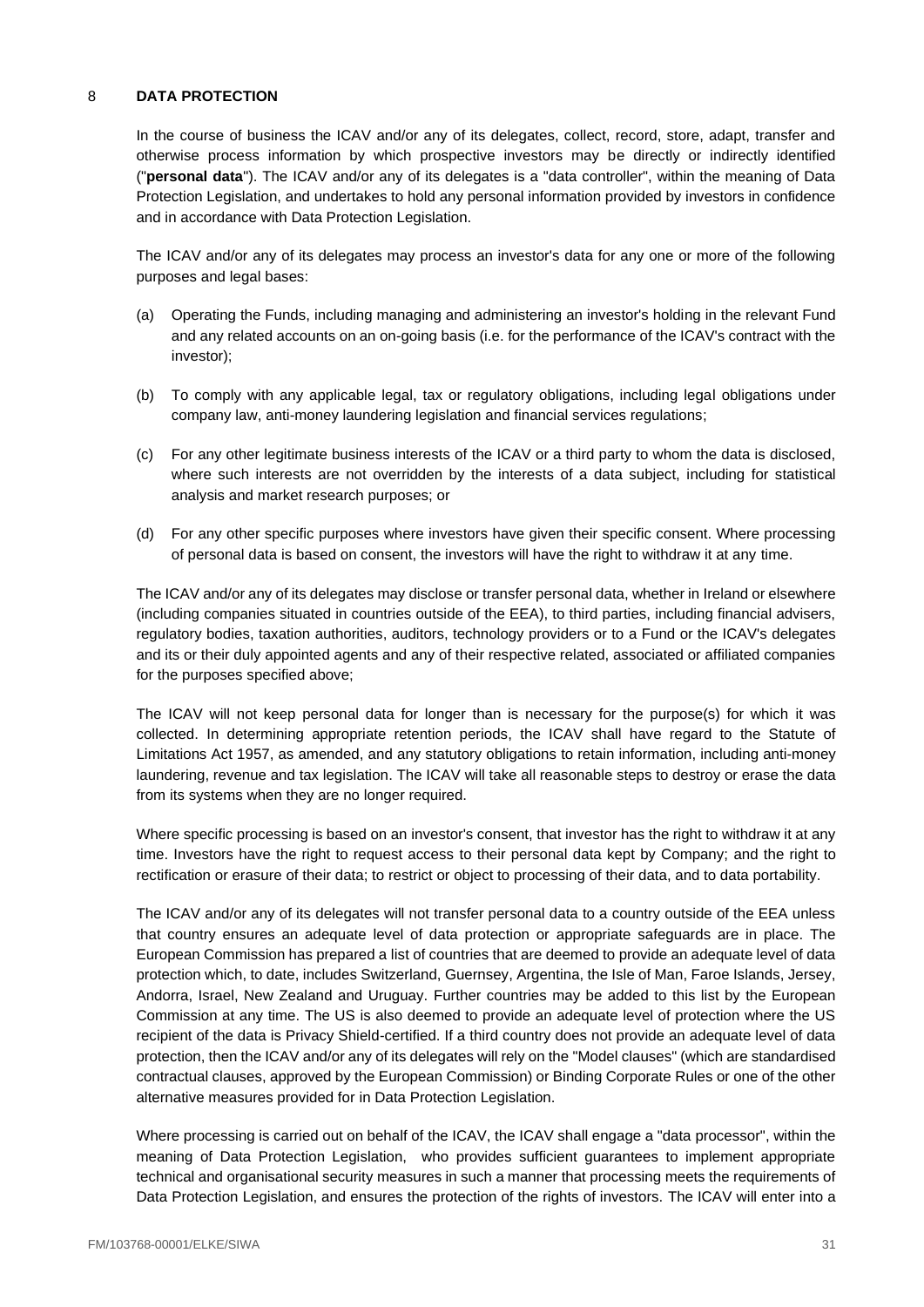## 8 DATA PROTECTION

In the course of business the ICAV and/or any of its delegates, collect, record, store, adapt, transfer and otherwise process information by which prospective investors may be directly or indirectly identified ("**personal data**"). The ICAV and/or any of its delegates is a "data controller", within the meaning of Data Protection Legislation, and undertakes to hold any personal information provided by investors in confidence and in accordance with Data Protection Legislation.

The ICAV and/or any of its delegates may process an investor's data for any one or more of the following purposes and legal bases:

(a) Operating the Funds, including managing and administering an investor's holding in the relevant Fund and any related accounts on an on-going basis (i.e. for the performance of the ICAV's contract with the investor);

(b) To comply with any applicable legal, tax or regulatory obligations, including legal obligations under company law, anti-money laundering legislation and financial services regulations;

(c) For any other legitimate business interests of the ICAV or a third party to whom the data is disclosed, where such interests are not overridden by the interests of a data subject, including for statistical analysis and market research purposes; or

(d) For any other specific purposes where investors have given their specific consent. Where processing of personal data is based on consent, the investors will have the right to withdraw it at any time.

The ICAV and/or any of its delegates may disclose or transfer personal data, whether in Ireland or elsewhere (including companies situated in countries outside of the EEA), to third parties, including financial advisers, regulatory bodies, taxation authorities, auditors, technology providers or to a Fund or the ICAV's delegates and its or their duly appointed agents and any of their respective related, associated or affiliated companies for the purposes specified above;

The ICAV will not keep personal data for longer than is necessary for the purpose(s) for which it was collected. In determining appropriate retention periods, the ICAV shall have regard to the Statute of Limitations Act 1957, as amended, and any statutory obligations to retain information, including anti-money laundering, revenue and tax legislation. The ICAV will take all reasonable steps to destroy or erase the data from its systems when they are no longer required.

Where specific processing is based on an investor's consent, that investor has the right to withdraw it at any time. Investors have the right to request access to their personal data kept by Company; and the right to rectification or erasure of their data; to restrict or object to processing of their data, and to data portability.

The ICAV and/or any of its delegates will not transfer personal data to a country outside of the EEA unless that country ensures an adequate level of data protection or appropriate safeguards are in place. The European Commission has prepared a list of countries that are deemed to provide an adequate level of data protection which, to date, includes Switzerland, Guernsey, Argentina, the Isle of Man, Faroe Islands, Jersey, Andorra, Israel, New Zealand and Uruguay. Further countries may be added to this list by the European Commission at any time. The US is also deemed to provide an adequate level of protection where the US recipient of the data is Privacy Shield-certified. If a third country does not provide an adequate level of data protection, then the ICAV and/or any of its delegates will rely on the "Model clauses" (which are standardised contractual clauses, approved by the European Commission) or Binding Corporate Rules or one of the other alternative measures provided for in Data Protection Legislation.

Where processing is carried out on behalf of the ICAV, the ICAV shall engage a "data processor", within the meaning of Data Protection Legislation, who provides sufficient guarantees to implement appropriate technical and organisational security measures in such a manner that processing meets the requirements of Data Protection Legislation, and ensures the protection of the rights of investors. The ICAV will enter into a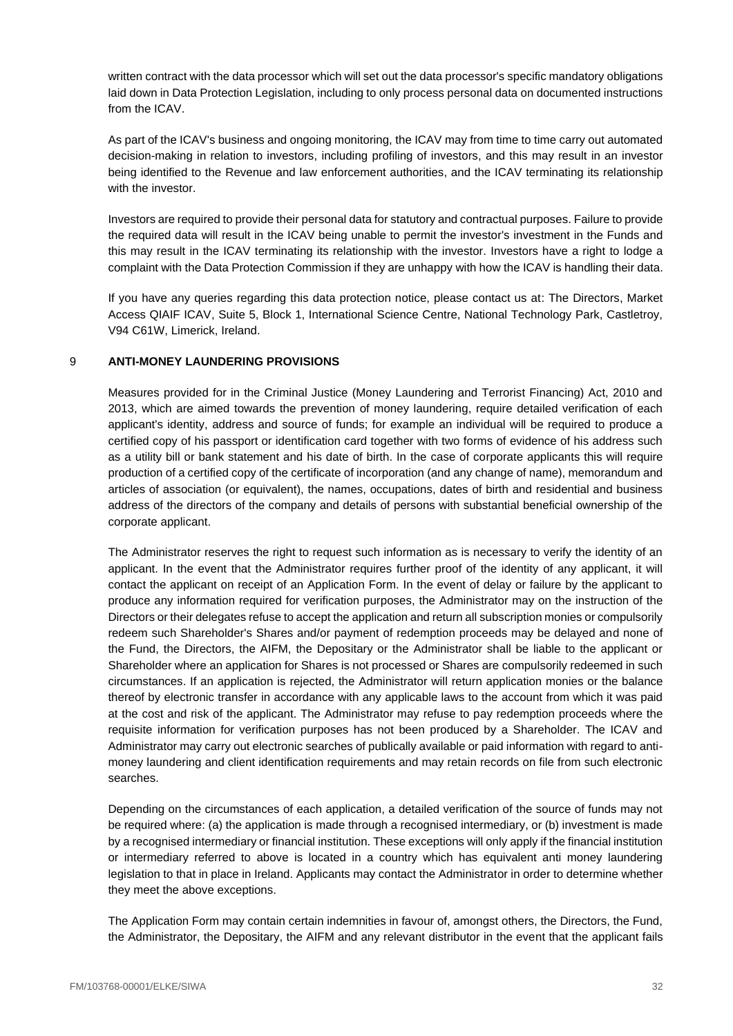written contract with the data processor which will set out the data processor's specific mandatory obligations laid down in Data Protection Legislation, including to only process personal data on documented instructions from the ICAV.

As part of the ICAV's business and ongoing monitoring, the ICAV may from time to time carry out automated decision-making in relation to investors, including profiling of investors, and this may result in an investor being identified to the Revenue and law enforcement authorities, and the ICAV terminating its relationship with the investor.

Investors are required to provide their personal data for statutory and contractual purposes. Failure to provide the required data will result in the ICAV being unable to permit the investor's investment in the Funds and this may result in the ICAV terminating its relationship with the investor. Investors have a right to lodge a complaint with the Data Protection Commission if they are unhappy with how the ICAV is handling their data.

If you have any queries regarding this data protection notice, please contact us at: The Directors, Market Access QIAIF ICAV, Suite 5, Block 1, International Science Centre, National Technology Park, Castletroy, V94 C61W, Limerick, Ireland.

## 9 ANTI-MONEY LAUNDERING PROVISIONS

Measures provided for in the Criminal Justice (Money Laundering and Terrorist Financing) Act, 2010 and 2013, which are aimed towards the prevention of money laundering, require detailed verification of each applicant's identity, address and source of funds; for example an individual will be required to produce a certified copy of his passport or identification card together with two forms of evidence of his address such as a utility bill or bank statement and his date of birth. In the case of corporate applicants this will require production of a certified copy of the certificate of incorporation (and any change of name), memorandum and articles of association (or equivalent), the names, occupations, dates of birth and residential and business address of the directors of the company and details of persons with substantial beneficial ownership of the corporate applicant.

The Administrator reserves the right to request such information as is necessary to verify the identity of an applicant. In the event that the Administrator requires further proof of the identity of any applicant, it will contact the applicant on receipt of an Application Form. In the event of delay or failure by the applicant to produce any information required for verification purposes, the Administrator may on the instruction of the Directors or their delegates refuse to accept the application and return all subscription monies or compulsorily redeem such Shareholder's Shares and/or payment of redemption proceeds may be delayed and none of the Fund, the Directors, the AIFM, the Depositary or the Administrator shall be liable to the applicant or Shareholder where an application for Shares is not processed or Shares are compulsorily redeemed in such circumstances. If an application is rejected, the Administrator will return application monies or the balance thereof by electronic transfer in accordance with any applicable laws to the account from which it was paid at the cost and risk of the applicant. The Administrator may refuse to pay redemption proceeds where the requisite information for verification purposes has not been produced by a Shareholder. The ICAV and Administrator may carry out electronic searches of publically available or paid information with regard to anti-money laundering and client identification requirements and may retain records on file from such electronic searches.

Depending on the circumstances of each application, a detailed verification of the source of funds may not be required where: (a) the application is made through a recognised intermediary, or (b) investment is made by a recognised intermediary or financial institution. These exceptions will only apply if the financial institution or intermediary referred to above is located in a country which has equivalent anti money laundering legislation to that in place in Ireland. Applicants may contact the Administrator in order to determine whether they meet the above exceptions.

The Application Form may contain certain indemnities in favour of, amongst others, the Directors, the Fund, the Administrator, the Depositary, the AIFM and any relevant distributor in the event that the applicant fails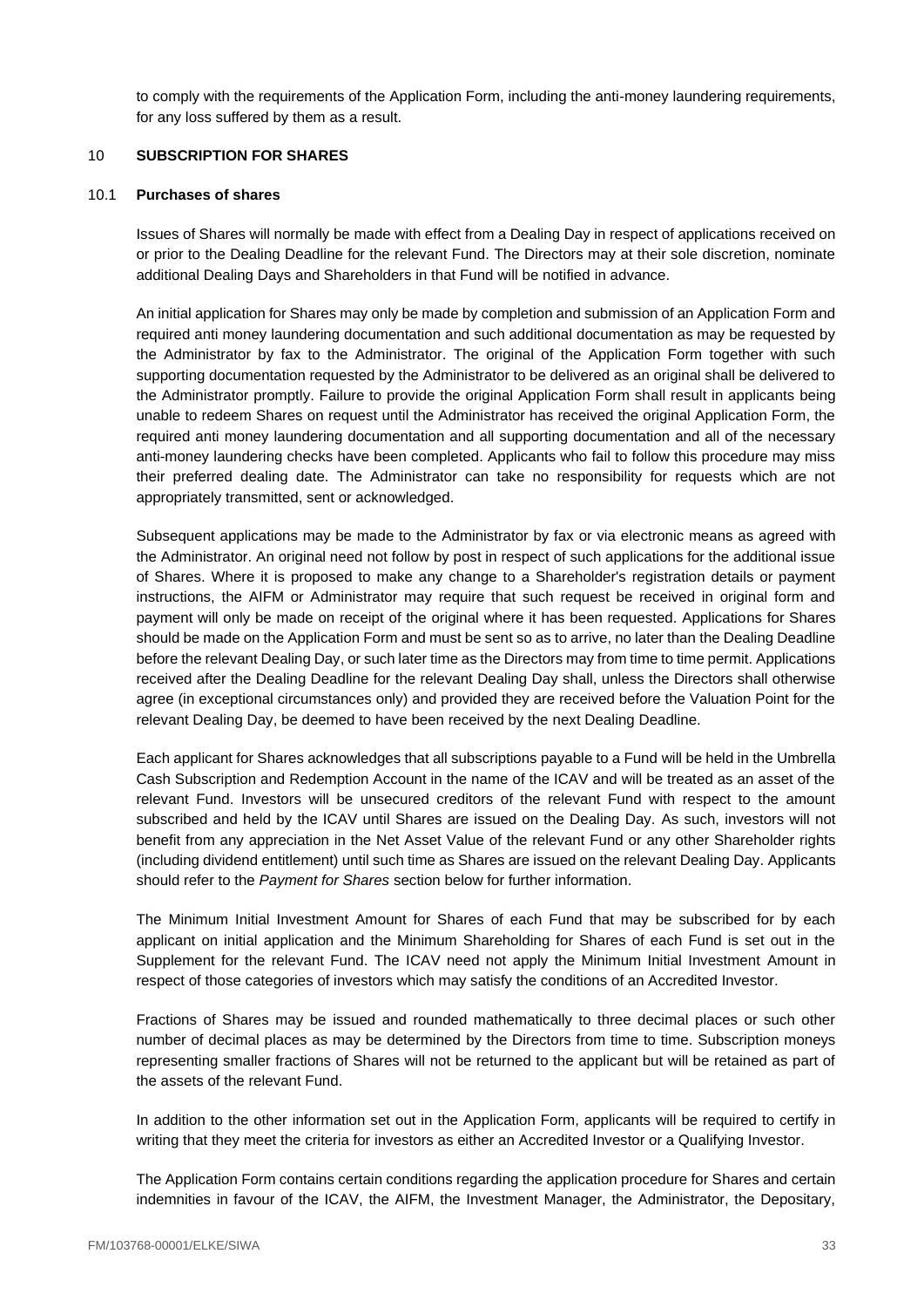to comply with the requirements of the Application Form, including the anti-money laundering requirements, for any loss suffered by them as a result.

## 10 SUBSCRIPTION FOR SHARES

### 10.1 Purchases of shares

Issues of Shares will normally be made with effect from a Dealing Day in respect of applications received on or prior to the Dealing Deadline for the relevant Fund. The Directors may at their sole discretion, nominate additional Dealing Days and Shareholders in that Fund will be notified in advance.

An initial application for Shares may only be made by completion and submission of an Application Form and required anti money laundering documentation and such additional documentation as may be requested by the Administrator by fax to the Administrator. The original of the Application Form together with such supporting documentation requested by the Administrator to be delivered as an original shall be delivered to the Administrator promptly. Failure to provide the original Application Form shall result in applicants being unable to redeem Shares on request until the Administrator has received the original Application Form, the required anti money laundering documentation and all supporting documentation and all of the necessary anti-money laundering checks have been completed. Applicants who fail to follow this procedure may miss their preferred dealing date. The Administrator can take no responsibility for requests which are not appropriately transmitted, sent or acknowledged.

Subsequent applications may be made to the Administrator by fax or via electronic means as agreed with the Administrator. An original need not follow by post in respect of such applications for the additional issue of Shares. Where it is proposed to make any change to a Shareholder's registration details or payment instructions, the AIFM or Administrator may require that such request be received in original form and payment will only be made on receipt of the original where it has been requested. Applications for Shares should be made on the Application Form and must be sent so as to arrive, no later than the Dealing Deadline before the relevant Dealing Day, or such later time as the Directors may from time to time permit. Applications received after the Dealing Deadline for the relevant Dealing Day shall, unless the Directors shall otherwise agree (in exceptional circumstances only) and provided they are received before the Valuation Point for the relevant Dealing Day, be deemed to have been received by the next Dealing Deadline.

Each applicant for Shares acknowledges that all subscriptions payable to a Fund will be held in the Umbrella Cash Subscription and Redemption Account in the name of the ICAV and will be treated as an asset of the relevant Fund. Investors will be unsecured creditors of the relevant Fund with respect to the amount subscribed and held by the ICAV until Shares are issued on the Dealing Day. As such, investors will not benefit from any appreciation in the Net Asset Value of the relevant Fund or any other Shareholder rights (including dividend entitlement) until such time as Shares are issued on the relevant Dealing Day. Applicants should refer to the *Payment for Shares* section below for further information.

The Minimum Initial Investment Amount for Shares of each Fund that may be subscribed for by each applicant on initial application and the Minimum Shareholding for Shares of each Fund is set out in the Supplement for the relevant Fund. The ICAV need not apply the Minimum Initial Investment Amount in respect of those categories of investors which may satisfy the conditions of an Accredited Investor.

Fractions of Shares may be issued and rounded mathematically to three decimal places or such other number of decimal places as may be determined by the Directors from time to time. Subscription moneys representing smaller fractions of Shares will not be returned to the applicant but will be retained as part of the assets of the relevant Fund.

In addition to the other information set out in the Application Form, applicants will be required to certify in writing that they meet the criteria for investors as either an Accredited Investor or a Qualifying Investor.

The Application Form contains certain conditions regarding the application procedure for Shares and certain indemnities in favour of the ICAV, the AIFM, the Investment Manager, the Administrator, the Depositary,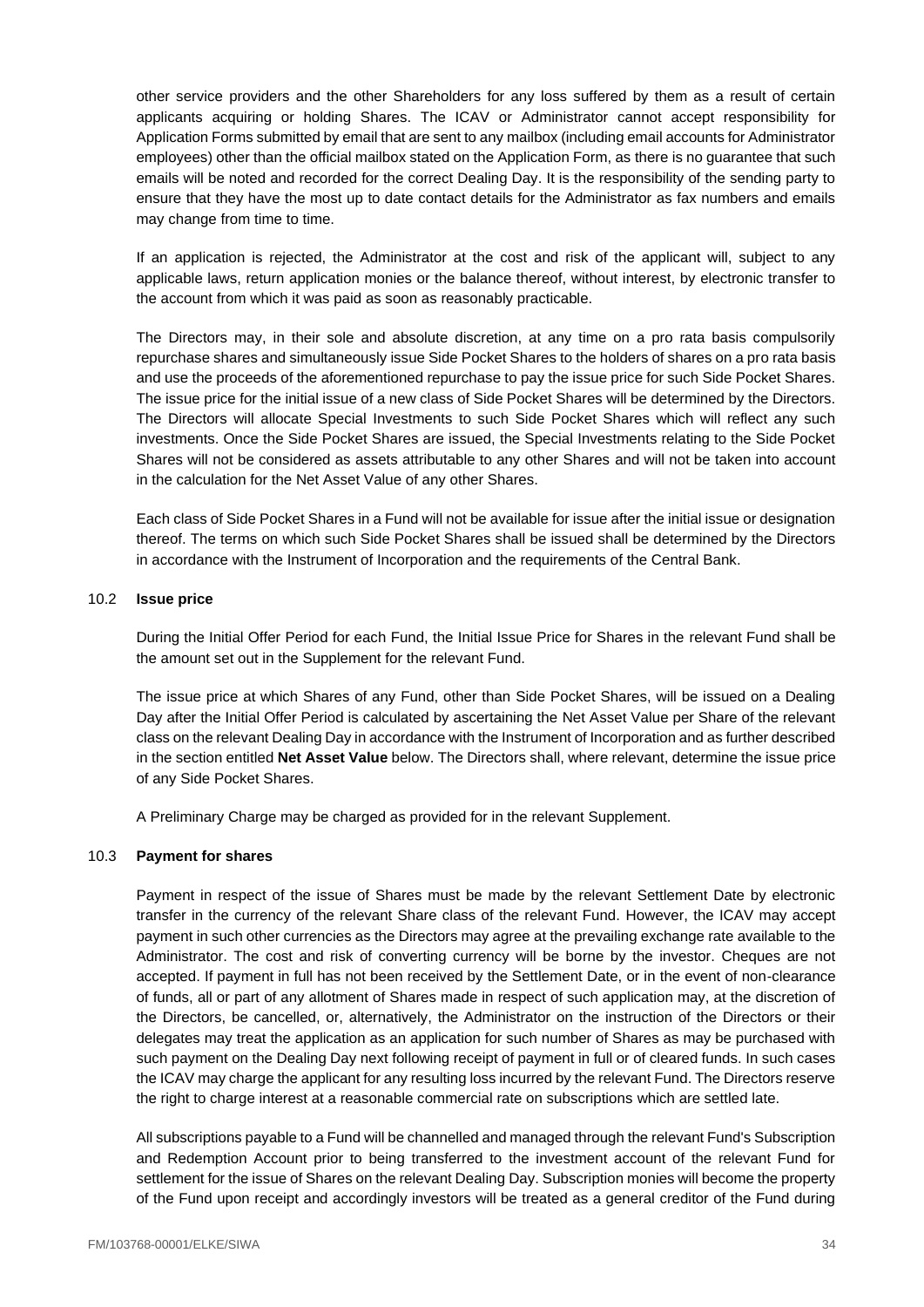other service providers and the other Shareholders for any loss suffered by them as a result of certain applicants acquiring or holding Shares. The ICAV or Administrator cannot accept responsibility for Application Forms submitted by email that are sent to any mailbox (including email accounts for Administrator employees) other than the official mailbox stated on the Application Form, as there is no guarantee that such emails will be noted and recorded for the correct Dealing Day. It is the responsibility of the sending party to ensure that they have the most up to date contact details for the Administrator as fax numbers and emails may change from time to time.

If an application is rejected, the Administrator at the cost and risk of the applicant will, subject to any applicable laws, return application monies or the balance thereof, without interest, by electronic transfer to the account from which it was paid as soon as reasonably practicable.

The Directors may, in their sole and absolute discretion, at any time on a pro rata basis compulsorily repurchase shares and simultaneously issue Side Pocket Shares to the holders of shares on a pro rata basis and use the proceeds of the aforementioned repurchase to pay the issue price for such Side Pocket Shares. The issue price for the initial issue of a new class of Side Pocket Shares will be determined by the Directors. The Directors will allocate Special Investments to such Side Pocket Shares which will reflect any such investments. Once the Side Pocket Shares are issued, the Special Investments relating to the Side Pocket Shares will not be considered as assets attributable to any other Shares and will not be taken into account in the calculation for the Net Asset Value of any other Shares.

Each class of Side Pocket Shares in a Fund will not be available for issue after the initial issue or designation thereof. The terms on which such Side Pocket Shares shall be issued shall be determined by the Directors in accordance with the Instrument of Incorporation and the requirements of the Central Bank.

### 10.2 Issue price

During the Initial Offer Period for each Fund, the Initial Issue Price for Shares in the relevant Fund shall be the amount set out in the Supplement for the relevant Fund.

The issue price at which Shares of any Fund, other than Side Pocket Shares, will be issued on a Dealing Day after the Initial Offer Period is calculated by ascertaining the Net Asset Value per Share of the relevant class on the relevant Dealing Day in accordance with the Instrument of Incorporation and as further described in the section entitled **Net Asset Value** below. The Directors shall, where relevant, determine the issue price of any Side Pocket Shares.

A Preliminary Charge may be charged as provided for in the relevant Supplement.

### 10.3 Payment for shares

Payment in respect of the issue of Shares must be made by the relevant Settlement Date by electronic transfer in the currency of the relevant Share class of the relevant Fund. However, the ICAV may accept payment in such other currencies as the Directors may agree at the prevailing exchange rate available to the Administrator. The cost and risk of converting currency will be borne by the investor. Cheques are not accepted. If payment in full has not been received by the Settlement Date, or in the event of non-clearance of funds, all or part of any allotment of Shares made in respect of such application may, at the discretion of the Directors, be cancelled, or, alternatively, the Administrator on the instruction of the Directors or their delegates may treat the application as an application for such number of Shares as may be purchased with such payment on the Dealing Day next following receipt of payment in full or of cleared funds. In such cases the ICAV may charge the applicant for any resulting loss incurred by the relevant Fund. The Directors reserve the right to charge interest at a reasonable commercial rate on subscriptions which are settled late.

All subscriptions payable to a Fund will be channelled and managed through the relevant Fund's Subscription and Redemption Account prior to being transferred to the investment account of the relevant Fund for settlement for the issue of Shares on the relevant Dealing Day. Subscription monies will become the property of the Fund upon receipt and accordingly investors will be treated as a general creditor of the Fund during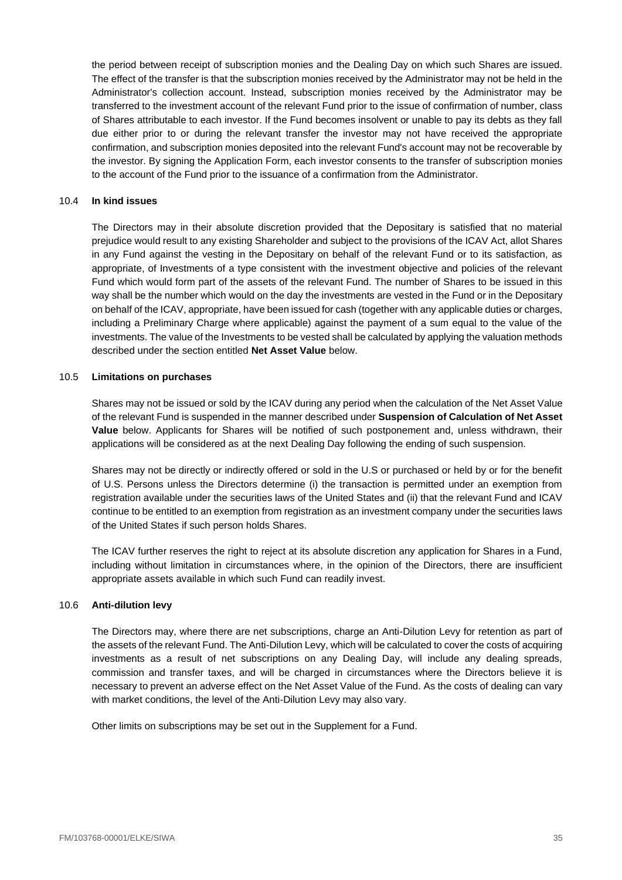the period between receipt of subscription monies and the Dealing Day on which such Shares are issued. The effect of the transfer is that the subscription monies received by the Administrator may not be held in the Administrator's collection account. Instead, subscription monies received by the Administrator may be transferred to the investment account of the relevant Fund prior to the issue of confirmation of number, class of Shares attributable to each investor. If the Fund becomes insolvent or unable to pay its debts as they fall due either prior to or during the relevant transfer the investor may not have received the appropriate confirmation, and subscription monies deposited into the relevant Fund's account may not be recoverable by the investor. By signing the Application Form, each investor consents to the transfer of subscription monies to the account of the Fund prior to the issuance of a confirmation from the Administrator.

### 10.4 **In kind issues**

The Directors may in their absolute discretion provided that the Depositary is satisfied that no material prejudice would result to any existing Shareholder and subject to the provisions of the ICAV Act, allot Shares in any Fund against the vesting in the Depositary on behalf of the relevant Fund or to its satisfaction, as appropriate, of Investments of a type consistent with the investment objective and policies of the relevant Fund which would form part of the assets of the relevant Fund. The number of Shares to be issued in this way shall be the number which would on the day the investments are vested in the Fund or in the Depositary on behalf of the ICAV, appropriate, have been issued for cash (together with any applicable duties or charges, including a Preliminary Charge where applicable) against the payment of a sum equal to the value of the investments. The value of the Investments to be vested shall be calculated by applying the valuation methods described under the section entitled **Net Asset Value** below.

### 10.5 **Limitations on purchases**

Shares may not be issued or sold by the ICAV during any period when the calculation of the Net Asset Value of the relevant Fund is suspended in the manner described under **Suspension of Calculation of Net Asset Value** below. Applicants for Shares will be notified of such postponement and, unless withdrawn, their applications will be considered as at the next Dealing Day following the ending of such suspension.

Shares may not be directly or indirectly offered or sold in the U.S or purchased or held by or for the benefit of U.S. Persons unless the Directors determine (i) the transaction is permitted under an exemption from registration available under the securities laws of the United States and (ii) that the relevant Fund and ICAV continue to be entitled to an exemption from registration as an investment company under the securities laws of the United States if such person holds Shares.

The ICAV further reserves the right to reject at its absolute discretion any application for Shares in a Fund, including without limitation in circumstances where, in the opinion of the Directors, there are insufficient appropriate assets available in which such Fund can readily invest.

### 10.6 **Anti-dilution levy**

The Directors may, where there are net subscriptions, charge an Anti-Dilution Levy for retention as part of the assets of the relevant Fund. The Anti-Dilution Levy, which will be calculated to cover the costs of acquiring investments as a result of net subscriptions on any Dealing Day, will include any dealing spreads, commission and transfer taxes, and will be charged in circumstances where the Directors believe it is necessary to prevent an adverse effect on the Net Asset Value of the Fund. As the costs of dealing can vary with market conditions, the level of the Anti-Dilution Levy may also vary.

Other limits on subscriptions may be set out in the Supplement for a Fund.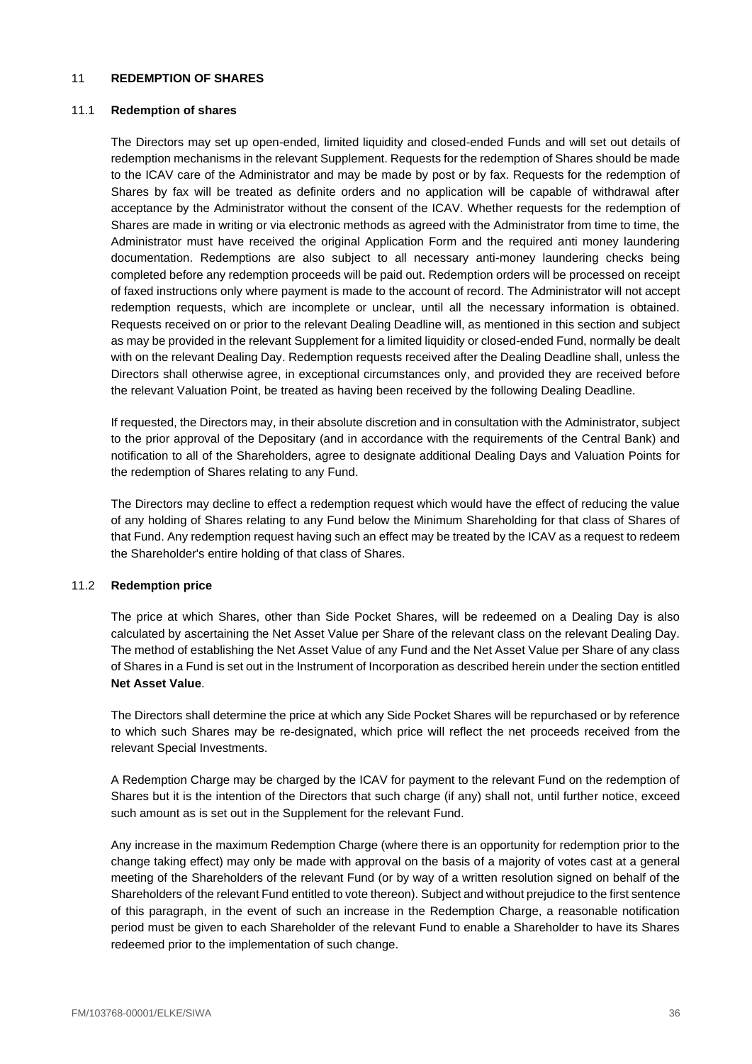## 11 REDEMPTION OF SHARES

### 11.1 Redemption of shares

The Directors may set up open-ended, limited liquidity and closed-ended Funds and will set out details of redemption mechanisms in the relevant Supplement. Requests for the redemption of Shares should be made to the ICAV care of the Administrator and may be made by post or by fax. Requests for the redemption of Shares by fax will be treated as definite orders and no application will be capable of withdrawal after acceptance by the Administrator without the consent of the ICAV. Whether requests for the redemption of Shares are made in writing or via electronic methods as agreed with the Administrator from time to time, the Administrator must have received the original Application Form and the required anti money laundering documentation. Redemptions are also subject to all necessary anti-money laundering checks being completed before any redemption proceeds will be paid out. Redemption orders will be processed on receipt of faxed instructions only where payment is made to the account of record. The Administrator will not accept redemption requests, which are incomplete or unclear, until all the necessary information is obtained. Requests received on or prior to the relevant Dealing Deadline will, as mentioned in this section and subject as may be provided in the relevant Supplement for a limited liquidity or closed-ended Fund, normally be dealt with on the relevant Dealing Day. Redemption requests received after the Dealing Deadline shall, unless the Directors shall otherwise agree, in exceptional circumstances only, and provided they are received before the relevant Valuation Point, be treated as having been received by the following Dealing Deadline.

If requested, the Directors may, in their absolute discretion and in consultation with the Administrator, subject to the prior approval of the Depositary (and in accordance with the requirements of the Central Bank) and notification to all of the Shareholders, agree to designate additional Dealing Days and Valuation Points for the redemption of Shares relating to any Fund.

The Directors may decline to effect a redemption request which would have the effect of reducing the value of any holding of Shares relating to any Fund below the Minimum Shareholding for that class of Shares of that Fund. Any redemption request having such an effect may be treated by the ICAV as a request to redeem the Shareholder's entire holding of that class of Shares.

### 11.2 Redemption price

The price at which Shares, other than Side Pocket Shares, will be redeemed on a Dealing Day is also calculated by ascertaining the Net Asset Value per Share of the relevant class on the relevant Dealing Day. The method of establishing the Net Asset Value of any Fund and the Net Asset Value per Share of any class of Shares in a Fund is set out in the Instrument of Incorporation as described herein under the section entitled **Net Asset Value**.

The Directors shall determine the price at which any Side Pocket Shares will be repurchased or by reference to which such Shares may be re-designated, which price will reflect the net proceeds received from the relevant Special Investments.

A Redemption Charge may be charged by the ICAV for payment to the relevant Fund on the redemption of Shares but it is the intention of the Directors that such charge (if any) shall not, until further notice, exceed such amount as is set out in the Supplement for the relevant Fund.

Any increase in the maximum Redemption Charge (where there is an opportunity for redemption prior to the change taking effect) may only be made with approval on the basis of a majority of votes cast at a general meeting of the Shareholders of the relevant Fund (or by way of a written resolution signed on behalf of the Shareholders of the relevant Fund entitled to vote thereon). Subject and without prejudice to the first sentence of this paragraph, in the event of such an increase in the Redemption Charge, a reasonable notification period must be given to each Shareholder of the relevant Fund to enable a Shareholder to have its Shares redeemed prior to the implementation of such change.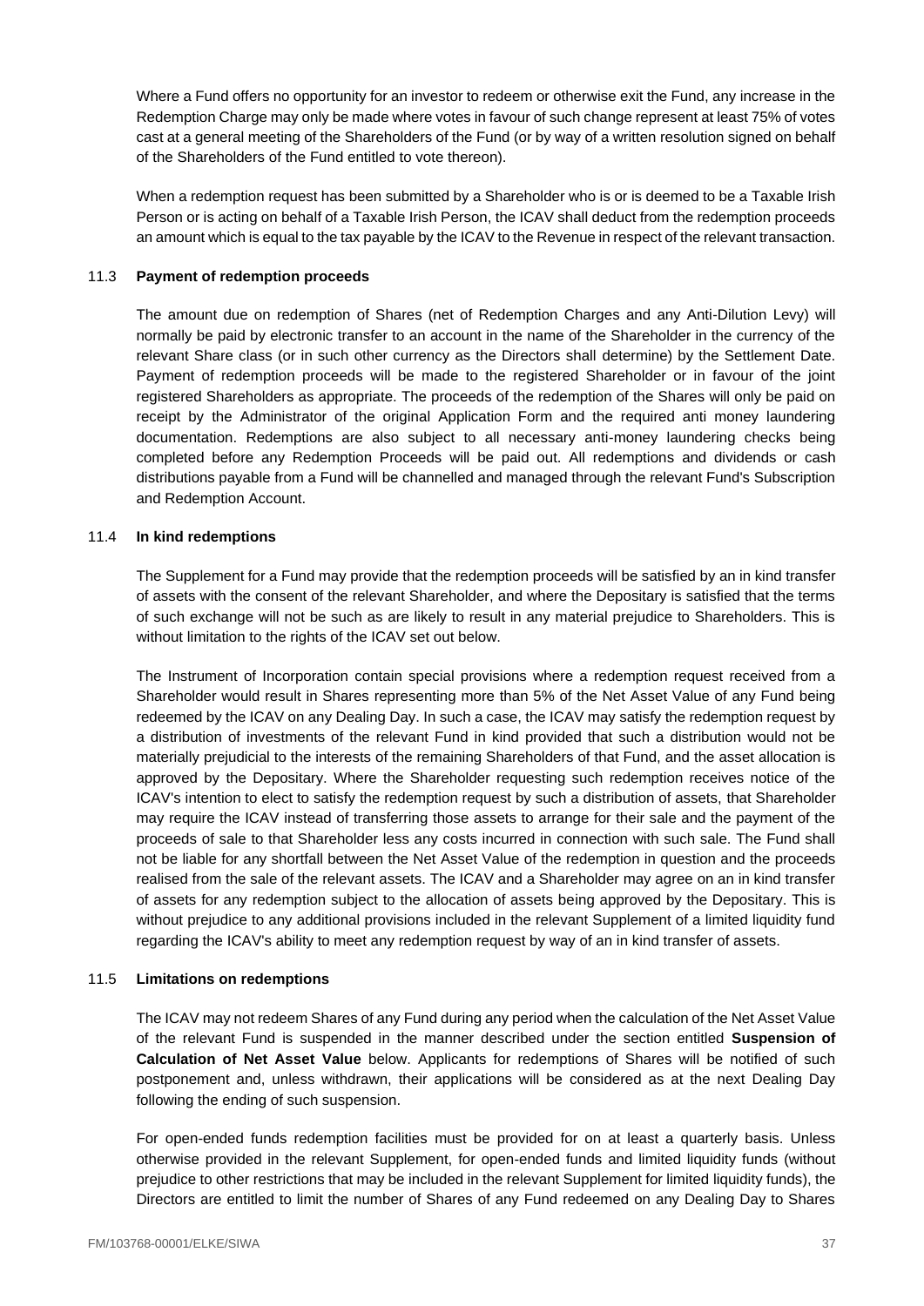Where a Fund offers no opportunity for an investor to redeem or otherwise exit the Fund, any increase in the Redemption Charge may only be made where votes in favour of such change represent at least 75% of votes cast at a general meeting of the Shareholders of the Fund (or by way of a written resolution signed on behalf of the Shareholders of the Fund entitled to vote thereon).

When a redemption request has been submitted by a Shareholder who is or is deemed to be a Taxable Irish Person or is acting on behalf of a Taxable Irish Person, the ICAV shall deduct from the redemption proceeds an amount which is equal to the tax payable by the ICAV to the Revenue in respect of the relevant transaction.

### 11.3 **Payment of redemption proceeds**

The amount due on redemption of Shares (net of Redemption Charges and any Anti-Dilution Levy) will normally be paid by electronic transfer to an account in the name of the Shareholder in the currency of the relevant Share class (or in such other currency as the Directors shall determine) by the Settlement Date. Payment of redemption proceeds will be made to the registered Shareholder or in favour of the joint registered Shareholders as appropriate. The proceeds of the redemption of the Shares will only be paid on receipt by the Administrator of the original Application Form and the required anti money laundering documentation. Redemptions are also subject to all necessary anti-money laundering checks being completed before any Redemption Proceeds will be paid out. All redemptions and dividends or cash distributions payable from a Fund will be channelled and managed through the relevant Fund's Subscription and Redemption Account.

### 11.4 **In kind redemptions**

The Supplement for a Fund may provide that the redemption proceeds will be satisfied by an in kind transfer of assets with the consent of the relevant Shareholder, and where the Depositary is satisfied that the terms of such exchange will not be such as are likely to result in any material prejudice to Shareholders. This is without limitation to the rights of the ICAV set out below.

The Instrument of Incorporation contain special provisions where a redemption request received from a Shareholder would result in Shares representing more than 5% of the Net Asset Value of any Fund being redeemed by the ICAV on any Dealing Day. In such a case, the ICAV may satisfy the redemption request by a distribution of investments of the relevant Fund in kind provided that such a distribution would not be materially prejudicial to the interests of the remaining Shareholders of that Fund, and the asset allocation is approved by the Depositary. Where the Shareholder requesting such redemption receives notice of the ICAV's intention to elect to satisfy the redemption request by such a distribution of assets, that Shareholder may require the ICAV instead of transferring those assets to arrange for their sale and the payment of the proceeds of sale to that Shareholder less any costs incurred in connection with such sale. The Fund shall not be liable for any shortfall between the Net Asset Value of the redemption in question and the proceeds realised from the sale of the relevant assets. The ICAV and a Shareholder may agree on an in kind transfer of assets for any redemption subject to the allocation of assets being approved by the Depositary. This is without prejudice to any additional provisions included in the relevant Supplement of a limited liquidity fund regarding the ICAV's ability to meet any redemption request by way of an in kind transfer of assets.

### 11.5 **Limitations on redemptions**

The ICAV may not redeem Shares of any Fund during any period when the calculation of the Net Asset Value of the relevant Fund is suspended in the manner described under the section entitled **Suspension of Calculation of Net Asset Value** below. Applicants for redemptions of Shares will be notified of such postponement and, unless withdrawn, their applications will be considered as at the next Dealing Day following the ending of such suspension.

For open-ended funds redemption facilities must be provided for on at least a quarterly basis. Unless otherwise provided in the relevant Supplement, for open-ended funds and limited liquidity funds (without prejudice to other restrictions that may be included in the relevant Supplement for limited liquidity funds), the Directors are entitled to limit the number of Shares of any Fund redeemed on any Dealing Day to Shares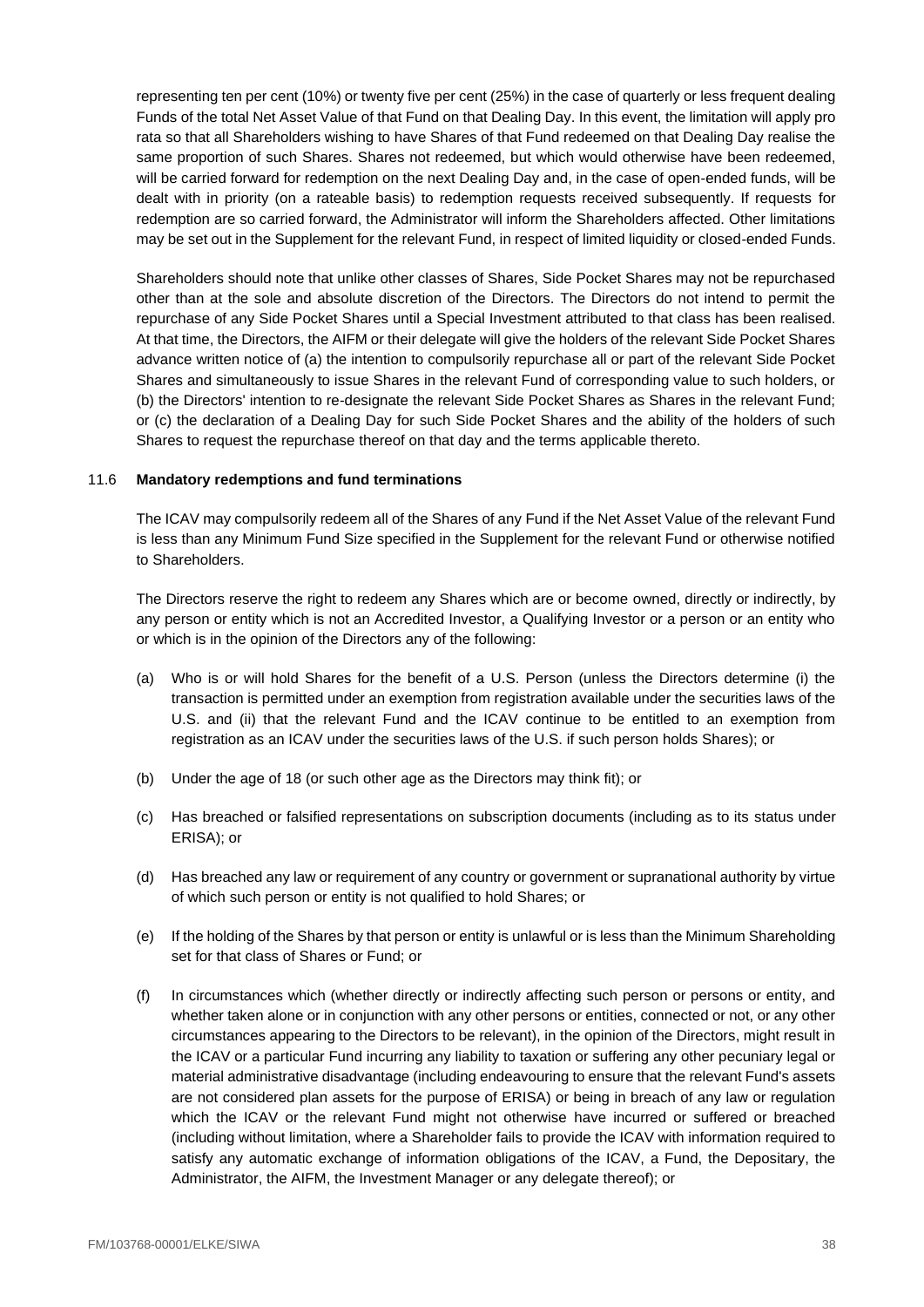representing ten per cent (10%) or twenty five per cent (25%) in the case of quarterly or less frequent dealing Funds of the total Net Asset Value of that Fund on that Dealing Day. In this event, the limitation will apply pro rata so that all Shareholders wishing to have Shares of that Fund redeemed on that Dealing Day realise the same proportion of such Shares. Shares not redeemed, but which would otherwise have been redeemed, will be carried forward for redemption on the next Dealing Day and, in the case of open-ended funds, will be dealt with in priority (on a rateable basis) to redemption requests received subsequently. If requests for redemption are so carried forward, the Administrator will inform the Shareholders affected. Other limitations may be set out in the Supplement for the relevant Fund, in respect of limited liquidity or closed-ended Funds.

Shareholders should note that unlike other classes of Shares, Side Pocket Shares may not be repurchased other than at the sole and absolute discretion of the Directors. The Directors do not intend to permit the repurchase of any Side Pocket Shares until a Special Investment attributed to that class has been realised. At that time, the Directors, the AIFM or their delegate will give the holders of the relevant Side Pocket Shares advance written notice of (a) the intention to compulsorily repurchase all or part of the relevant Side Pocket Shares and simultaneously to issue Shares in the relevant Fund of corresponding value to such holders, or (b) the Directors' intention to re-designate the relevant Side Pocket Shares as Shares in the relevant Fund; or (c) the declaration of a Dealing Day for such Side Pocket Shares and the ability of the holders of such Shares to request the repurchase thereof on that day and the terms applicable thereto.

### 11.6 **Mandatory redemptions and fund terminations**

The ICAV may compulsorily redeem all of the Shares of any Fund if the Net Asset Value of the relevant Fund is less than any Minimum Fund Size specified in the Supplement for the relevant Fund or otherwise notified to Shareholders.

The Directors reserve the right to redeem any Shares which are or become owned, directly or indirectly, by any person or entity which is not an Accredited Investor, a Qualifying Investor or a person or an entity who or which is in the opinion of the Directors any of the following:

(a) Who is or will hold Shares for the benefit of a U.S. Person (unless the Directors determine (i) the transaction is permitted under an exemption from registration available under the securities laws of the U.S. and (ii) that the relevant Fund and the ICAV continue to be entitled to an exemption from registration as an ICAV under the securities laws of the U.S. if such person holds Shares); or

(b) Under the age of 18 (or such other age as the Directors may think fit); or

(c) Has breached or falsified representations on subscription documents (including as to its status under ERISA); or

(d) Has breached any law or requirement of any country or government or supranational authority by virtue of which such person or entity is not qualified to hold Shares; or

(e) If the holding of the Shares by that person or entity is unlawful or is less than the Minimum Shareholding set for that class of Shares or Fund; or

(f) In circumstances which (whether directly or indirectly affecting such person or persons or entity, and whether taken alone or in conjunction with any other persons or entities, connected or not, or any other circumstances appearing to the Directors to be relevant), in the opinion of the Directors, might result in the ICAV or a particular Fund incurring any liability to taxation or suffering any other pecuniary legal or material administrative disadvantage (including endeavouring to ensure that the relevant Fund's assets are not considered plan assets for the purpose of ERISA) or being in breach of any law or regulation which the ICAV or the relevant Fund might not otherwise have incurred or suffered or breached (including without limitation, where a Shareholder fails to provide the ICAV with information required to satisfy any automatic exchange of information obligations of the ICAV, a Fund, the Depositary, the Administrator, the AIFM, the Investment Manager or any delegate thereof); or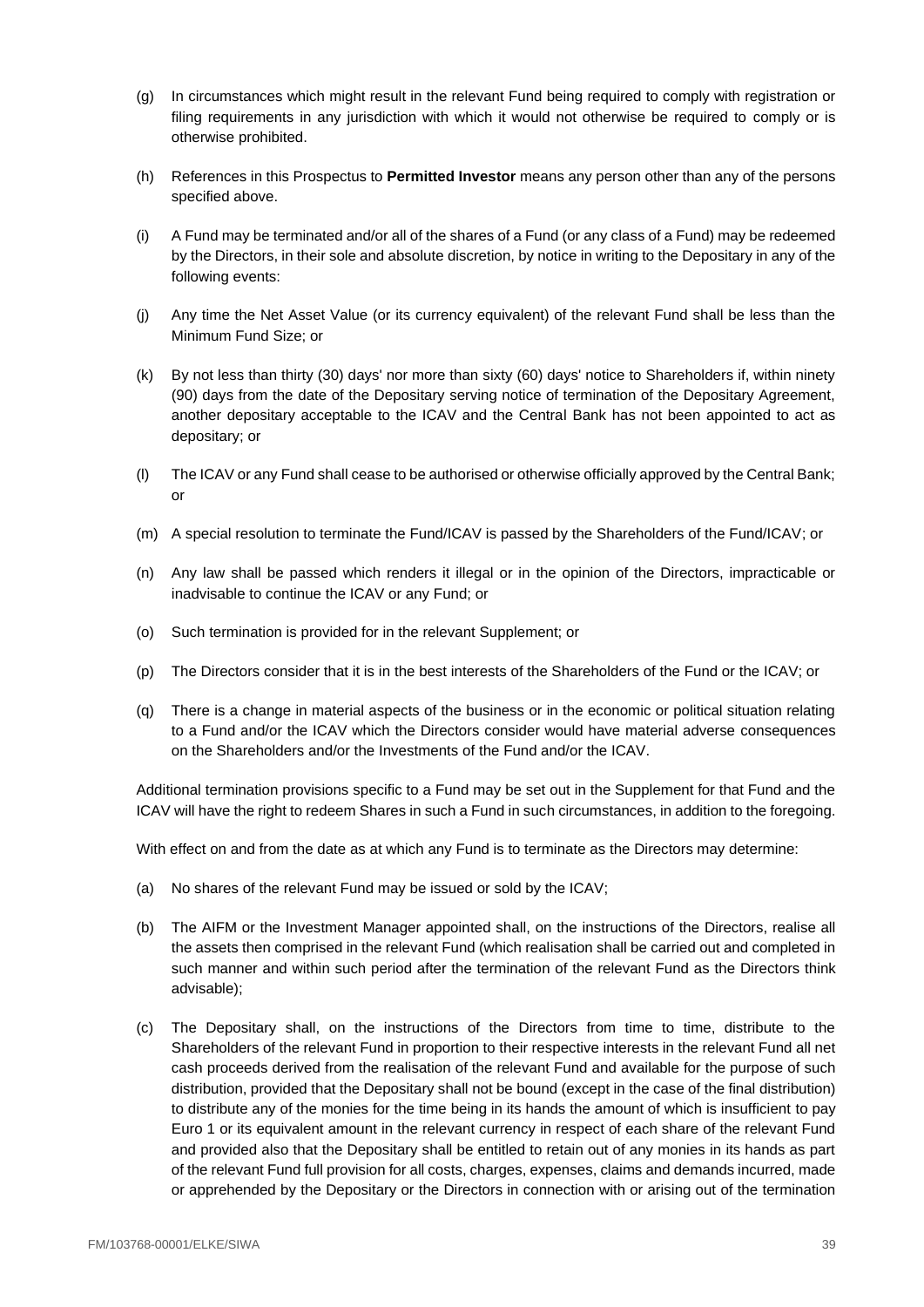(g) In circumstances which might result in the relevant Fund being required to comply with registration or filing requirements in any jurisdiction with which it would not otherwise be required to comply or is otherwise prohibited.

(h) References in this Prospectus to **Permitted Investor** means any person other than any of the persons specified above.

(i) A Fund may be terminated and/or all of the shares of a Fund (or any class of a Fund) may be redeemed by the Directors, in their sole and absolute discretion, by notice in writing to the Depositary in any of the following events:

(j) Any time the Net Asset Value (or its currency equivalent) of the relevant Fund shall be less than the Minimum Fund Size; or

(k) By not less than thirty (30) days' nor more than sixty (60) days' notice to Shareholders if, within ninety (90) days from the date of the Depositary serving notice of termination of the Depositary Agreement, another depositary acceptable to the ICAV and the Central Bank has not been appointed to act as depositary; or

(l) The ICAV or any Fund shall cease to be authorised or otherwise officially approved by the Central Bank; or

(m) A special resolution to terminate the Fund/ICAV is passed by the Shareholders of the Fund/ICAV; or

(n) Any law shall be passed which renders it illegal or in the opinion of the Directors, impracticable or inadvisable to continue the ICAV or any Fund; or

(o) Such termination is provided for in the relevant Supplement; or

(p) The Directors consider that it is in the best interests of the Shareholders of the Fund or the ICAV; or

(q) There is a change in material aspects of the business or in the economic or political situation relating to a Fund and/or the ICAV which the Directors consider would have material adverse consequences on the Shareholders and/or the Investments of the Fund and/or the ICAV.

Additional termination provisions specific to a Fund may be set out in the Supplement for that Fund and the ICAV will have the right to redeem Shares in such a Fund in such circumstances, in addition to the foregoing.

With effect on and from the date as at which any Fund is to terminate as the Directors may determine:

(a) No shares of the relevant Fund may be issued or sold by the ICAV;

(b) The AIFM or the Investment Manager appointed shall, on the instructions of the Directors, realise all the assets then comprised in the relevant Fund (which realisation shall be carried out and completed in such manner and within such period after the termination of the relevant Fund as the Directors think advisable);

(c) The Depositary shall, on the instructions of the Directors from time to time, distribute to the Shareholders of the relevant Fund in proportion to their respective interests in the relevant Fund all net cash proceeds derived from the realisation of the relevant Fund and available for the purpose of such distribution, provided that the Depositary shall not be bound (except in the case of the final distribution) to distribute any of the monies for the time being in its hands the amount of which is insufficient to pay Euro 1 or its equivalent amount in the relevant currency in respect of each share of the relevant Fund and provided also that the Depositary shall be entitled to retain out of any monies in its hands as part of the relevant Fund full provision for all costs, charges, expenses, claims and demands incurred, made or apprehended by the Depositary or the Directors in connection with or arising out of the termination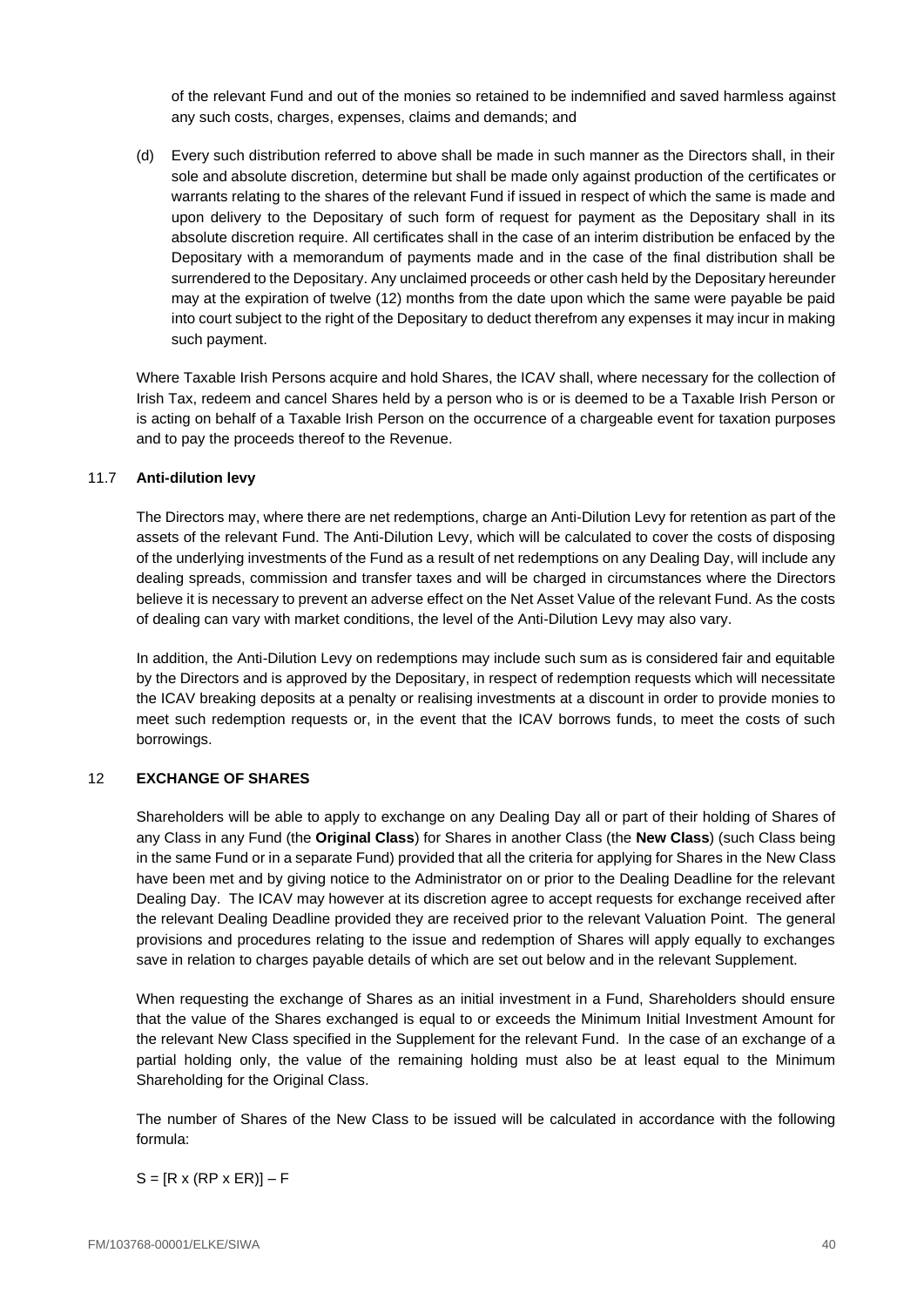of the relevant Fund and out of the monies so retained to be indemnified and saved harmless against any such costs, charges, expenses, claims and demands; and

(d) Every such distribution referred to above shall be made in such manner as the Directors shall, in their sole and absolute discretion, determine but shall be made only against production of the certificates or warrants relating to the shares of the relevant Fund if issued in respect of which the same is made and upon delivery to the Depositary of such form of request for payment as the Depositary shall in its absolute discretion require. All certificates shall in the case of an interim distribution be enfaced by the Depositary with a memorandum of payments made and in the case of the final distribution shall be surrendered to the Depositary. Any unclaimed proceeds or other cash held by the Depositary hereunder may at the expiration of twelve (12) months from the date upon which the same were payable be paid into court subject to the right of the Depositary to deduct therefrom any expenses it may incur in making such payment.

Where Taxable Irish Persons acquire and hold Shares, the ICAV shall, where necessary for the collection of Irish Tax, redeem and cancel Shares held by a person who is or is deemed to be a Taxable Irish Person or is acting on behalf of a Taxable Irish Person on the occurrence of a chargeable event for taxation purposes and to pay the proceeds thereof to the Revenue.

### 11.7 **Anti-dilution levy**

The Directors may, where there are net redemptions, charge an Anti-Dilution Levy for retention as part of the assets of the relevant Fund. The Anti-Dilution Levy, which will be calculated to cover the costs of disposing of the underlying investments of the Fund as a result of net redemptions on any Dealing Day, will include any dealing spreads, commission and transfer taxes and will be charged in circumstances where the Directors believe it is necessary to prevent an adverse effect on the Net Asset Value of the relevant Fund. As the costs of dealing can vary with market conditions, the level of the Anti-Dilution Levy may also vary.

In addition, the Anti-Dilution Levy on redemptions may include such sum as is considered fair and equitable by the Directors and is approved by the Depositary, in respect of redemption requests which will necessitate the ICAV breaking deposits at a penalty or realising investments at a discount in order to provide monies to meet such redemption requests or, in the event that the ICAV borrows funds, to meet the costs of such borrowings.

## 12 **EXCHANGE OF SHARES**

Shareholders will be able to apply to exchange on any Dealing Day all or part of their holding of Shares of any Class in any Fund (the **Original Class**) for Shares in another Class (the **New Class**) (such Class being in the same Fund or in a separate Fund) provided that all the criteria for applying for Shares in the New Class have been met and by giving notice to the Administrator on or prior to the Dealing Deadline for the relevant Dealing Day. The ICAV may however at its discretion agree to accept requests for exchange received after the relevant Dealing Deadline provided they are received prior to the relevant Valuation Point. The general provisions and procedures relating to the issue and redemption of Shares will apply equally to exchanges save in relation to charges payable details of which are set out below and in the relevant Supplement.

When requesting the exchange of Shares as an initial investment in a Fund, Shareholders should ensure that the value of the Shares exchanged is equal to or exceeds the Minimum Initial Investment Amount for the relevant New Class specified in the Supplement for the relevant Fund. In the case of an exchange of a partial holding only, the value of the remaining holding must also be at least equal to the Minimum Shareholding for the Original Class.

The number of Shares of the New Class to be issued will be calculated in accordance with the following formula:

$$S = [R \times (RP \times ER)] - F$$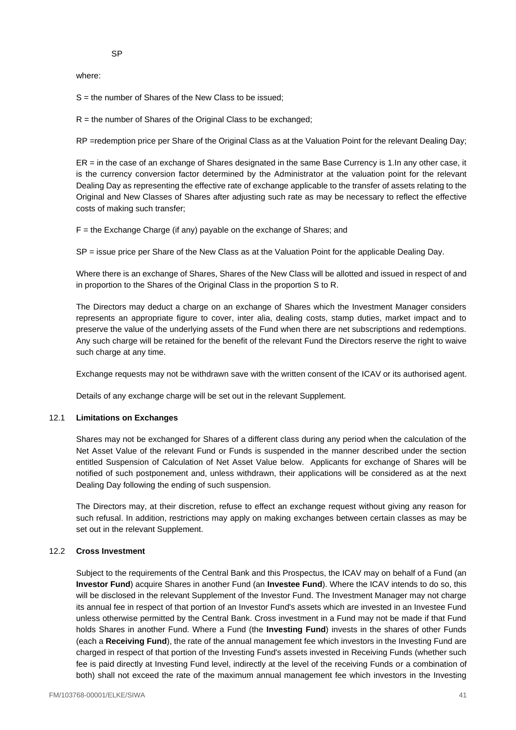SP

where:

S = the number of Shares of the New Class to be issued;

R = the number of Shares of the Original Class to be exchanged;

RP =redemption price per Share of the Original Class as at the Valuation Point for the relevant Dealing Day;

ER = in the case of an exchange of Shares designated in the same Base Currency is 1.In any other case, it is the currency conversion factor determined by the Administrator at the valuation point for the relevant Dealing Day as representing the effective rate of exchange applicable to the transfer of assets relating to the Original and New Classes of Shares after adjusting such rate as may be necessary to reflect the effective costs of making such transfer;

F = the Exchange Charge (if any) payable on the exchange of Shares; and

SP = issue price per Share of the New Class as at the Valuation Point for the applicable Dealing Day.

Where there is an exchange of Shares, Shares of the New Class will be allotted and issued in respect of and in proportion to the Shares of the Original Class in the proportion S to R.

The Directors may deduct a charge on an exchange of Shares which the Investment Manager considers represents an appropriate figure to cover, inter alia, dealing costs, stamp duties, market impact and to preserve the value of the underlying assets of the Fund when there are net subscriptions and redemptions. Any such charge will be retained for the benefit of the relevant Fund the Directors reserve the right to waive such charge at any time.

Exchange requests may not be withdrawn save with the written consent of the ICAV or its authorised agent.

Details of any exchange charge will be set out in the relevant Supplement.

### 12.1 Limitations on Exchanges

Shares may not be exchanged for Shares of a different class during any period when the calculation of the Net Asset Value of the relevant Fund or Funds is suspended in the manner described under the section entitled Suspension of Calculation of Net Asset Value below. Applicants for exchange of Shares will be notified of such postponement and, unless withdrawn, their applications will be considered as at the next Dealing Day following the ending of such suspension.

The Directors may, at their discretion, refuse to effect an exchange request without giving any reason for such refusal. In addition, restrictions may apply on making exchanges between certain classes as may be set out in the relevant Supplement.

### 12.2 Cross Investment

Subject to the requirements of the Central Bank and this Prospectus, the ICAV may on behalf of a Fund (an **Investor Fund**) acquire Shares in another Fund (an **Investee Fund**). Where the ICAV intends to do so, this will be disclosed in the relevant Supplement of the Investor Fund. The Investment Manager may not charge its annual fee in respect of that portion of an Investor Fund's assets which are invested in an Investee Fund unless otherwise permitted by the Central Bank. Cross investment in a Fund may not be made if that Fund holds Shares in another Fund. Where a Fund (the **Investing Fund**) invests in the shares of other Funds (each a **Receiving Fund**), the rate of the annual management fee which investors in the Investing Fund are charged in respect of that portion of the Investing Fund's assets invested in Receiving Funds (whether such fee is paid directly at Investing Fund level, indirectly at the level of the receiving Funds or a combination of both) shall not exceed the rate of the maximum annual management fee which investors in the Investing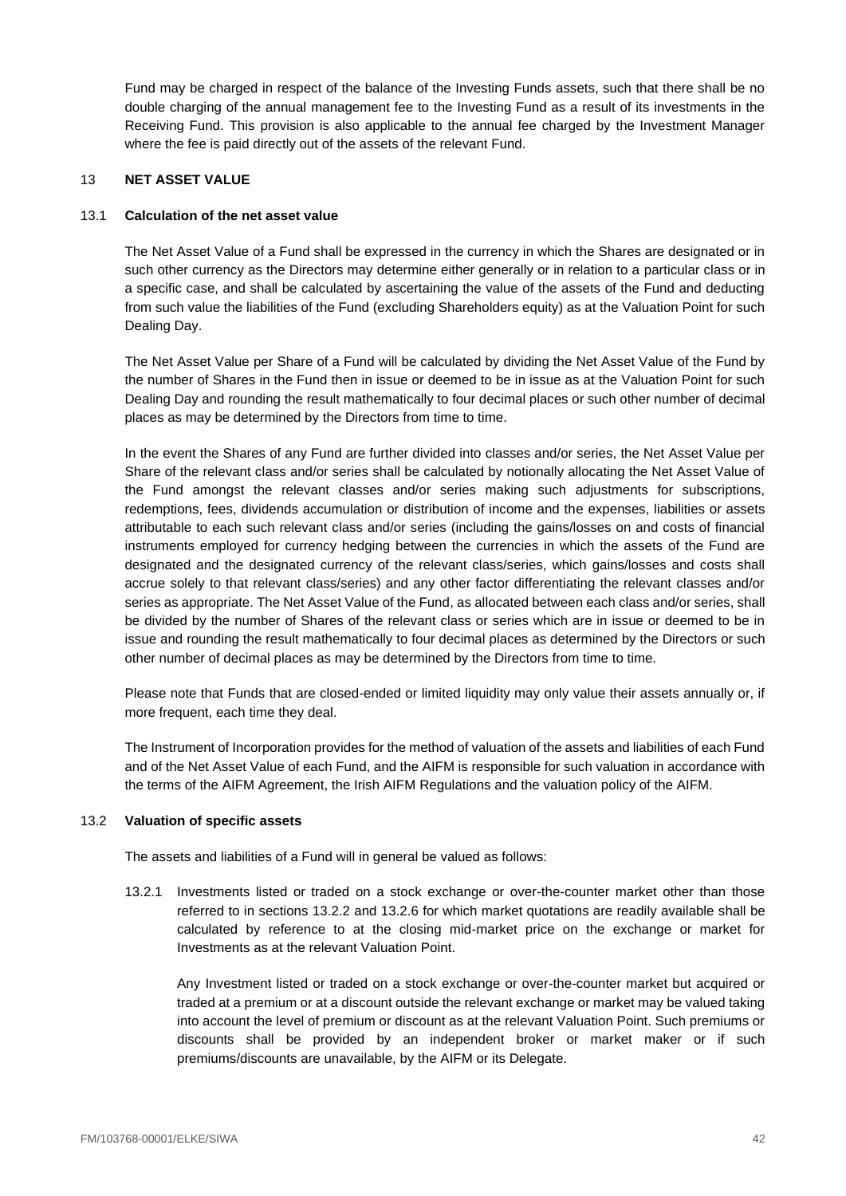Fund may be charged in respect of the balance of the Investing Funds assets, such that there shall be no double charging of the annual management fee to the Investing Fund as a result of its investments in the Receiving Fund. This provision is also applicable to the annual fee charged by the Investment Manager where the fee is paid directly out of the assets of the relevant Fund.

## 13 NET ASSET VALUE

### 13.1 Calculation of the net asset value

The Net Asset Value of a Fund shall be expressed in the currency in which the Shares are designated or in such other currency as the Directors may determine either generally or in relation to a particular class or in a specific case, and shall be calculated by ascertaining the value of the assets of the Fund and deducting from such value the liabilities of the Fund (excluding Shareholders equity) as at the Valuation Point for such Dealing Day.

The Net Asset Value per Share of a Fund will be calculated by dividing the Net Asset Value of the Fund by the number of Shares in the Fund then in issue or deemed to be in issue as at the Valuation Point for such Dealing Day and rounding the result mathematically to four decimal places or such other number of decimal places as may be determined by the Directors from time to time.

In the event the Shares of any Fund are further divided into classes and/or series, the Net Asset Value per Share of the relevant class and/or series shall be calculated by notionally allocating the Net Asset Value of the Fund amongst the relevant classes and/or series making such adjustments for subscriptions, redemptions, fees, dividends accumulation or distribution of income and the expenses, liabilities or assets attributable to each such relevant class and/or series (including the gains/losses on and costs of financial instruments employed for currency hedging between the currencies in which the assets of the Fund are designated and the designated currency of the relevant class/series, which gains/losses and costs shall accrue solely to that relevant class/series) and any other factor differentiating the relevant classes and/or series as appropriate. The Net Asset Value of the Fund, as allocated between each class and/or series, shall be divided by the number of Shares of the relevant class or series which are in issue or deemed to be in issue and rounding the result mathematically to four decimal places as determined by the Directors or such other number of decimal places as may be determined by the Directors from time to time.

Please note that Funds that are closed-ended or limited liquidity may only value their assets annually or, if more frequent, each time they deal.

The Instrument of Incorporation provides for the method of valuation of the assets and liabilities of each Fund and of the Net Asset Value of each Fund, and the AIFM is responsible for such valuation in accordance with the terms of the AIFM Agreement, the Irish AIFM Regulations and the valuation policy of the AIFM.

### 13.2 Valuation of specific assets

The assets and liabilities of a Fund will in general be valued as follows:

13.2.1 Investments listed or traded on a stock exchange or over-the-counter market other than those referred to in sections 13.2.2 and 13.2.6 for which market quotations are readily available shall be calculated by reference to at the closing mid-market price on the exchange or market for Investments as at the relevant Valuation Point.

Any Investment listed or traded on a stock exchange or over-the-counter market but acquired or traded at a premium or at a discount outside the relevant exchange or market may be valued taking into account the level of premium or discount as at the relevant Valuation Point. Such premiums or discounts shall be provided by an independent broker or market maker or if such premiums/discounts are unavailable, by the AIFM or its Delegate.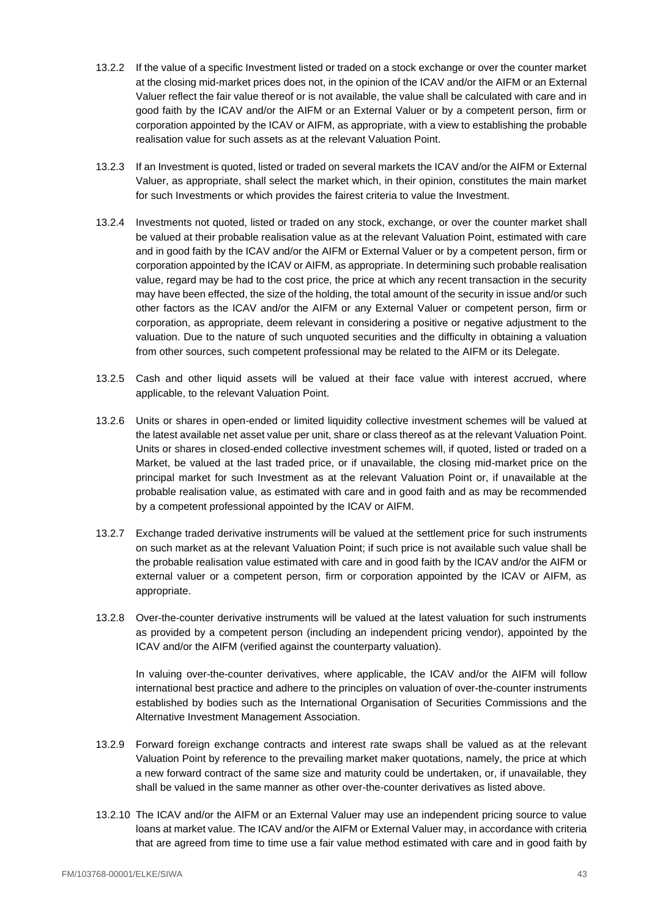13.2.2 If the value of a specific Investment listed or traded on a stock exchange or over the counter market at the closing mid-market prices does not, in the opinion of the ICAV and/or the AIFM or an External Valuer reflect the fair value thereof or is not available, the value shall be calculated with care and in good faith by the ICAV and/or the AIFM or an External Valuer or by a competent person, firm or corporation appointed by the ICAV or AIFM, as appropriate, with a view to establishing the probable realisation value for such assets as at the relevant Valuation Point.

13.2.3 If an Investment is quoted, listed or traded on several markets the ICAV and/or the AIFM or External Valuer, as appropriate, shall select the market which, in their opinion, constitutes the main market for such Investments or which provides the fairest criteria to value the Investment.

13.2.4 Investments not quoted, listed or traded on any stock, exchange, or over the counter market shall be valued at their probable realisation value as at the relevant Valuation Point, estimated with care and in good faith by the ICAV and/or the AIFM or External Valuer or by a competent person, firm or corporation appointed by the ICAV or AIFM, as appropriate. In determining such probable realisation value, regard may be had to the cost price, the price at which any recent transaction in the security may have been effected, the size of the holding, the total amount of the security in issue and/or such other factors as the ICAV and/or the AIFM or any External Valuer or competent person, firm or corporation, as appropriate, deem relevant in considering a positive or negative adjustment to the valuation. Due to the nature of such unquoted securities and the difficulty in obtaining a valuation from other sources, such competent professional may be related to the AIFM or its Delegate.

13.2.5 Cash and other liquid assets will be valued at their face value with interest accrued, where applicable, to the relevant Valuation Point.

13.2.6 Units or shares in open-ended or limited liquidity collective investment schemes will be valued at the latest available net asset value per unit, share or class thereof as at the relevant Valuation Point. Units or shares in closed-ended collective investment schemes will, if quoted, listed or traded on a Market, be valued at the last traded price, or if unavailable, the closing mid-market price on the principal market for such Investment as at the relevant Valuation Point or, if unavailable at the probable realisation value, as estimated with care and in good faith and as may be recommended by a competent professional appointed by the ICAV or AIFM.

13.2.7 Exchange traded derivative instruments will be valued at the settlement price for such instruments on such market as at the relevant Valuation Point; if such price is not available such value shall be the probable realisation value estimated with care and in good faith by the ICAV and/or the AIFM or external valuer or a competent person, firm or corporation appointed by the ICAV or AIFM, as appropriate.

13.2.8 Over-the-counter derivative instruments will be valued at the latest valuation for such instruments as provided by a competent person (including an independent pricing vendor), appointed by the ICAV and/or the AIFM (verified against the counterparty valuation).

In valuing over-the-counter derivatives, where applicable, the ICAV and/or the AIFM will follow international best practice and adhere to the principles on valuation of over-the-counter instruments established by bodies such as the International Organisation of Securities Commissions and the Alternative Investment Management Association.

13.2.9 Forward foreign exchange contracts and interest rate swaps shall be valued as at the relevant Valuation Point by reference to the prevailing market maker quotations, namely, the price at which a new forward contract of the same size and maturity could be undertaken, or, if unavailable, they shall be valued in the same manner as other over-the-counter derivatives as listed above.

13.2.10 The ICAV and/or the AIFM or an External Valuer may use an independent pricing source to value loans at market value. The ICAV and/or the AIFM or External Valuer may, in accordance with criteria that are agreed from time to time use a fair value method estimated with care and in good faith by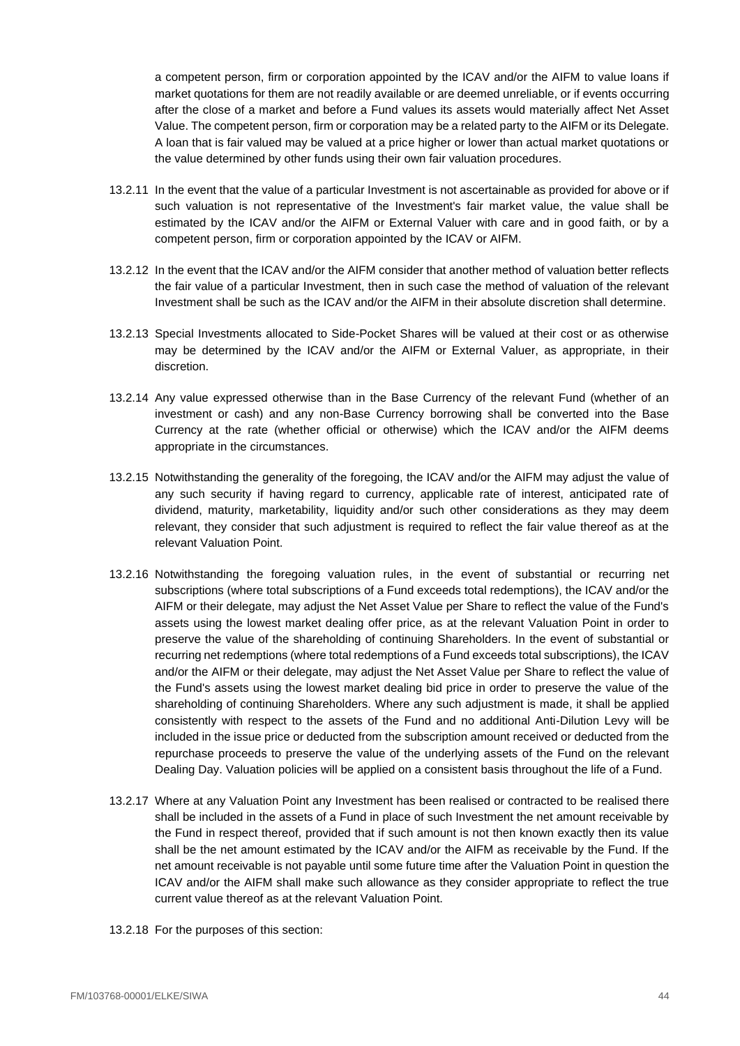a competent person, firm or corporation appointed by the ICAV and/or the AIFM to value loans if market quotations for them are not readily available or are deemed unreliable, or if events occurring after the close of a market and before a Fund values its assets would materially affect Net Asset Value. The competent person, firm or corporation may be a related party to the AIFM or its Delegate. A loan that is fair valued may be valued at a price higher or lower than actual market quotations or the value determined by other funds using their own fair valuation procedures.

13.2.11 In the event that the value of a particular Investment is not ascertainable as provided for above or if such valuation is not representative of the Investment's fair market value, the value shall be estimated by the ICAV and/or the AIFM or External Valuer with care and in good faith, or by a competent person, firm or corporation appointed by the ICAV or AIFM.

13.2.12 In the event that the ICAV and/or the AIFM consider that another method of valuation better reflects the fair value of a particular Investment, then in such case the method of valuation of the relevant Investment shall be such as the ICAV and/or the AIFM in their absolute discretion shall determine.

13.2.13 Special Investments allocated to Side-Pocket Shares will be valued at their cost or as otherwise may be determined by the ICAV and/or the AIFM or External Valuer, as appropriate, in their discretion.

13.2.14 Any value expressed otherwise than in the Base Currency of the relevant Fund (whether of an investment or cash) and any non-Base Currency borrowing shall be converted into the Base Currency at the rate (whether official or otherwise) which the ICAV and/or the AIFM deems appropriate in the circumstances.

13.2.15 Notwithstanding the generality of the foregoing, the ICAV and/or the AIFM may adjust the value of any such security if having regard to currency, applicable rate of interest, anticipated rate of dividend, maturity, marketability, liquidity and/or such other considerations as they may deem relevant, they consider that such adjustment is required to reflect the fair value thereof as at the relevant Valuation Point.

13.2.16 Notwithstanding the foregoing valuation rules, in the event of substantial or recurring net subscriptions (where total subscriptions of a Fund exceeds total redemptions), the ICAV and/or the AIFM or their delegate, may adjust the Net Asset Value per Share to reflect the value of the Fund's assets using the lowest market dealing offer price, as at the relevant Valuation Point in order to preserve the value of the shareholding of continuing Shareholders. In the event of substantial or recurring net redemptions (where total redemptions of a Fund exceeds total subscriptions), the ICAV and/or the AIFM or their delegate, may adjust the Net Asset Value per Share to reflect the value of the Fund's assets using the lowest market dealing bid price in order to preserve the value of the shareholding of continuing Shareholders. Where any such adjustment is made, it shall be applied consistently with respect to the assets of the Fund and no additional Anti-Dilution Levy will be included in the issue price or deducted from the subscription amount received or deducted from the repurchase proceeds to preserve the value of the underlying assets of the Fund on the relevant Dealing Day. Valuation policies will be applied on a consistent basis throughout the life of a Fund.

13.2.17 Where at any Valuation Point any Investment has been realised or contracted to be realised there shall be included in the assets of a Fund in place of such Investment the net amount receivable by the Fund in respect thereof, provided that if such amount is not then known exactly then its value shall be the net amount estimated by the ICAV and/or the AIFM as receivable by the Fund. If the net amount receivable is not payable until some future time after the Valuation Point in question the ICAV and/or the AIFM shall make such allowance as they consider appropriate to reflect the true current value thereof as at the relevant Valuation Point.

13.2.18 For the purposes of this section: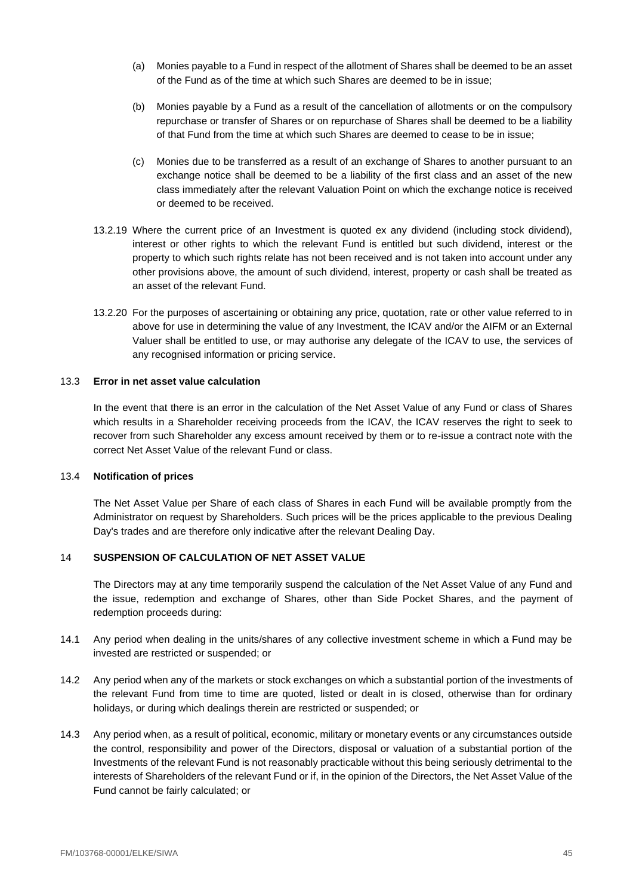(a) Monies payable to a Fund in respect of the allotment of Shares shall be deemed to be an asset of the Fund as of the time at which such Shares are deemed to be in issue;

(b) Monies payable by a Fund as a result of the cancellation of allotments or on the compulsory repurchase or transfer of Shares or on repurchase of Shares shall be deemed to be a liability of that Fund from the time at which such Shares are deemed to cease to be in issue;

(c) Monies due to be transferred as a result of an exchange of Shares to another pursuant to an exchange notice shall be deemed to be a liability of the first class and an asset of the new class immediately after the relevant Valuation Point on which the exchange notice is received or deemed to be received.

13.2.19 Where the current price of an Investment is quoted ex any dividend (including stock dividend), interest or other rights to which the relevant Fund is entitled but such dividend, interest or the property to which such rights relate has not been received and is not taken into account under any other provisions above, the amount of such dividend, interest, property or cash shall be treated as an asset of the relevant Fund.

13.2.20 For the purposes of ascertaining or obtaining any price, quotation, rate or other value referred to in above for use in determining the value of any Investment, the ICAV and/or the AIFM or an External Valuer shall be entitled to use, or may authorise any delegate of the ICAV to use, the services of any recognised information or pricing service.

### 13.3 Error in net asset value calculation

In the event that there is an error in the calculation of the Net Asset Value of any Fund or class of Shares which results in a Shareholder receiving proceeds from the ICAV, the ICAV reserves the right to seek to recover from such Shareholder any excess amount received by them or to re-issue a contract note with the correct Net Asset Value of the relevant Fund or class.

### 13.4 Notification of prices

The Net Asset Value per Share of each class of Shares in each Fund will be available promptly from the Administrator on request by Shareholders. Such prices will be the prices applicable to the previous Dealing Day's trades and are therefore only indicative after the relevant Dealing Day.

## 14 SUSPENSION OF CALCULATION OF NET ASSET VALUE

The Directors may at any time temporarily suspend the calculation of the Net Asset Value of any Fund and the issue, redemption and exchange of Shares, other than Side Pocket Shares, and the payment of redemption proceeds during:

14.1 Any period when dealing in the units/shares of any collective investment scheme in which a Fund may be invested are restricted or suspended; or

14.2 Any period when any of the markets or stock exchanges on which a substantial portion of the investments of the relevant Fund from time to time are quoted, listed or dealt in is closed, otherwise than for ordinary holidays, or during which dealings therein are restricted or suspended; or

14.3 Any period when, as a result of political, economic, military or monetary events or any circumstances outside the control, responsibility and power of the Directors, disposal or valuation of a substantial portion of the Investments of the relevant Fund is not reasonably practicable without this being seriously detrimental to the interests of Shareholders of the relevant Fund or if, in the opinion of the Directors, the Net Asset Value of the Fund cannot be fairly calculated; or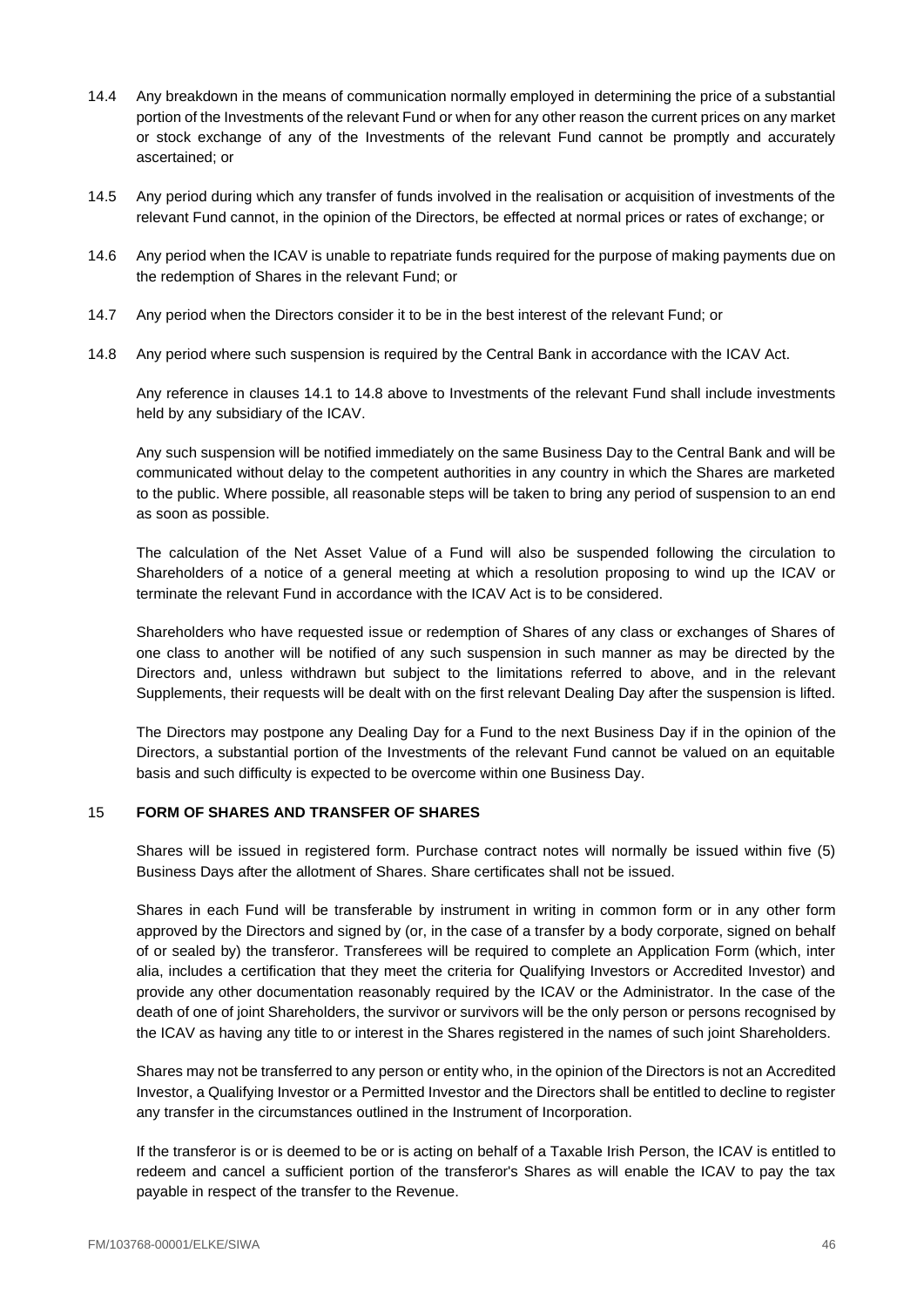14.4 Any breakdown in the means of communication normally employed in determining the price of a substantial portion of the Investments of the relevant Fund or when for any other reason the current prices on any market or stock exchange of any of the Investments of the relevant Fund cannot be promptly and accurately ascertained; or

14.5 Any period during which any transfer of funds involved in the realisation or acquisition of investments of the relevant Fund cannot, in the opinion of the Directors, be effected at normal prices or rates of exchange; or

14.6 Any period when the ICAV is unable to repatriate funds required for the purpose of making payments due on the redemption of Shares in the relevant Fund; or

14.7 Any period when the Directors consider it to be in the best interest of the relevant Fund; or

14.8 Any period where such suspension is required by the Central Bank in accordance with the ICAV Act.

Any reference in clauses 14.1 to 14.8 above to Investments of the relevant Fund shall include investments held by any subsidiary of the ICAV.

Any such suspension will be notified immediately on the same Business Day to the Central Bank and will be communicated without delay to the competent authorities in any country in which the Shares are marketed to the public. Where possible, all reasonable steps will be taken to bring any period of suspension to an end as soon as possible.

The calculation of the Net Asset Value of a Fund will also be suspended following the circulation to Shareholders of a notice of a general meeting at which a resolution proposing to wind up the ICAV or terminate the relevant Fund in accordance with the ICAV Act is to be considered.

Shareholders who have requested issue or redemption of Shares of any class or exchanges of Shares of one class to another will be notified of any such suspension in such manner as may be directed by the Directors and, unless withdrawn but subject to the limitations referred to above, and in the relevant Supplements, their requests will be dealt with on the first relevant Dealing Day after the suspension is lifted.

The Directors may postpone any Dealing Day for a Fund to the next Business Day if in the opinion of the Directors, a substantial portion of the Investments of the relevant Fund cannot be valued on an equitable basis and such difficulty is expected to be overcome within one Business Day.

## 15 FORM OF SHARES AND TRANSFER OF SHARES

Shares will be issued in registered form. Purchase contract notes will normally be issued within five (5) Business Days after the allotment of Shares. Share certificates shall not be issued.

Shares in each Fund will be transferable by instrument in writing in common form or in any other form approved by the Directors and signed by (or, in the case of a transfer by a body corporate, signed on behalf of or sealed by) the transferor. Transferees will be required to complete an Application Form (which, inter alia, includes a certification that they meet the criteria for Qualifying Investors or Accredited Investor) and provide any other documentation reasonably required by the ICAV or the Administrator. In the case of the death of one of joint Shareholders, the survivor or survivors will be the only person or persons recognised by the ICAV as having any title to or interest in the Shares registered in the names of such joint Shareholders.

Shares may not be transferred to any person or entity who, in the opinion of the Directors is not an Accredited Investor, a Qualifying Investor or a Permitted Investor and the Directors shall be entitled to decline to register any transfer in the circumstances outlined in the Instrument of Incorporation.

If the transferor is or is deemed to be or is acting on behalf of a Taxable Irish Person, the ICAV is entitled to redeem and cancel a sufficient portion of the transferor's Shares as will enable the ICAV to pay the tax payable in respect of the transfer to the Revenue.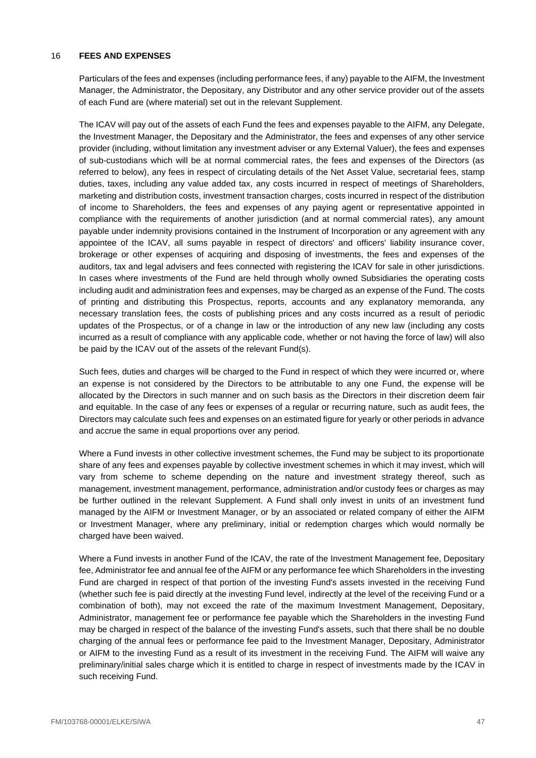## 16 FEES AND EXPENSES

Particulars of the fees and expenses (including performance fees, if any) payable to the AIFM, the Investment Manager, the Administrator, the Depositary, any Distributor and any other service provider out of the assets of each Fund are (where material) set out in the relevant Supplement.

The ICAV will pay out of the assets of each Fund the fees and expenses payable to the AIFM, any Delegate, the Investment Manager, the Depositary and the Administrator, the fees and expenses of any other service provider (including, without limitation any investment adviser or any External Valuer), the fees and expenses of sub-custodians which will be at normal commercial rates, the fees and expenses of the Directors (as referred to below), any fees in respect of circulating details of the Net Asset Value, secretarial fees, stamp duties, taxes, including any value added tax, any costs incurred in respect of meetings of Shareholders, marketing and distribution costs, investment transaction charges, costs incurred in respect of the distribution of income to Shareholders, the fees and expenses of any paying agent or representative appointed in compliance with the requirements of another jurisdiction (and at normal commercial rates), any amount payable under indemnity provisions contained in the Instrument of Incorporation or any agreement with any appointee of the ICAV, all sums payable in respect of directors' and officers' liability insurance cover, brokerage or other expenses of acquiring and disposing of investments, the fees and expenses of the auditors, tax and legal advisers and fees connected with registering the ICAV for sale in other jurisdictions. In cases where investments of the Fund are held through wholly owned Subsidiaries the operating costs including audit and administration fees and expenses, may be charged as an expense of the Fund. The costs of printing and distributing this Prospectus, reports, accounts and any explanatory memoranda, any necessary translation fees, the costs of publishing prices and any costs incurred as a result of periodic updates of the Prospectus, or of a change in law or the introduction of any new law (including any costs incurred as a result of compliance with any applicable code, whether or not having the force of law) will also be paid by the ICAV out of the assets of the relevant Fund(s).

Such fees, duties and charges will be charged to the Fund in respect of which they were incurred or, where an expense is not considered by the Directors to be attributable to any one Fund, the expense will be allocated by the Directors in such manner and on such basis as the Directors in their discretion deem fair and equitable. In the case of any fees or expenses of a regular or recurring nature, such as audit fees, the Directors may calculate such fees and expenses on an estimated figure for yearly or other periods in advance and accrue the same in equal proportions over any period.

Where a Fund invests in other collective investment schemes, the Fund may be subject to its proportionate share of any fees and expenses payable by collective investment schemes in which it may invest, which will vary from scheme to scheme depending on the nature and investment strategy thereof, such as management, investment management, performance, administration and/or custody fees or charges as may be further outlined in the relevant Supplement. A Fund shall only invest in units of an investment fund managed by the AIFM or Investment Manager, or by an associated or related company of either the AIFM or Investment Manager, where any preliminary, initial or redemption charges which would normally be charged have been waived.

Where a Fund invests in another Fund of the ICAV, the rate of the Investment Management fee, Depositary fee, Administrator fee and annual fee of the AIFM or any performance fee which Shareholders in the investing Fund are charged in respect of that portion of the investing Fund's assets invested in the receiving Fund (whether such fee is paid directly at the investing Fund level, indirectly at the level of the receiving Fund or a combination of both), may not exceed the rate of the maximum Investment Management, Depositary, Administrator, management fee or performance fee payable which the Shareholders in the investing Fund may be charged in respect of the balance of the investing Fund's assets, such that there shall be no double charging of the annual fees or performance fee paid to the Investment Manager, Depositary, Administrator or AIFM to the investing Fund as a result of its investment in the receiving Fund. The AIFM will waive any preliminary/initial sales charge which it is entitled to charge in respect of investments made by the ICAV in such receiving Fund.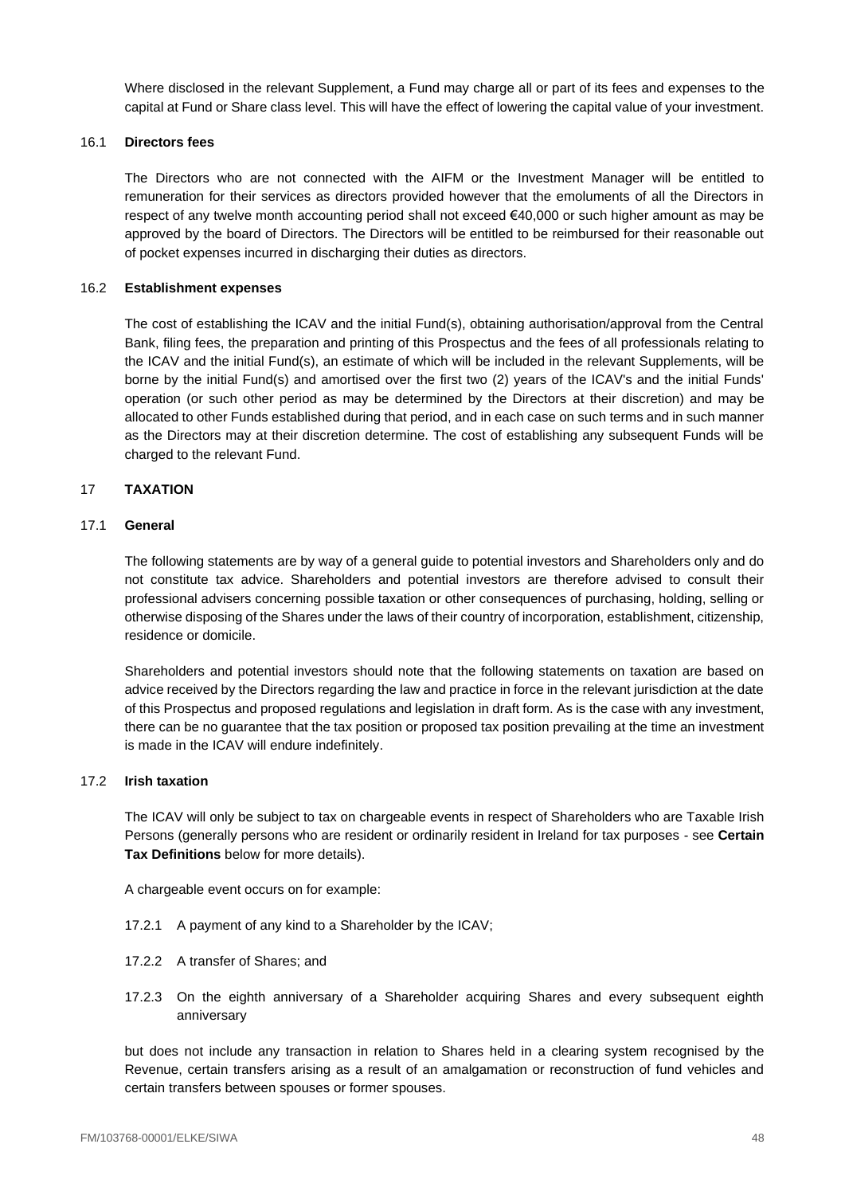Where disclosed in the relevant Supplement, a Fund may charge all or part of its fees and expenses to the capital at Fund or Share class level. This will have the effect of lowering the capital value of your investment.

### 16.1 Directors fees

The Directors who are not connected with the AIFM or the Investment Manager will be entitled to remuneration for their services as directors provided however that the emoluments of all the Directors in respect of any twelve month accounting period shall not exceed €40,000 or such higher amount as may be approved by the board of Directors. The Directors will be entitled to be reimbursed for their reasonable out of pocket expenses incurred in discharging their duties as directors.

### 16.2 Establishment expenses

The cost of establishing the ICAV and the initial Fund(s), obtaining authorisation/approval from the Central Bank, filing fees, the preparation and printing of this Prospectus and the fees of all professionals relating to the ICAV and the initial Fund(s), an estimate of which will be included in the relevant Supplements, will be borne by the initial Fund(s) and amortised over the first two (2) years of the ICAV's and the initial Funds' operation (or such other period as may be determined by the Directors at their discretion) and may be allocated to other Funds established during that period, and in each case on such terms and in such manner as the Directors may at their discretion determine. The cost of establishing any subsequent Funds will be charged to the relevant Fund.

## 17 TAXATION

### 17.1 General

The following statements are by way of a general guide to potential investors and Shareholders only and do not constitute tax advice. Shareholders and potential investors are therefore advised to consult their professional advisers concerning possible taxation or other consequences of purchasing, holding, selling or otherwise disposing of the Shares under the laws of their country of incorporation, establishment, citizenship, residence or domicile.

Shareholders and potential investors should note that the following statements on taxation are based on advice received by the Directors regarding the law and practice in force in the relevant jurisdiction at the date of this Prospectus and proposed regulations and legislation in draft form. As is the case with any investment, there can be no guarantee that the tax position or proposed tax position prevailing at the time an investment is made in the ICAV will endure indefinitely.

### 17.2 Irish taxation

The ICAV will only be subject to tax on chargeable events in respect of Shareholders who are Taxable Irish Persons (generally persons who are resident or ordinarily resident in Ireland for tax purposes - see **Certain Tax Definitions** below for more details).

A chargeable event occurs on for example:

17.2.1 A payment of any kind to a Shareholder by the ICAV;

17.2.2 A transfer of Shares; and

17.2.3 On the eighth anniversary of a Shareholder acquiring Shares and every subsequent eighth anniversary

but does not include any transaction in relation to Shares held in a clearing system recognised by the Revenue, certain transfers arising as a result of an amalgamation or reconstruction of fund vehicles and certain transfers between spouses or former spouses.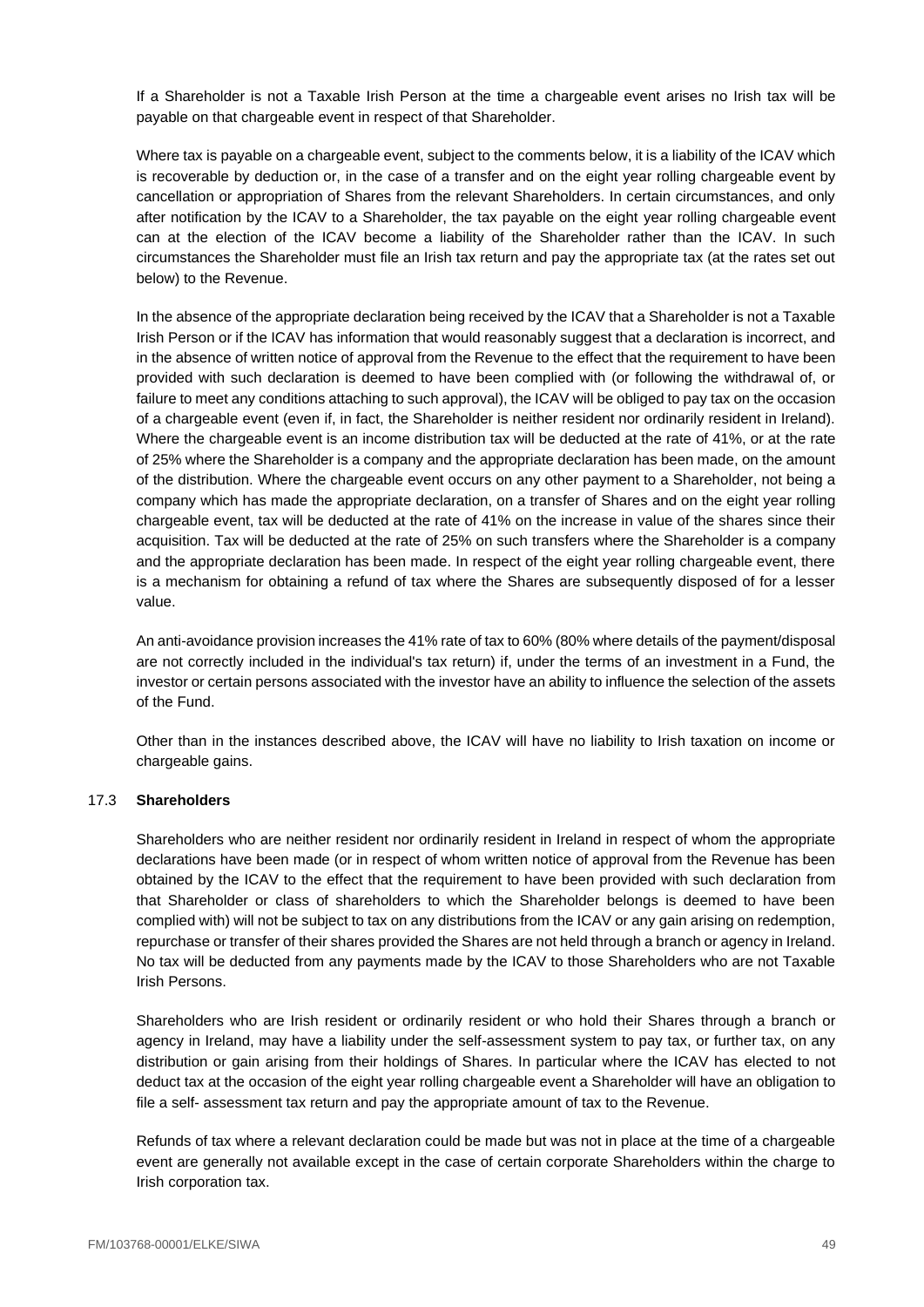If a Shareholder is not a Taxable Irish Person at the time a chargeable event arises no Irish tax will be payable on that chargeable event in respect of that Shareholder.

Where tax is payable on a chargeable event, subject to the comments below, it is a liability of the ICAV which is recoverable by deduction or, in the case of a transfer and on the eight year rolling chargeable event by cancellation or appropriation of Shares from the relevant Shareholders. In certain circumstances, and only after notification by the ICAV to a Shareholder, the tax payable on the eight year rolling chargeable event can at the election of the ICAV become a liability of the Shareholder rather than the ICAV. In such circumstances the Shareholder must file an Irish tax return and pay the appropriate tax (at the rates set out below) to the Revenue.

In the absence of the appropriate declaration being received by the ICAV that a Shareholder is not a Taxable Irish Person or if the ICAV has information that would reasonably suggest that a declaration is incorrect, and in the absence of written notice of approval from the Revenue to the effect that the requirement to have been provided with such declaration is deemed to have been complied with (or following the withdrawal of, or failure to meet any conditions attaching to such approval), the ICAV will be obliged to pay tax on the occasion of a chargeable event (even if, in fact, the Shareholder is neither resident nor ordinarily resident in Ireland). Where the chargeable event is an income distribution tax will be deducted at the rate of 41%, or at the rate of 25% where the Shareholder is a company and the appropriate declaration has been made, on the amount of the distribution. Where the chargeable event occurs on any other payment to a Shareholder, not being a company which has made the appropriate declaration, on a transfer of Shares and on the eight year rolling chargeable event, tax will be deducted at the rate of 41% on the increase in value of the shares since their acquisition. Tax will be deducted at the rate of 25% on such transfers where the Shareholder is a company and the appropriate declaration has been made. In respect of the eight year rolling chargeable event, there is a mechanism for obtaining a refund of tax where the Shares are subsequently disposed of for a lesser value.

An anti-avoidance provision increases the 41% rate of tax to 60% (80% where details of the payment/disposal are not correctly included in the individual's tax return) if, under the terms of an investment in a Fund, the investor or certain persons associated with the investor have an ability to influence the selection of the assets of the Fund.

Other than in the instances described above, the ICAV will have no liability to Irish taxation on income or chargeable gains.

### 17.3 **Shareholders**

Shareholders who are neither resident nor ordinarily resident in Ireland in respect of whom the appropriate declarations have been made (or in respect of whom written notice of approval from the Revenue has been obtained by the ICAV to the effect that the requirement to have been provided with such declaration from that Shareholder or class of shareholders to which the Shareholder belongs is deemed to have been complied with) will not be subject to tax on any distributions from the ICAV or any gain arising on redemption, repurchase or transfer of their shares provided the Shares are not held through a branch or agency in Ireland. No tax will be deducted from any payments made by the ICAV to those Shareholders who are not Taxable Irish Persons.

Shareholders who are Irish resident or ordinarily resident or who hold their Shares through a branch or agency in Ireland, may have a liability under the self-assessment system to pay tax, or further tax, on any distribution or gain arising from their holdings of Shares. In particular where the ICAV has elected to not deduct tax at the occasion of the eight year rolling chargeable event a Shareholder will have an obligation to file a self- assessment tax return and pay the appropriate amount of tax to the Revenue.

Refunds of tax where a relevant declaration could be made but was not in place at the time of a chargeable event are generally not available except in the case of certain corporate Shareholders within the charge to Irish corporation tax.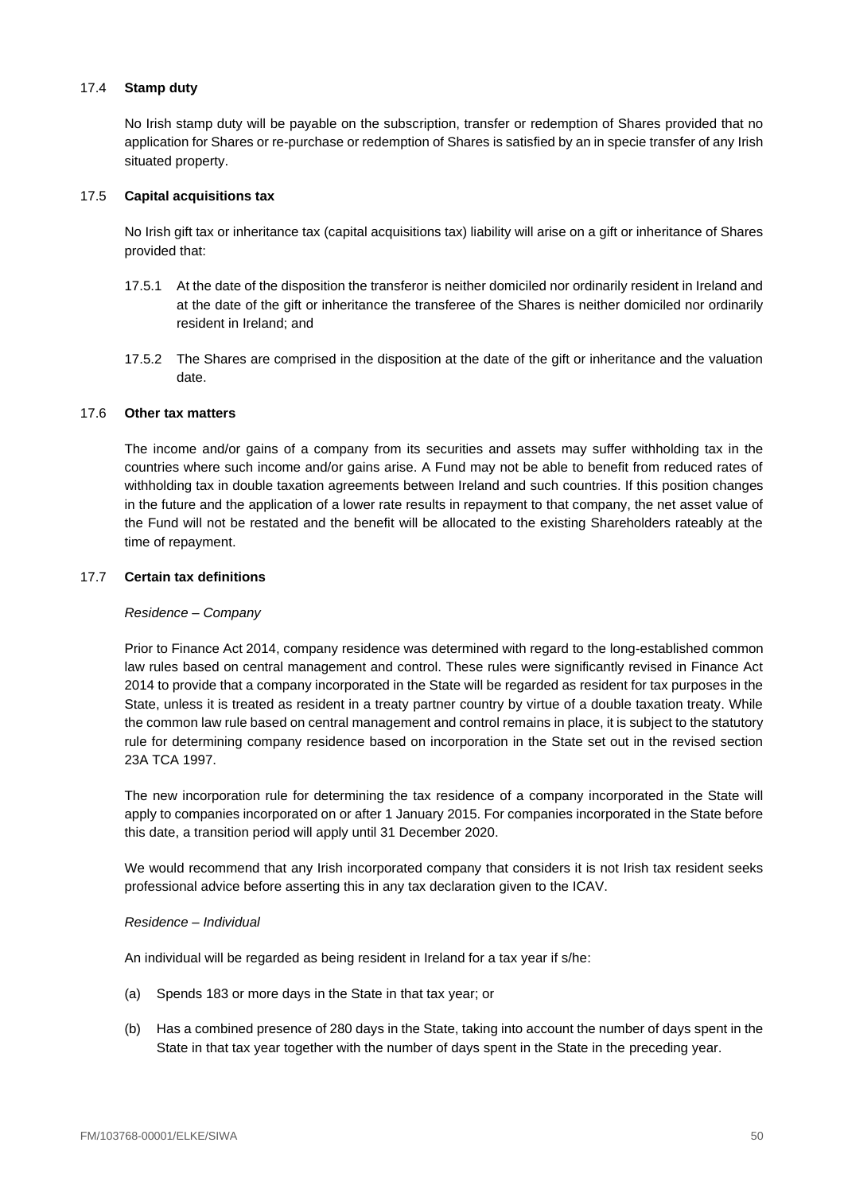### 17.4 **Stamp duty**

No Irish stamp duty will be payable on the subscription, transfer or redemption of Shares provided that no application for Shares or re-purchase or redemption of Shares is satisfied by an in specie transfer of any Irish situated property.

### 17.5 **Capital acquisitions tax**

No Irish gift tax or inheritance tax (capital acquisitions tax) liability will arise on a gift or inheritance of Shares provided that:

17.5.1 At the date of the disposition the transferor is neither domiciled nor ordinarily resident in Ireland and at the date of the gift or inheritance the transferee of the Shares is neither domiciled nor ordinarily resident in Ireland; and

17.5.2 The Shares are comprised in the disposition at the date of the gift or inheritance and the valuation date.

### 17.6 **Other tax matters**

The income and/or gains of a company from its securities and assets may suffer withholding tax in the countries where such income and/or gains arise. A Fund may not be able to benefit from reduced rates of withholding tax in double taxation agreements between Ireland and such countries. If this position changes in the future and the application of a lower rate results in repayment to that company, the net asset value of the Fund will not be restated and the benefit will be allocated to the existing Shareholders rateably at the time of repayment.

### 17.7 **Certain tax definitions**

*Residence – Company*

Prior to Finance Act 2014, company residence was determined with regard to the long-established common law rules based on central management and control. These rules were significantly revised in Finance Act 2014 to provide that a company incorporated in the State will be regarded as resident for tax purposes in the State, unless it is treated as resident in a treaty partner country by virtue of a double taxation treaty. While the common law rule based on central management and control remains in place, it is subject to the statutory rule for determining company residence based on incorporation in the State set out in the revised section 23A TCA 1997.

The new incorporation rule for determining the tax residence of a company incorporated in the State will apply to companies incorporated on or after 1 January 2015. For companies incorporated in the State before this date, a transition period will apply until 31 December 2020.

We would recommend that any Irish incorporated company that considers it is not Irish tax resident seeks professional advice before asserting this in any tax declaration given to the ICAV.

*Residence – Individual*

An individual will be regarded as being resident in Ireland for a tax year if s/he:

(a) Spends 183 or more days in the State in that tax year; or

(b) Has a combined presence of 280 days in the State, taking into account the number of days spent in the State in that tax year together with the number of days spent in the State in the preceding year.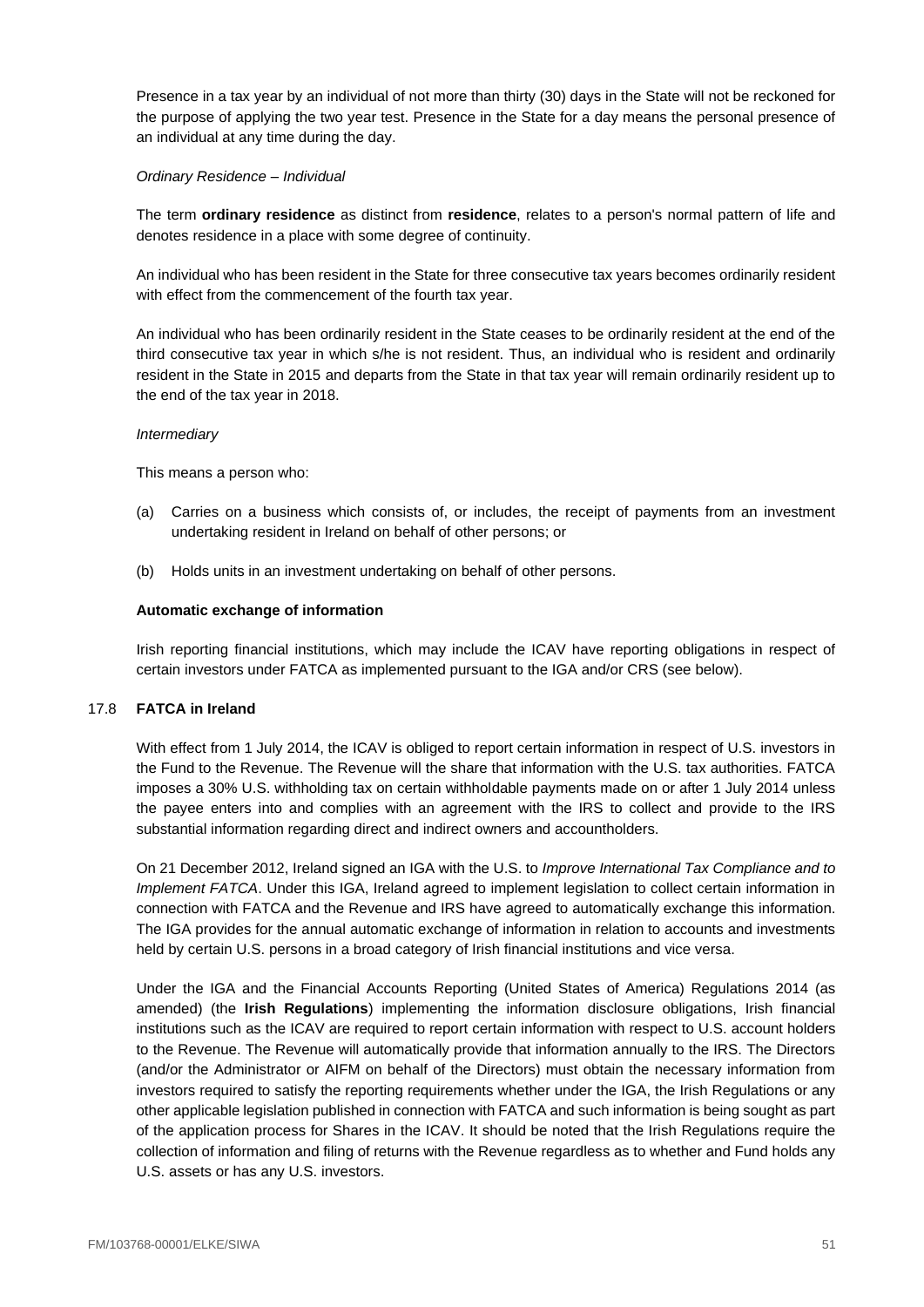Presence in a tax year by an individual of not more than thirty (30) days in the State will not be reckoned for the purpose of applying the two year test. Presence in the State for a day means the personal presence of an individual at any time during the day.

*Ordinary Residence – Individual*

The term **ordinary residence** as distinct from **residence**, relates to a person's normal pattern of life and denotes residence in a place with some degree of continuity.

An individual who has been resident in the State for three consecutive tax years becomes ordinarily resident with effect from the commencement of the fourth tax year.

An individual who has been ordinarily resident in the State ceases to be ordinarily resident at the end of the third consecutive tax year in which s/he is not resident. Thus, an individual who is resident and ordinarily resident in the State in 2015 and departs from the State in that tax year will remain ordinarily resident up to the end of the tax year in 2018.

*Intermediary*

This means a person who:

(a) Carries on a business which consists of, or includes, the receipt of payments from an investment undertaking resident in Ireland on behalf of other persons; or

(b) Holds units in an investment undertaking on behalf of other persons.

**Automatic exchange of information**

Irish reporting financial institutions, which may include the ICAV have reporting obligations in respect of certain investors under FATCA as implemented pursuant to the IGA and/or CRS (see below).

## 17.8 FATCA in Ireland

With effect from 1 July 2014, the ICAV is obliged to report certain information in respect of U.S. investors in the Fund to the Revenue. The Revenue will the share that information with the U.S. tax authorities. FATCA imposes a 30% U.S. withholding tax on certain withholdable payments made on or after 1 July 2014 unless the payee enters into and complies with an agreement with the IRS to collect and provide to the IRS substantial information regarding direct and indirect owners and accountholders.

On 21 December 2012, Ireland signed an IGA with the U.S. to *Improve International Tax Compliance and to Implement FATCA*. Under this IGA, Ireland agreed to implement legislation to collect certain information in connection with FATCA and the Revenue and IRS have agreed to automatically exchange this information. The IGA provides for the annual automatic exchange of information in relation to accounts and investments held by certain U.S. persons in a broad category of Irish financial institutions and vice versa.

Under the IGA and the Financial Accounts Reporting (United States of America) Regulations 2014 (as amended) (the **Irish Regulations**) implementing the information disclosure obligations, Irish financial institutions such as the ICAV are required to report certain information with respect to U.S. account holders to the Revenue. The Revenue will automatically provide that information annually to the IRS. The Directors (and/or the Administrator or AIFM on behalf of the Directors) must obtain the necessary information from investors required to satisfy the reporting requirements whether under the IGA, the Irish Regulations or any other applicable legislation published in connection with FATCA and such information is being sought as part of the application process for Shares in the ICAV. It should be noted that the Irish Regulations require the collection of information and filing of returns with the Revenue regardless as to whether and Fund holds any U.S. assets or has any U.S. investors.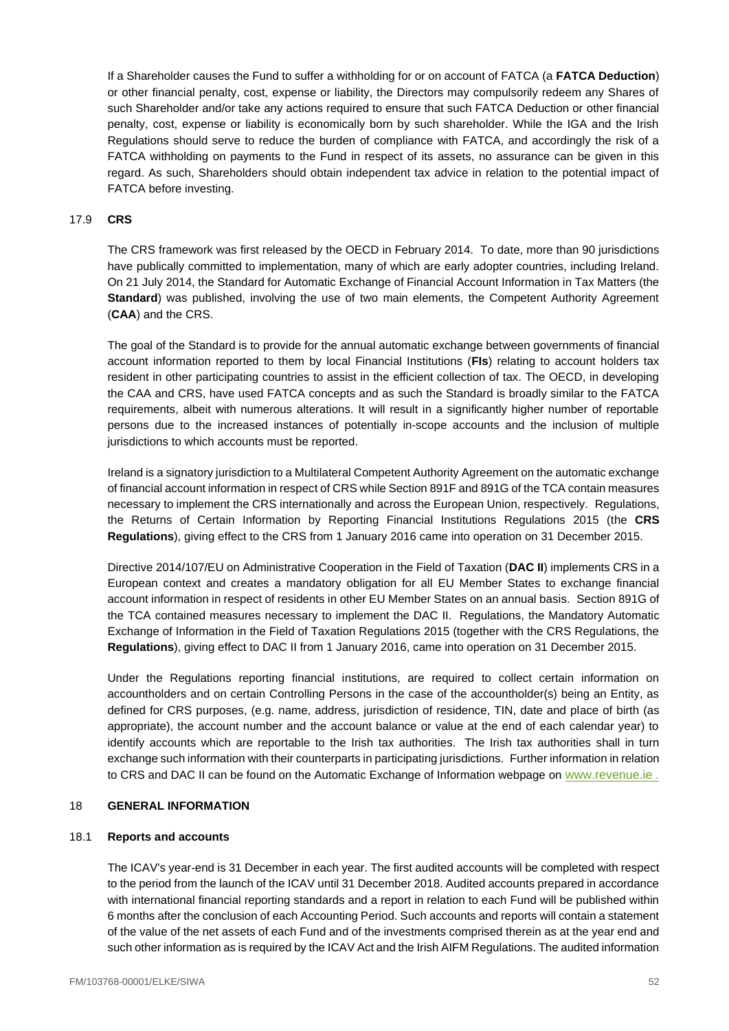If a Shareholder causes the Fund to suffer a withholding for or on account of FATCA (a **FATCA Deduction**) or other financial penalty, cost, expense or liability, the Directors may compulsorily redeem any Shares of such Shareholder and/or take any actions required to ensure that such FATCA Deduction or other financial penalty, cost, expense or liability is economically born by such shareholder. While the IGA and the Irish Regulations should serve to reduce the burden of compliance with FATCA, and accordingly the risk of a FATCA withholding on payments to the Fund in respect of its assets, no assurance can be given in this regard. As such, Shareholders should obtain independent tax advice in relation to the potential impact of FATCA before investing.

### 17.9 CRS

The CRS framework was first released by the OECD in February 2014. To date, more than 90 jurisdictions have publically committed to implementation, many of which are early adopter countries, including Ireland. On 21 July 2014, the Standard for Automatic Exchange of Financial Account Information in Tax Matters (the **Standard**) was published, involving the use of two main elements, the Competent Authority Agreement (**CAA**) and the CRS.

The goal of the Standard is to provide for the annual automatic exchange between governments of financial account information reported to them by local Financial Institutions (**FIs**) relating to account holders tax resident in other participating countries to assist in the efficient collection of tax. The OECD, in developing the CAA and CRS, have used FATCA concepts and as such the Standard is broadly similar to the FATCA requirements, albeit with numerous alterations. It will result in a significantly higher number of reportable persons due to the increased instances of potentially in-scope accounts and the inclusion of multiple jurisdictions to which accounts must be reported.

Ireland is a signatory jurisdiction to a Multilateral Competent Authority Agreement on the automatic exchange of financial account information in respect of CRS while Section 891F and 891G of the TCA contain measures necessary to implement the CRS internationally and across the European Union, respectively. Regulations, the Returns of Certain Information by Reporting Financial Institutions Regulations 2015 (the **CRS Regulations**), giving effect to the CRS from 1 January 2016 came into operation on 31 December 2015.

Directive 2014/107/EU on Administrative Cooperation in the Field of Taxation (**DAC II**) implements CRS in a European context and creates a mandatory obligation for all EU Member States to exchange financial account information in respect of residents in other EU Member States on an annual basis. Section 891G of the TCA contained measures necessary to implement the DAC II. Regulations, the Mandatory Automatic Exchange of Information in the Field of Taxation Regulations 2015 (together with the CRS Regulations, the **Regulations**), giving effect to DAC II from 1 January 2016, came into operation on 31 December 2015.

Under the Regulations reporting financial institutions, are required to collect certain information on accountholders and on certain Controlling Persons in the case of the accountholder(s) being an Entity, as defined for CRS purposes, (e.g. name, address, jurisdiction of residence, TIN, date and place of birth (as appropriate), the account number and the account balance or value at the end of each calendar year) to identify accounts which are reportable to the Irish tax authorities. The Irish tax authorities shall in turn exchange such information with their counterparts in participating jurisdictions. Further information in relation to CRS and DAC II can be found on the Automatic Exchange of Information webpage on www.revenue.ie .

## 18 GENERAL INFORMATION

### 18.1 Reports and accounts

The ICAV's year-end is 31 December in each year. The first audited accounts will be completed with respect to the period from the launch of the ICAV until 31 December 2018. Audited accounts prepared in accordance with international financial reporting standards and a report in relation to each Fund will be published within 6 months after the conclusion of each Accounting Period. Such accounts and reports will contain a statement of the value of the net assets of each Fund and of the investments comprised therein as at the year end and such other information as is required by the ICAV Act and the Irish AIFM Regulations. The audited information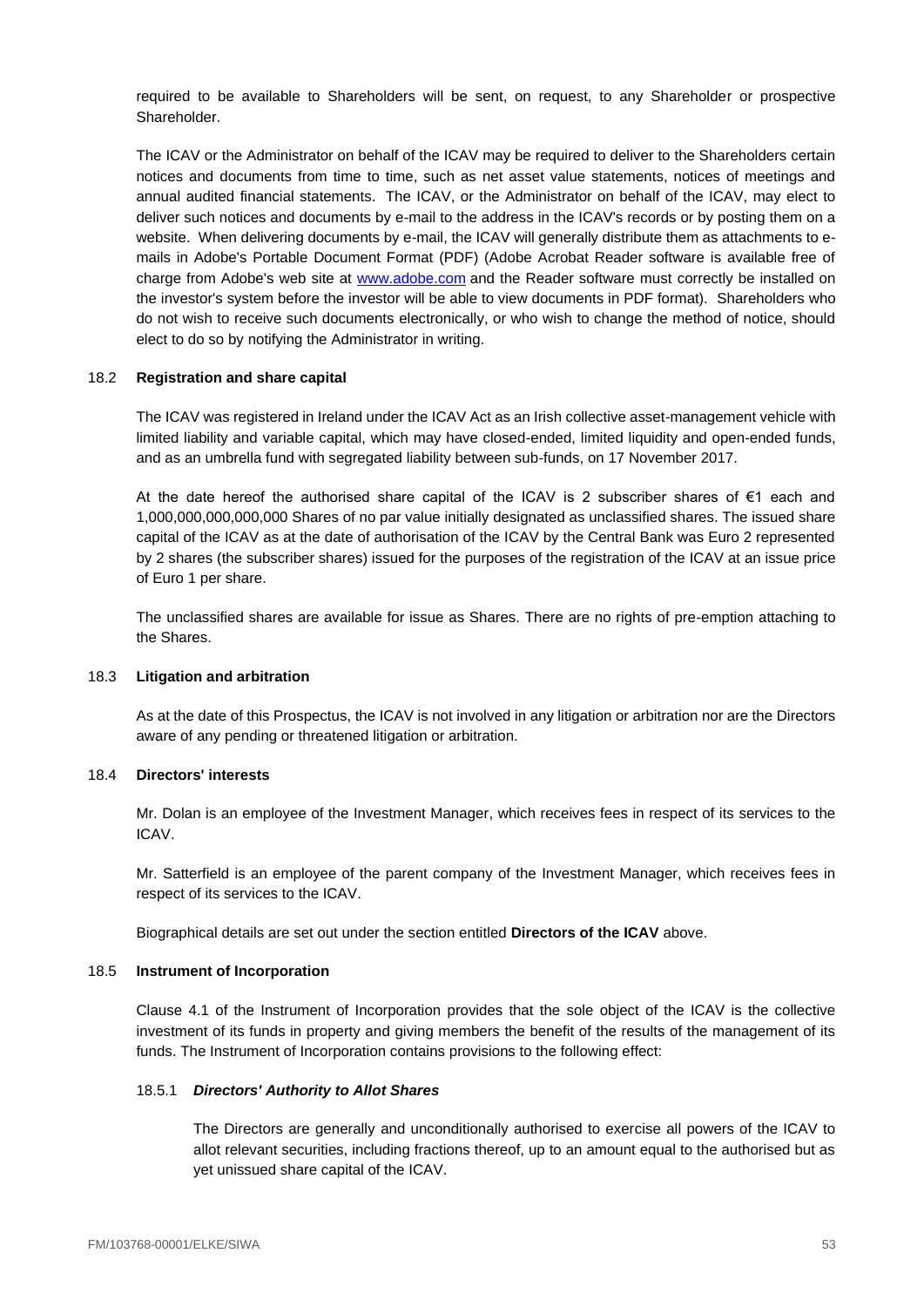required to be available to Shareholders will be sent, on request, to any Shareholder or prospective Shareholder.

The ICAV or the Administrator on behalf of the ICAV may be required to deliver to the Shareholders certain notices and documents from time to time, such as net asset value statements, notices of meetings and annual audited financial statements. The ICAV, or the Administrator on behalf of the ICAV, may elect to deliver such notices and documents by e-mail to the address in the ICAV's records or by posting them on a website. When delivering documents by e-mail, the ICAV will generally distribute them as attachments to e-mails in Adobe's Portable Document Format (PDF) (Adobe Acrobat Reader software is available free of charge from Adobe's web site at www.adobe.com and the Reader software must correctly be installed on the investor's system before the investor will be able to view documents in PDF format). Shareholders who do not wish to receive such documents electronically, or who wish to change the method of notice, should elect to do so by notifying the Administrator in writing.

### 18.2 Registration and share capital

The ICAV was registered in Ireland under the ICAV Act as an Irish collective asset-management vehicle with limited liability and variable capital, which may have closed-ended, limited liquidity and open-ended funds, and as an umbrella fund with segregated liability between sub-funds, on 17 November 2017.

At the date hereof the authorised share capital of the ICAV is 2 subscriber shares of €1 each and 1,000,000,000,000,000 Shares of no par value initially designated as unclassified shares. The issued share capital of the ICAV as at the date of authorisation of the ICAV by the Central Bank was Euro 2 represented by 2 shares (the subscriber shares) issued for the purposes of the registration of the ICAV at an issue price of Euro 1 per share.

The unclassified shares are available for issue as Shares. There are no rights of pre-emption attaching to the Shares.

### 18.3 Litigation and arbitration

As at the date of this Prospectus, the ICAV is not involved in any litigation or arbitration nor are the Directors aware of any pending or threatened litigation or arbitration.

### 18.4 Directors' interests

Mr. Dolan is an employee of the Investment Manager, which receives fees in respect of its services to the ICAV.

Mr. Satterfield is an employee of the parent company of the Investment Manager, which receives fees in respect of its services to the ICAV.

Biographical details are set out under the section entitled **Directors of the ICAV** above.

### 18.5 Instrument of Incorporation

Clause 4.1 of the Instrument of Incorporation provides that the sole object of the ICAV is the collective investment of its funds in property and giving members the benefit of the results of the management of its funds. The Instrument of Incorporation contains provisions to the following effect:

#### 18.5.1 *Directors' Authority to Allot Shares*

The Directors are generally and unconditionally authorised to exercise all powers of the ICAV to allot relevant securities, including fractions thereof, up to an amount equal to the authorised but as yet unissued share capital of the ICAV.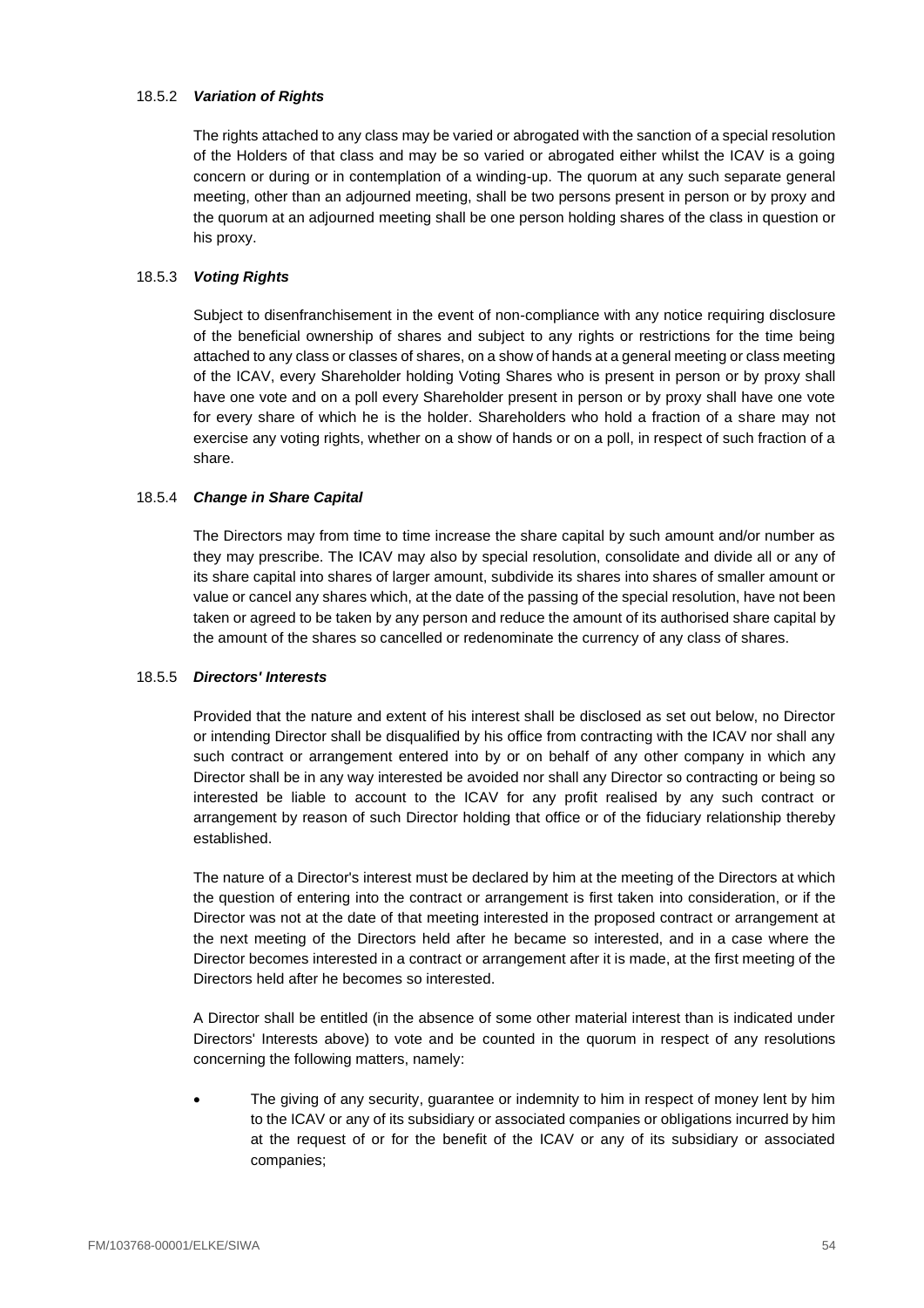#### 18.5.2 *Variation of Rights*

The rights attached to any class may be varied or abrogated with the sanction of a special resolution of the Holders of that class and may be so varied or abrogated either whilst the ICAV is a going concern or during or in contemplation of a winding-up. The quorum at any such separate general meeting, other than an adjourned meeting, shall be two persons present in person or by proxy and the quorum at an adjourned meeting shall be one person holding shares of the class in question or his proxy.

#### 18.5.3 *Voting Rights*

Subject to disenfranchisement in the event of non-compliance with any notice requiring disclosure of the beneficial ownership of shares and subject to any rights or restrictions for the time being attached to any class or classes of shares, on a show of hands at a general meeting or class meeting of the ICAV, every Shareholder holding Voting Shares who is present in person or by proxy shall have one vote and on a poll every Shareholder present in person or by proxy shall have one vote for every share of which he is the holder. Shareholders who hold a fraction of a share may not exercise any voting rights, whether on a show of hands or on a poll, in respect of such fraction of a share.

#### 18.5.4 *Change in Share Capital*

The Directors may from time to time increase the share capital by such amount and/or number as they may prescribe. The ICAV may also by special resolution, consolidate and divide all or any of its share capital into shares of larger amount, subdivide its shares into shares of smaller amount or value or cancel any shares which, at the date of the passing of the special resolution, have not been taken or agreed to be taken by any person and reduce the amount of its authorised share capital by the amount of the shares so cancelled or redenominate the currency of any class of shares.

#### 18.5.5 *Directors' Interests*

Provided that the nature and extent of his interest shall be disclosed as set out below, no Director or intending Director shall be disqualified by his office from contracting with the ICAV nor shall any such contract or arrangement entered into by or on behalf of any other company in which any Director shall be in any way interested be avoided nor shall any Director so contracting or being so interested be liable to account to the ICAV for any profit realised by any such contract or arrangement by reason of such Director holding that office or of the fiduciary relationship thereby established.

The nature of a Director's interest must be declared by him at the meeting of the Directors at which the question of entering into the contract or arrangement is first taken into consideration, or if the Director was not at the date of that meeting interested in the proposed contract or arrangement at the next meeting of the Directors held after he became so interested, and in a case where the Director becomes interested in a contract or arrangement after it is made, at the first meeting of the Directors held after he becomes so interested.

A Director shall be entitled (in the absence of some other material interest than is indicated under Directors' Interests above) to vote and be counted in the quorum in respect of any resolutions concerning the following matters, namely:

- The giving of any security, guarantee or indemnity to him in respect of money lent by him to the ICAV or any of its subsidiary or associated companies or obligations incurred by him at the request of or for the benefit of the ICAV or any of its subsidiary or associated companies;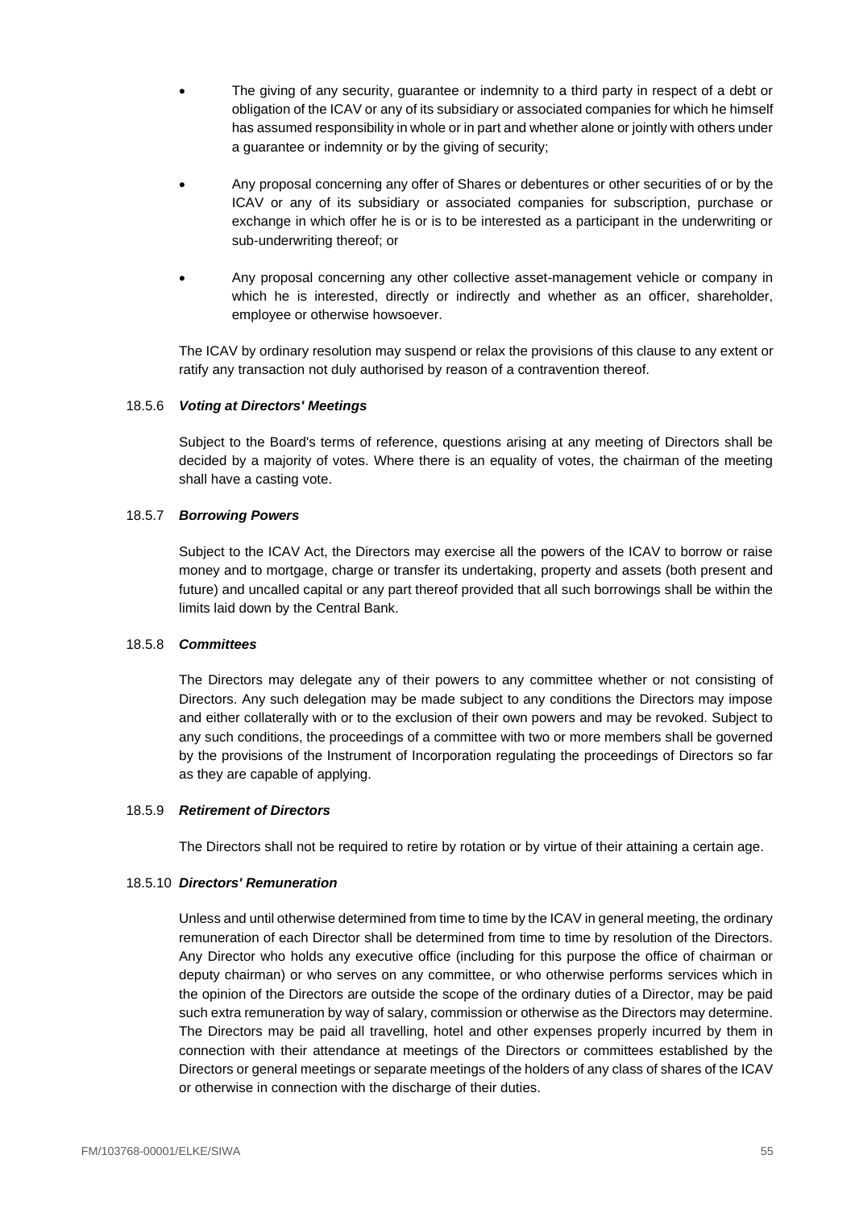- The giving of any security, guarantee or indemnity to a third party in respect of a debt or obligation of the ICAV or any of its subsidiary or associated companies for which he himself has assumed responsibility in whole or in part and whether alone or jointly with others under a guarantee or indemnity or by the giving of security;

- Any proposal concerning any offer of Shares or debentures or other securities of or by the ICAV or any of its subsidiary or associated companies for subscription, purchase or exchange in which offer he is or is to be interested as a participant in the underwriting or sub-underwriting thereof; or

- Any proposal concerning any other collective asset-management vehicle or company in which he is interested, directly or indirectly and whether as an officer, shareholder, employee or otherwise howsoever.

The ICAV by ordinary resolution may suspend or relax the provisions of this clause to any extent or ratify any transaction not duly authorised by reason of a contravention thereof.

18.5.6 ***Voting at Directors' Meetings***

Subject to the Board's terms of reference, questions arising at any meeting of Directors shall be decided by a majority of votes. Where there is an equality of votes, the chairman of the meeting shall have a casting vote.

18.5.7 ***Borrowing Powers***

Subject to the ICAV Act, the Directors may exercise all the powers of the ICAV to borrow or raise money and to mortgage, charge or transfer its undertaking, property and assets (both present and future) and uncalled capital or any part thereof provided that all such borrowings shall be within the limits laid down by the Central Bank.

18.5.8 ***Committees***

The Directors may delegate any of their powers to any committee whether or not consisting of Directors. Any such delegation may be made subject to any conditions the Directors may impose and either collaterally with or to the exclusion of their own powers and may be revoked. Subject to any such conditions, the proceedings of a committee with two or more members shall be governed by the provisions of the Instrument of Incorporation regulating the proceedings of Directors so far as they are capable of applying.

18.5.9 ***Retirement of Directors***

The Directors shall not be required to retire by rotation or by virtue of their attaining a certain age.

18.5.10 ***Directors' Remuneration***

Unless and until otherwise determined from time to time by the ICAV in general meeting, the ordinary remuneration of each Director shall be determined from time to time by resolution of the Directors. Any Director who holds any executive office (including for this purpose the office of chairman or deputy chairman) or who serves on any committee, or who otherwise performs services which in the opinion of the Directors are outside the scope of the ordinary duties of a Director, may be paid such extra remuneration by way of salary, commission or otherwise as the Directors may determine. The Directors may be paid all travelling, hotel and other expenses properly incurred by them in connection with their attendance at meetings of the Directors or committees established by the Directors or general meetings or separate meetings of the holders of any class of shares of the ICAV or otherwise in connection with the discharge of their duties.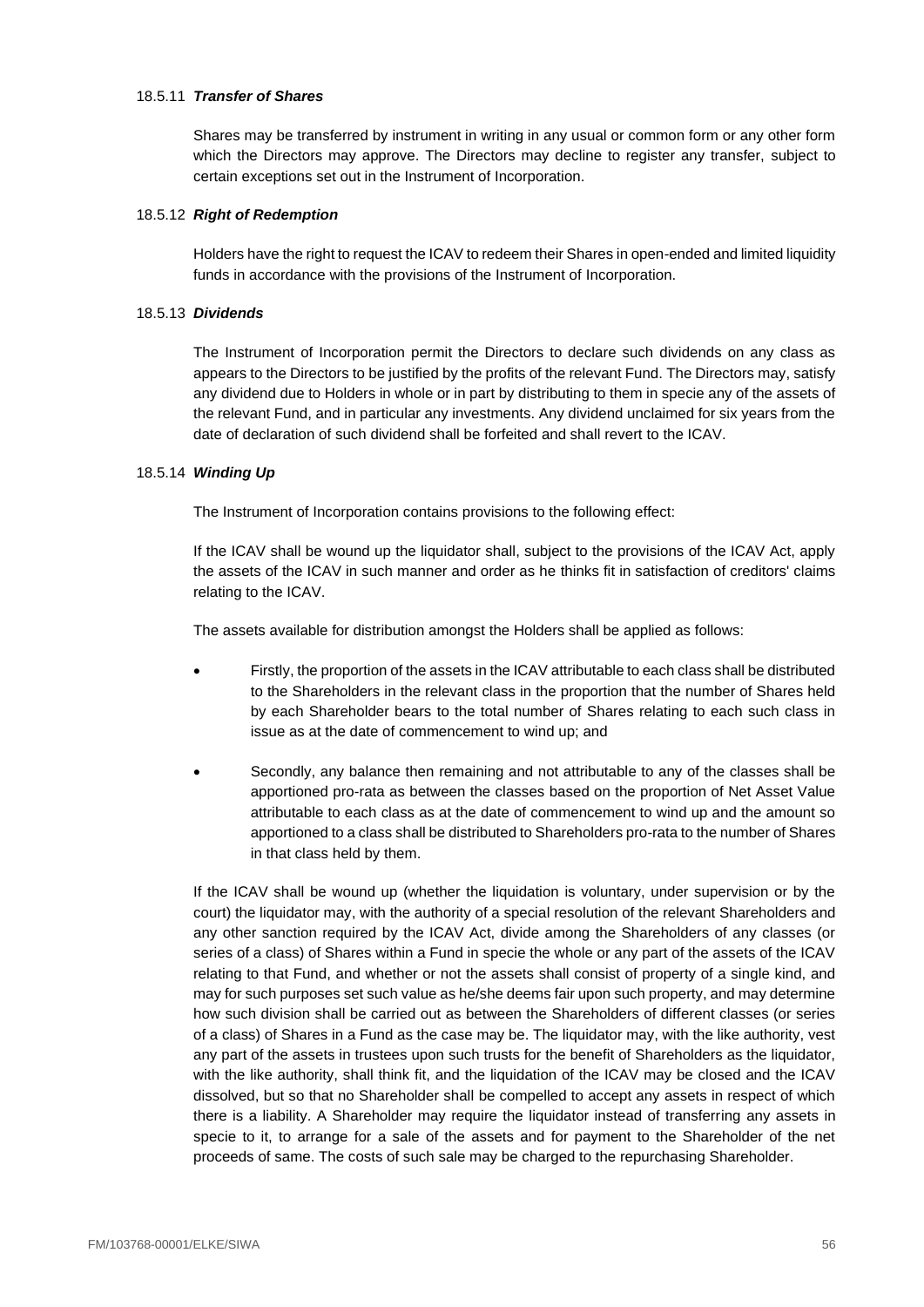#### 18.5.11 ***Transfer of Shares***

Shares may be transferred by instrument in writing in any usual or common form or any other form which the Directors may approve. The Directors may decline to register any transfer, subject to certain exceptions set out in the Instrument of Incorporation.

#### 18.5.12 ***Right of Redemption***

Holders have the right to request the ICAV to redeem their Shares in open-ended and limited liquidity funds in accordance with the provisions of the Instrument of Incorporation.

#### 18.5.13 ***Dividends***

The Instrument of Incorporation permit the Directors to declare such dividends on any class as appears to the Directors to be justified by the profits of the relevant Fund. The Directors may, satisfy any dividend due to Holders in whole or in part by distributing to them in specie any of the assets of the relevant Fund, and in particular any investments. Any dividend unclaimed for six years from the date of declaration of such dividend shall be forfeited and shall revert to the ICAV.

#### 18.5.14 ***Winding Up***

The Instrument of Incorporation contains provisions to the following effect:

If the ICAV shall be wound up the liquidator shall, subject to the provisions of the ICAV Act, apply the assets of the ICAV in such manner and order as he thinks fit in satisfaction of creditors' claims relating to the ICAV.

The assets available for distribution amongst the Holders shall be applied as follows:

- Firstly, the proportion of the assets in the ICAV attributable to each class shall be distributed to the Shareholders in the relevant class in the proportion that the number of Shares held by each Shareholder bears to the total number of Shares relating to each such class in issue as at the date of commencement to wind up; and
- Secondly, any balance then remaining and not attributable to any of the classes shall be apportioned pro-rata as between the classes based on the proportion of Net Asset Value attributable to each class as at the date of commencement to wind up and the amount so apportioned to a class shall be distributed to Shareholders pro-rata to the number of Shares in that class held by them.

If the ICAV shall be wound up (whether the liquidation is voluntary, under supervision or by the court) the liquidator may, with the authority of a special resolution of the relevant Shareholders and any other sanction required by the ICAV Act, divide among the Shareholders of any classes (or series of a class) of Shares within a Fund in specie the whole or any part of the assets of the ICAV relating to that Fund, and whether or not the assets shall consist of property of a single kind, and may for such purposes set such value as he/she deems fair upon such property, and may determine how such division shall be carried out as between the Shareholders of different classes (or series of a class) of Shares in a Fund as the case may be. The liquidator may, with the like authority, vest any part of the assets in trustees upon such trusts for the benefit of Shareholders as the liquidator, with the like authority, shall think fit, and the liquidation of the ICAV may be closed and the ICAV dissolved, but so that no Shareholder shall be compelled to accept any assets in respect of which there is a liability. A Shareholder may require the liquidator instead of transferring any assets in specie to it, to arrange for a sale of the assets and for payment to the Shareholder of the net proceeds of same. The costs of such sale may be charged to the repurchasing Shareholder.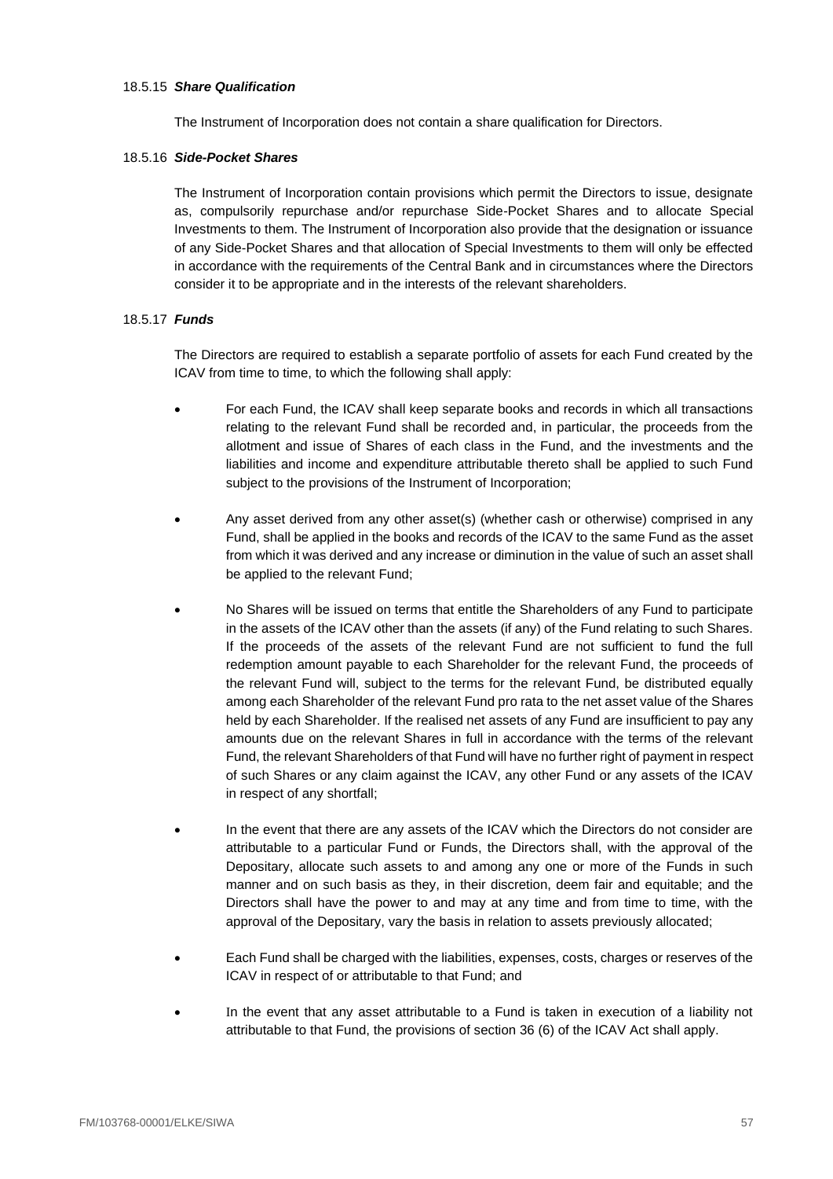#### 18.5.15 ***Share Qualification***

The Instrument of Incorporation does not contain a share qualification for Directors.

#### 18.5.16 ***Side-Pocket Shares***

The Instrument of Incorporation contain provisions which permit the Directors to issue, designate as, compulsorily repurchase and/or repurchase Side-Pocket Shares and to allocate Special Investments to them. The Instrument of Incorporation also provide that the designation or issuance of any Side-Pocket Shares and that allocation of Special Investments to them will only be effected in accordance with the requirements of the Central Bank and in circumstances where the Directors consider it to be appropriate and in the interests of the relevant shareholders.

#### 18.5.17 ***Funds***

The Directors are required to establish a separate portfolio of assets for each Fund created by the ICAV from time to time, to which the following shall apply:

- For each Fund, the ICAV shall keep separate books and records in which all transactions relating to the relevant Fund shall be recorded and, in particular, the proceeds from the allotment and issue of Shares of each class in the Fund, and the investments and the liabilities and income and expenditure attributable thereto shall be applied to such Fund subject to the provisions of the Instrument of Incorporation;

- Any asset derived from any other asset(s) (whether cash or otherwise) comprised in any Fund, shall be applied in the books and records of the ICAV to the same Fund as the asset from which it was derived and any increase or diminution in the value of such an asset shall be applied to the relevant Fund;

- No Shares will be issued on terms that entitle the Shareholders of any Fund to participate in the assets of the ICAV other than the assets (if any) of the Fund relating to such Shares. If the proceeds of the assets of the relevant Fund are not sufficient to fund the full redemption amount payable to each Shareholder for the relevant Fund, the proceeds of the relevant Fund will, subject to the terms for the relevant Fund, be distributed equally among each Shareholder of the relevant Fund pro rata to the net asset value of the Shares held by each Shareholder. If the realised net assets of any Fund are insufficient to pay any amounts due on the relevant Shares in full in accordance with the terms of the relevant Fund, the relevant Shareholders of that Fund will have no further right of payment in respect of such Shares or any claim against the ICAV, any other Fund or any assets of the ICAV in respect of any shortfall;

- In the event that there are any assets of the ICAV which the Directors do not consider are attributable to a particular Fund or Funds, the Directors shall, with the approval of the Depositary, allocate such assets to and among any one or more of the Funds in such manner and on such basis as they, in their discretion, deem fair and equitable; and the Directors shall have the power to and may at any time and from time to time, with the approval of the Depositary, vary the basis in relation to assets previously allocated;

- Each Fund shall be charged with the liabilities, expenses, costs, charges or reserves of the ICAV in respect of or attributable to that Fund; and

- In the event that any asset attributable to a Fund is taken in execution of a liability not attributable to that Fund, the provisions of section 36 (6) of the ICAV Act shall apply.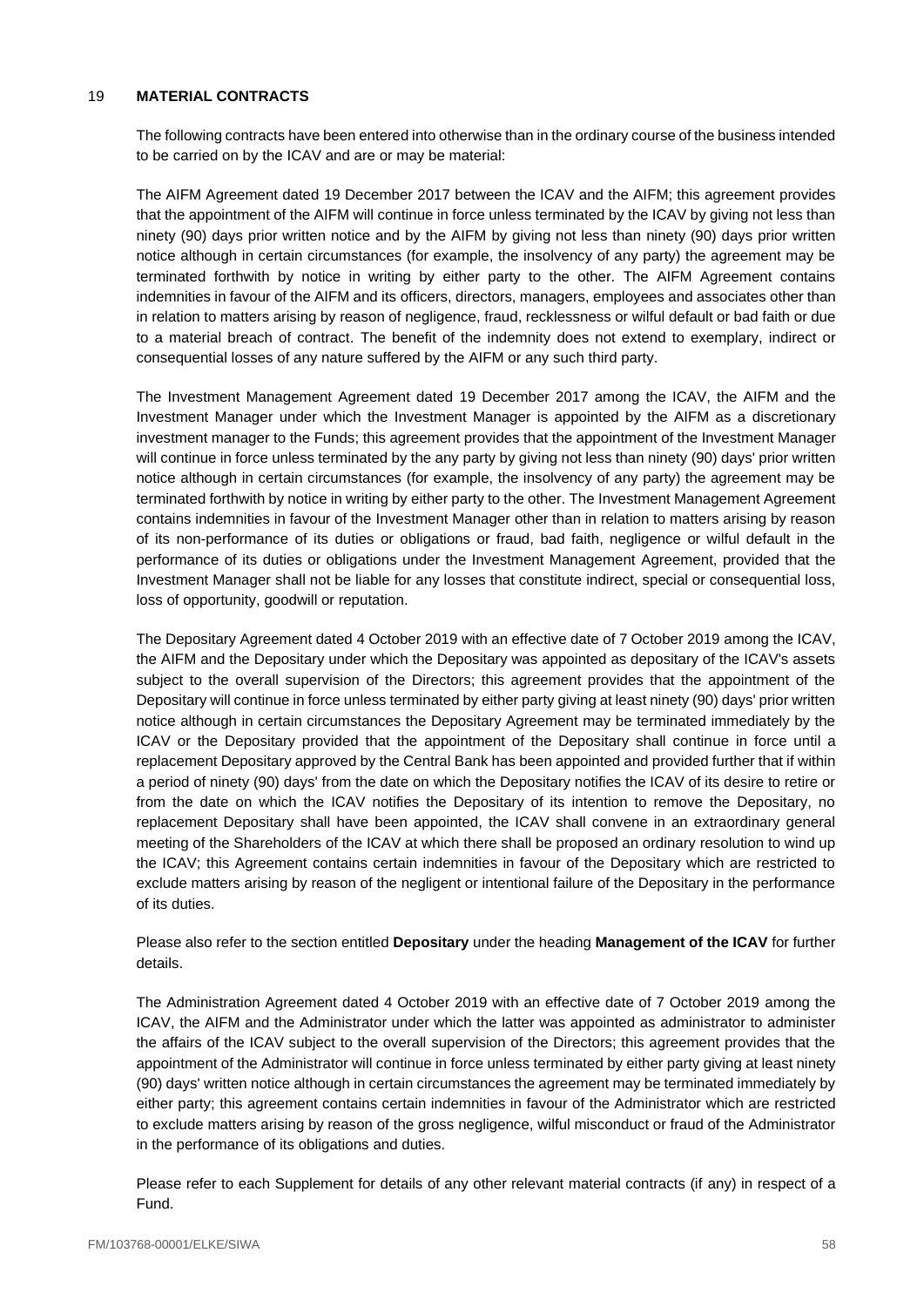## 19 MATERIAL CONTRACTS

The following contracts have been entered into otherwise than in the ordinary course of the business intended to be carried on by the ICAV and are or may be material:

The AIFM Agreement dated 19 December 2017 between the ICAV and the AIFM; this agreement provides that the appointment of the AIFM will continue in force unless terminated by the ICAV by giving not less than ninety (90) days prior written notice and by the AIFM by giving not less than ninety (90) days prior written notice although in certain circumstances (for example, the insolvency of any party) the agreement may be terminated forthwith by notice in writing by either party to the other. The AIFM Agreement contains indemnities in favour of the AIFM and its officers, directors, managers, employees and associates other than in relation to matters arising by reason of negligence, fraud, recklessness or wilful default or bad faith or due to a material breach of contract. The benefit of the indemnity does not extend to exemplary, indirect or consequential losses of any nature suffered by the AIFM or any such third party.

The Investment Management Agreement dated 19 December 2017 among the ICAV, the AIFM and the Investment Manager under which the Investment Manager is appointed by the AIFM as a discretionary investment manager to the Funds; this agreement provides that the appointment of the Investment Manager will continue in force unless terminated by the any party by giving not less than ninety (90) days' prior written notice although in certain circumstances (for example, the insolvency of any party) the agreement may be terminated forthwith by notice in writing by either party to the other. The Investment Management Agreement contains indemnities in favour of the Investment Manager other than in relation to matters arising by reason of its non-performance of its duties or obligations or fraud, bad faith, negligence or wilful default in the performance of its duties or obligations under the Investment Management Agreement, provided that the Investment Manager shall not be liable for any losses that constitute indirect, special or consequential loss, loss of opportunity, goodwill or reputation.

The Depositary Agreement dated 4 October 2019 with an effective date of 7 October 2019 among the ICAV, the AIFM and the Depositary under which the Depositary was appointed as depositary of the ICAV's assets subject to the overall supervision of the Directors; this agreement provides that the appointment of the Depositary will continue in force unless terminated by either party giving at least ninety (90) days' prior written notice although in certain circumstances the Depositary Agreement may be terminated immediately by the ICAV or the Depositary provided that the appointment of the Depositary shall continue in force until a replacement Depositary approved by the Central Bank has been appointed and provided further that if within a period of ninety (90) days' from the date on which the Depositary notifies the ICAV of its desire to retire or from the date on which the ICAV notifies the Depositary of its intention to remove the Depositary, no replacement Depositary shall have been appointed, the ICAV shall convene in an extraordinary general meeting of the Shareholders of the ICAV at which there shall be proposed an ordinary resolution to wind up the ICAV; this Agreement contains certain indemnities in favour of the Depositary which are restricted to exclude matters arising by reason of the negligent or intentional failure of the Depositary in the performance of its duties.

Please also refer to the section entitled **Depositary** under the heading **Management of the ICAV** for further details.

The Administration Agreement dated 4 October 2019 with an effective date of 7 October 2019 among the ICAV, the AIFM and the Administrator under which the latter was appointed as administrator to administer the affairs of the ICAV subject to the overall supervision of the Directors; this agreement provides that the appointment of the Administrator will continue in force unless terminated by either party giving at least ninety (90) days' written notice although in certain circumstances the agreement may be terminated immediately by either party; this agreement contains certain indemnities in favour of the Administrator which are restricted to exclude matters arising by reason of the gross negligence, wilful misconduct or fraud of the Administrator in the performance of its obligations and duties.

Please refer to each Supplement for details of any other relevant material contracts (if any) in respect of a Fund.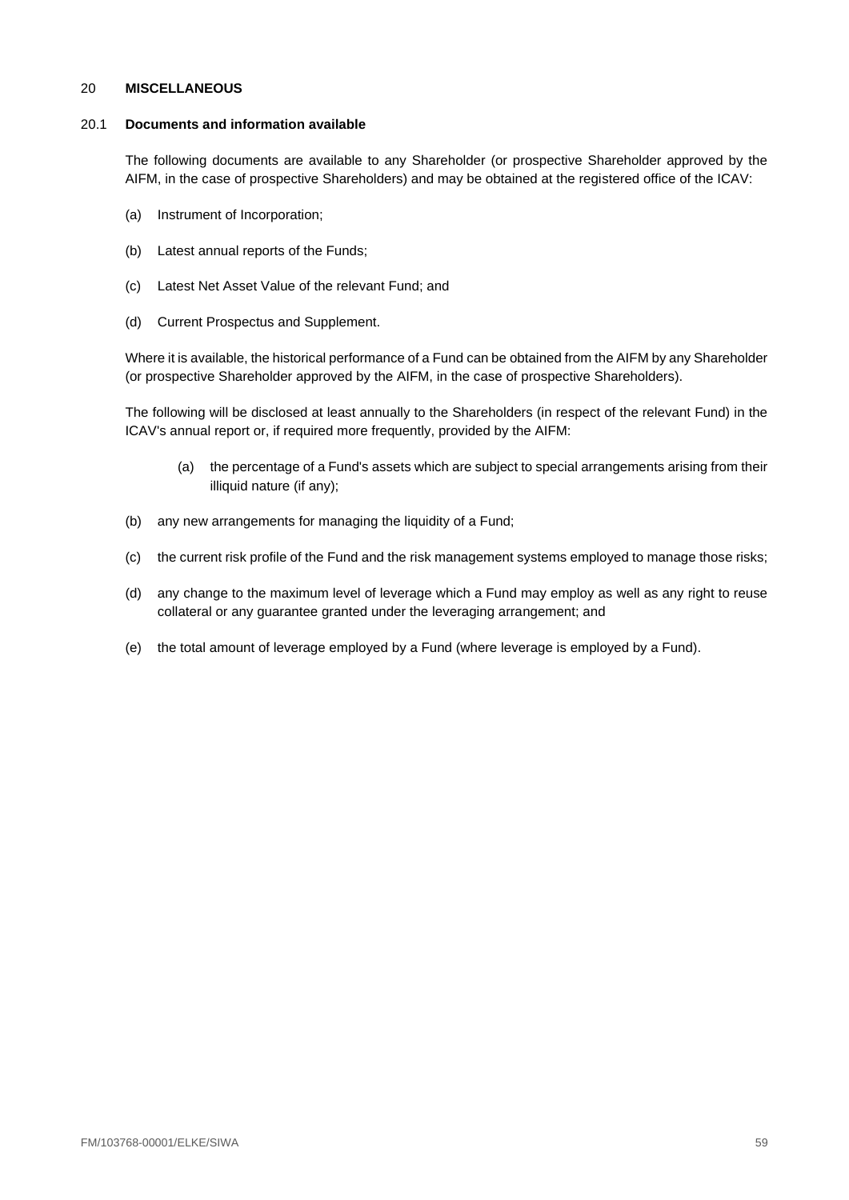## 20 MISCELLANEOUS

### 20.1 Documents and information available

The following documents are available to any Shareholder (or prospective Shareholder approved by the AIFM, in the case of prospective Shareholders) and may be obtained at the registered office of the ICAV:

(a) Instrument of Incorporation;

(b) Latest annual reports of the Funds;

(c) Latest Net Asset Value of the relevant Fund; and

(d) Current Prospectus and Supplement.

Where it is available, the historical performance of a Fund can be obtained from the AIFM by any Shareholder (or prospective Shareholder approved by the AIFM, in the case of prospective Shareholders).

The following will be disclosed at least annually to the Shareholders (in respect of the relevant Fund) in the ICAV's annual report or, if required more frequently, provided by the AIFM:

(a) the percentage of a Fund's assets which are subject to special arrangements arising from their illiquid nature (if any);

(b) any new arrangements for managing the liquidity of a Fund;

(c) the current risk profile of the Fund and the risk management systems employed to manage those risks;

(d) any change to the maximum level of leverage which a Fund may employ as well as any right to reuse collateral or any guarantee granted under the leveraging arrangement; and

(e) the total amount of leverage employed by a Fund (where leverage is employed by a Fund).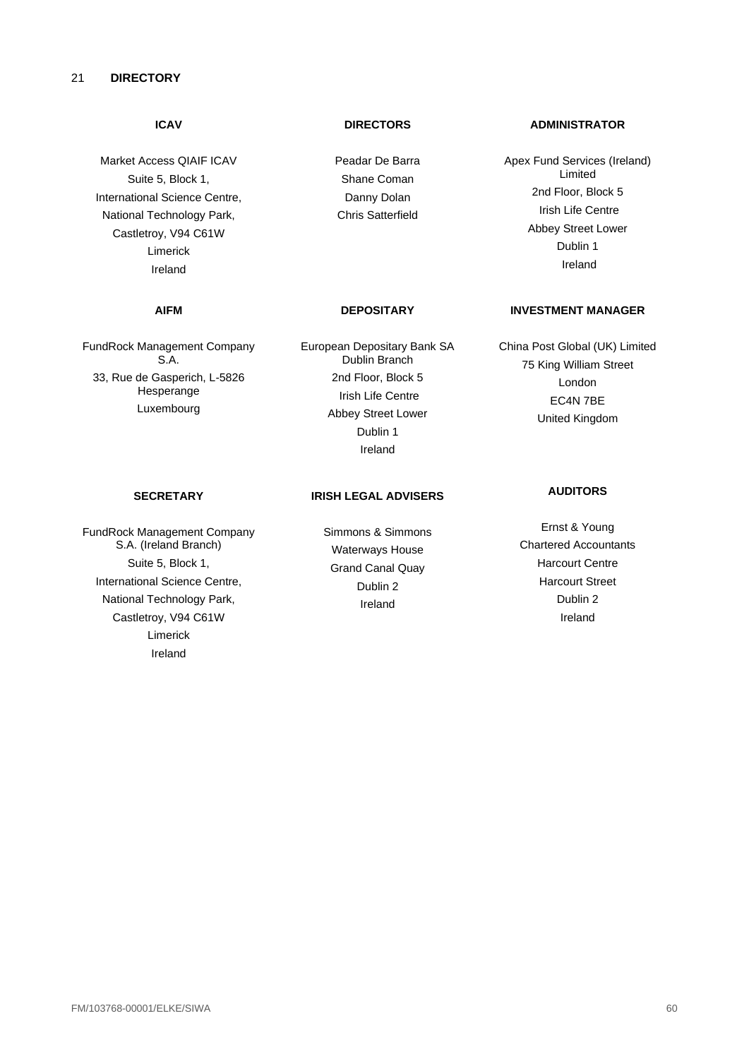## 21 DIRECTORY

**ICAV**

Market Access QIAIF ICAV
Suite 5, Block 1,
International Science Centre,
National Technology Park,
Castletroy, V94 C61W
Limerick
Ireland

**DIRECTORS**

Peadar De Barra
Shane Coman
Danny Dolan
Chris Satterfield

**ADMINISTRATOR**

Apex Fund Services (Ireland) Limited
2nd Floor, Block 5
Irish Life Centre
Abbey Street Lower
Dublin 1
Ireland

**AIFM**

FundRock Management Company S.A.
33, Rue de Gasperich, L-5826 Hesperange
Luxembourg

**DEPOSITARY**

European Depositary Bank SA Dublin Branch
2nd Floor, Block 5
Irish Life Centre
Abbey Street Lower
Dublin 1
Ireland

**INVESTMENT MANAGER**

China Post Global (UK) Limited
75 King William Street
London
EC4N 7BE
United Kingdom

**SECRETARY**

FundRock Management Company S.A. (Ireland Branch)
Suite 5, Block 1,
International Science Centre,
National Technology Park,
Castletroy, V94 C61W
Limerick
Ireland

**IRISH LEGAL ADVISERS**

Simmons & Simmons
Waterways House
Grand Canal Quay
Dublin 2
Ireland

**AUDITORS**

Ernst & Young
Chartered Accountants
Harcourt Centre
Harcourt Street
Dublin 2
Ireland

FM/103768-00001/ELKE/SIWA